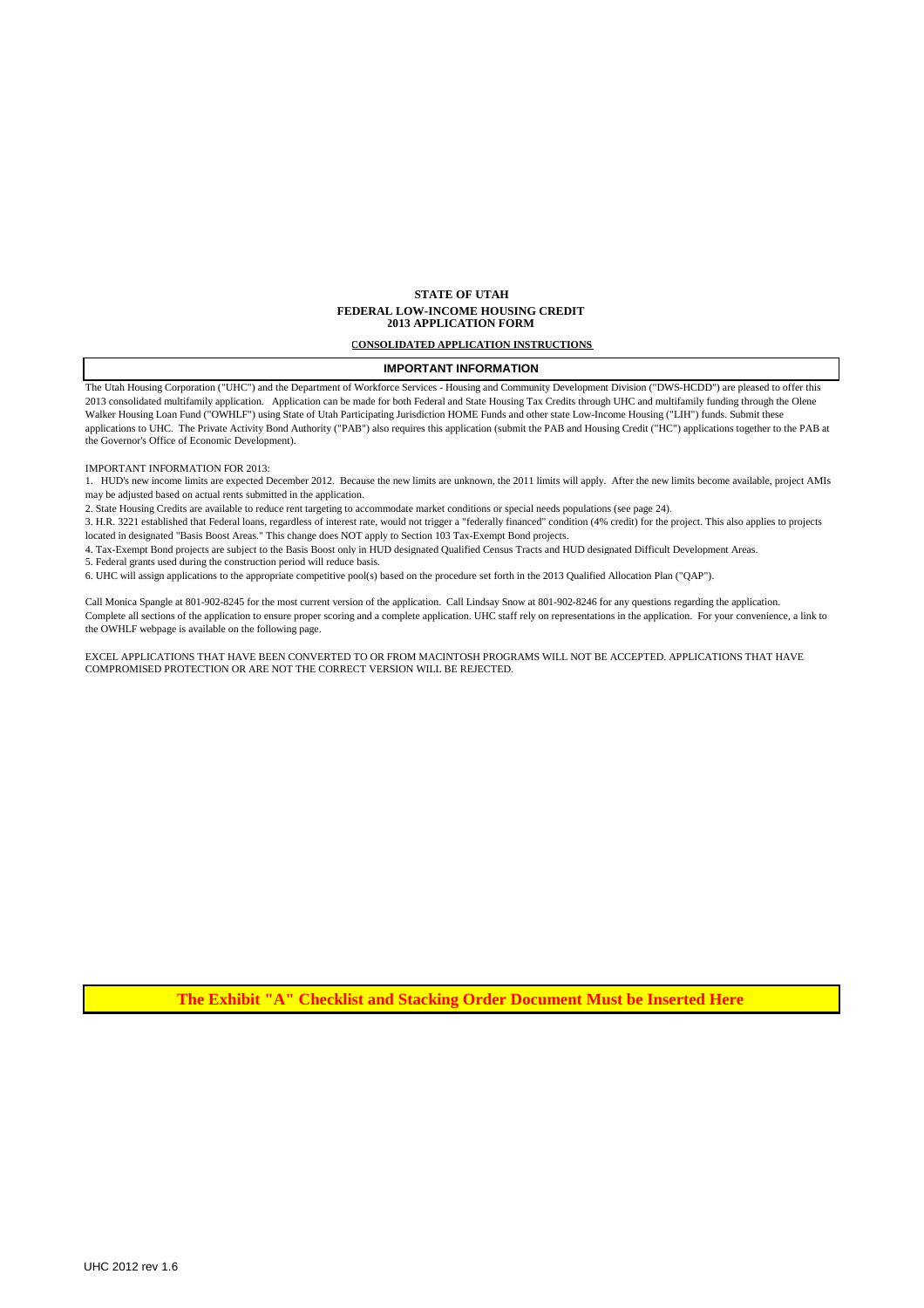**STATE OF UTAH**
**FEDERAL LOW-INCOME HOUSING CREDIT**
**2013 APPLICATION FORM**

**CONSOLIDATED APPLICATION INSTRUCTIONS**

## IMPORTANT INFORMATION

The Utah Housing Corporation ("UHC") and the Department of Workforce Services - Housing and Community Development Division ("DWS-HCDD") are pleased to offer this 2013 consolidated multifamily application. Application can be made for both Federal and State Housing Tax Credits through UHC and multifamily funding through the Olene Walker Housing Loan Fund ("OWHLF") using State of Utah Participating Jurisdiction HOME Funds and other state Low-Income Housing ("LIH") funds. Submit these applications to UHC. The Private Activity Bond Authority ("PAB") also requires this application (submit the PAB and Housing Credit ("HC") applications together to the PAB at the Governor's Office of Economic Development).

IMPORTANT INFORMATION FOR 2013:

1. HUD's new income limits are expected December 2012. Because the new limits are unknown, the 2011 limits will apply. After the new limits become available, project AMIs may be adjusted based on actual rents submitted in the application.
2. State Housing Credits are available to reduce rent targeting to accommodate market conditions or special needs populations (see page 24).
3. H.R. 3221 established that Federal loans, regardless of interest rate, would not trigger a "federally financed" condition (4% credit) for the project. This also applies to projects located in designated "Basis Boost Areas." This change does NOT apply to Section 103 Tax-Exempt Bond projects.
4. Tax-Exempt Bond projects are subject to the Basis Boost only in HUD designated Qualified Census Tracts and HUD designated Difficult Development Areas.
5. Federal grants used during the construction period will reduce basis.
6. UHC will assign applications to the appropriate competitive pool(s) based on the procedure set forth in the 2013 Qualified Allocation Plan ("QAP").

Call Monica Spangle at 801-902-8245 for the most current version of the application. Call Lindsay Snow at 801-902-8246 for any questions regarding the application. Complete all sections of the application to ensure proper scoring and a complete application. UHC staff rely on representations in the application. For your convenience, a link to the OWHLF webpage is available on the following page.

EXCEL APPLICATIONS THAT HAVE BEEN CONVERTED TO OR FROM MACINTOSH PROGRAMS WILL NOT BE ACCEPTED. APPLICATIONS THAT HAVE COMPROMISED PROTECTION OR ARE NOT THE CORRECT VERSION WILL BE REJECTED.

**The Exhibit "A" Checklist and Stacking Order Document Must be Inserted Here**

UHC 2012 rev 1.6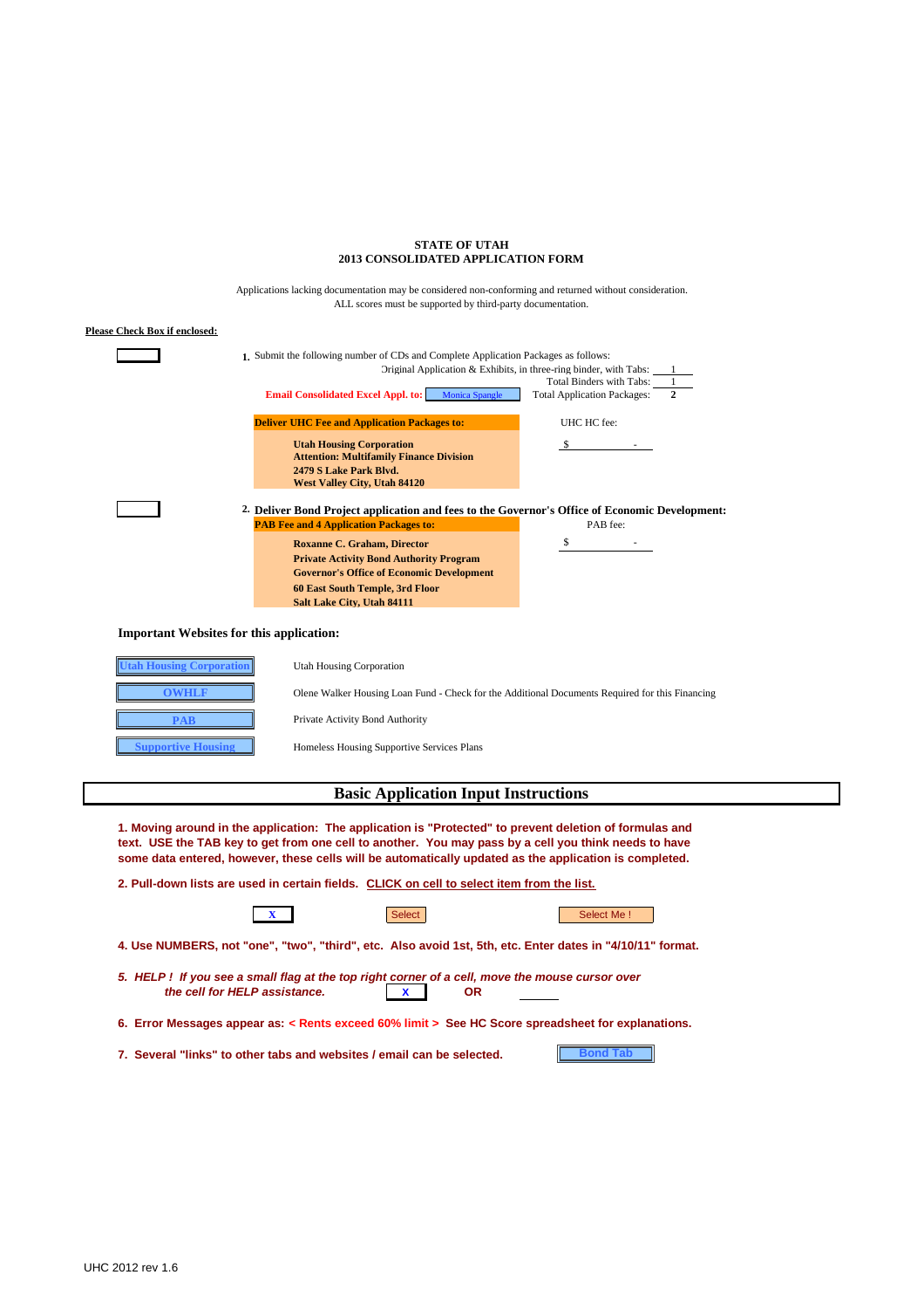**STATE OF UTAH**
**2013 CONSOLIDATED APPLICATION FORM**

Applications lacking documentation may be considered non-conforming and returned without consideration.
ALL scores must be supported by third-party documentation.

**Please Check Box if enclosed:**

1. Submit the following number of CDs and Complete Application Packages as follows:

| | |
|---|---|
| Original Application & Exhibits, in three-ring binder, with Tabs: | 1 |
| Total Binders with Tabs: | 1 |
| Total Application Packages: | **2** |

**Email Consolidated Excel Appl. to:** Monica Spangle

**Deliver UHC Fee and Application Packages to:**

**Utah Housing Corporation**
**Attention: Multifamily Finance Division**
**2479 S Lake Park Blvd.**
**West Valley City, Utah 84120**

UHC HC fee: $ -

2. **Deliver Bond Project application and fees to the Governor's Office of Economic Development:**

**PAB Fee and 4 Application Packages to:**

**Roxanne C. Graham, Director**
**Private Activity Bond Authority Program**
**Governor's Office of Economic Development**
**60 East South Temple, 3rd Floor**
**Salt Lake City, Utah 84111**

PAB fee: $ -

**Important Websites for this application:**

| | |
|---|---|
| Utah Housing Corporation | Utah Housing Corporation |
| OWHLF | Olene Walker Housing Loan Fund - Check for the Additional Documents Required for this Financing |
| PAB | Private Activity Bond Authority |
| Supportive Housing | Homeless Housing Supportive Services Plans |

## Basic Application Input Instructions

**1. Moving around in the application: The application is "Protected" to prevent deletion of formulas and text. USE the TAB key to get from one cell to another. You may pass by a cell you think needs to have some data entered, however, these cells will be automatically updated as the application is completed.**

**2. Pull-down lists are used in certain fields. CLICK on cell to select item from the list.**

X Select Select Me !

**4. Use NUMBERS, not "one", "two", "third", etc. Also avoid 1st, 5th, etc. Enter dates in "4/10/11" format.**

***5. HELP ! If you see a small flag at the top right corner of a cell, move the mouse cursor over the cell for HELP assistance.*** X **OR**

**6. Error Messages appear as: < Rents exceed 60% limit > See HC Score spreadsheet for explanations.**

**7. Several "links" to other tabs and websites / email can be selected.** Bond Tab

UHC 2012 rev 1.6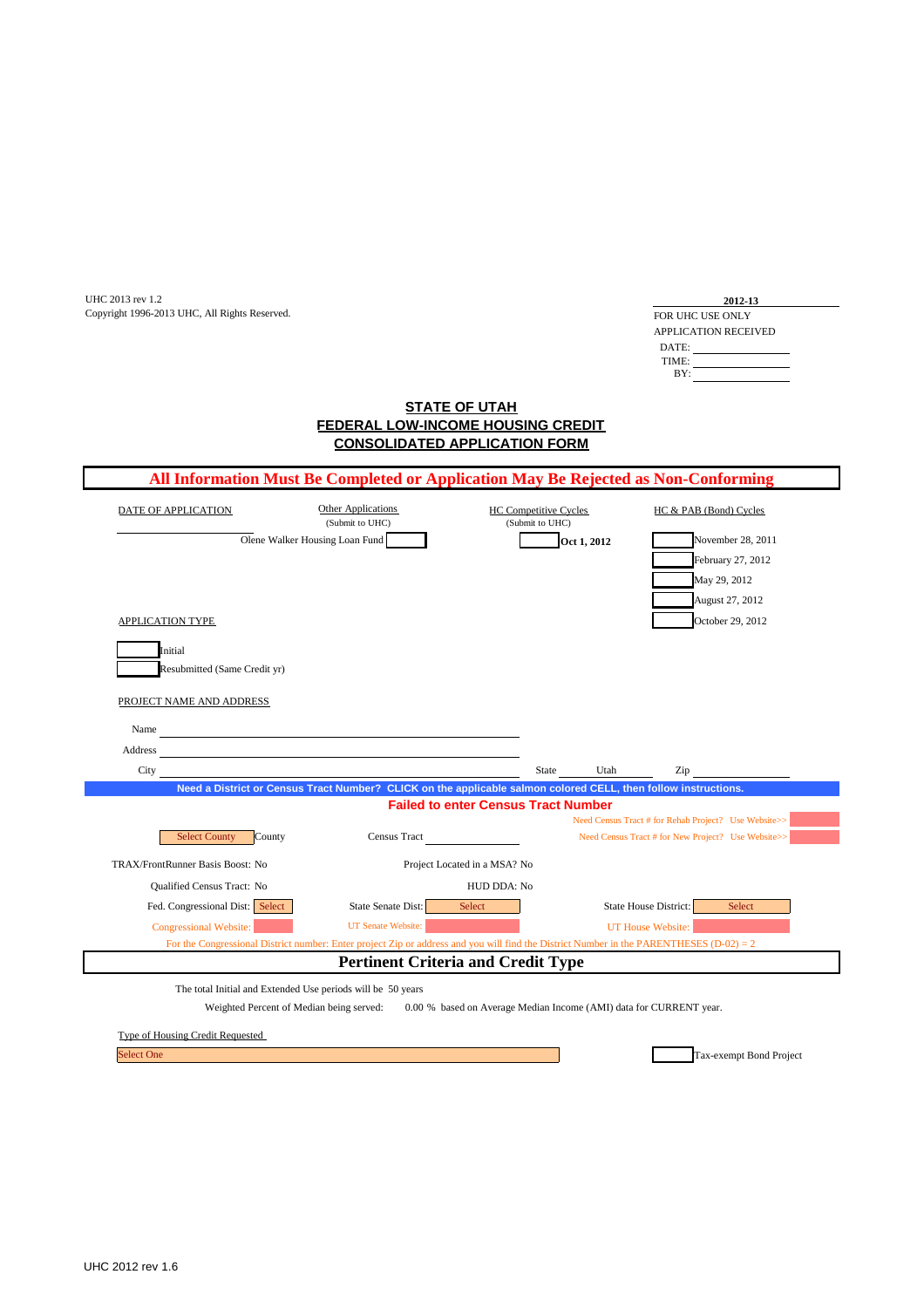UHC 2013 rev 1.2
Copyright 1996-2013 UHC, All Rights Reserved.

**2012-13**
FOR UHC USE ONLY
APPLICATION RECEIVED
DATE: ____________
TIME: ____________
BY: ____________

## STATE OF UTAH
## FEDERAL LOW-INCOME HOUSING CREDIT
## CONSOLIDATED APPLICATION FORM

**All Information Must Be Completed or Application May Be Rejected as Non-Conforming**

| DATE OF APPLICATION | Other Applications (Submit to UHC) | HC Competitive Cycles (Submit to UHC) | HC & PAB (Bond) Cycles |
|---|---|---|---|
| ____________ | Olene Walker Housing Loan Fund [ ] | [ ] **Oct 1, 2012** | [ ] November 28, 2011 |
| | | | [ ] February 27, 2012 |
| | | | [ ] May 29, 2012 |
| | | | [ ] August 27, 2012 |
| | | | [ ] October 29, 2012 |

APPLICATION TYPE

[ ] Initial
[ ] Resubmitted (Same Credit yr)

PROJECT NAME AND ADDRESS

Name ____________
Address ____________
City ____________ State Utah Zip ____________

**Need a District or Census Tract Number? CLICK on the applicable salmon colored CELL, then follow instructions.**

**Failed to enter Census Tract Number**

Need Census Tract # for Rehab Project? Use Website>>
Need Census Tract # for New Project? Use Website>>

Select County County    Census Tract ____________

TRAX/FrontRunner Basis Boost: No    Project Located in a MSA? No

Qualified Census Tract: No    HUD DDA: No

Fed. Congressional Dist: Select    State Senate Dist: Select    State House District: Select

Congressional Website:    UT Senate Website:    UT House Website:

For the Congressional District number: Enter project Zip or address and you will find the District Number in the PARENTHESES (D-02) = 2

## Pertinent Criteria and Credit Type

The total Initial and Extended Use periods will be 50 years

Weighted Percent of Median being served: 0.00 % based on Average Median Income (AMI) data for CURRENT year.

Type of Housing Credit Requested

Select One    [ ] Tax-exempt Bond Project

UHC 2012 rev 1.6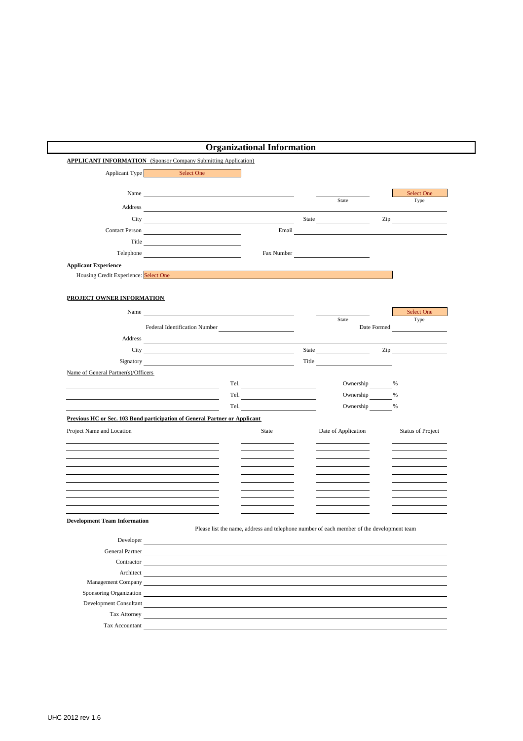# Organizational Information

**APPLICANT INFORMATION** (Sponsor Company Submitting Application)

Applicant Type: Select One

Name: ______________________ State: ________ Type: Select One

Address: ______________________

City: ______________________ State: ________ Zip: ________

Contact Person: ______________________ Email: ______________________

Title: ______________________

Telephone: ______________________ Fax Number: ______________________

**Applicant Experience**

Housing Credit Experience: Select One

**PROJECT OWNER INFORMATION**

Name: ______________________ State: ________ Type: Select One

Federal Identification Number: ______________________ Date Formed: ________

Address: ______________________

City: ______________________ State: ________ Zip: ________

Signatory: ______________________ Title: ______________________

Name of General Partner(s)/Officers

| Name | Tel. | Ownership |
|---|---|---|
| | Tel. | Ownership ____ % |
| | Tel. | Ownership ____ % |
| | Tel. | Ownership ____ % |

**Previous HC or Sec. 103 Bond participation of General Partner or Applicant**

| Project Name and Location | State | Date of Application | Status of Project |
|---|---|---|---|
| | | | |
| | | | |
| | | | |
| | | | |
| | | | |
| | | | |
| | | | |
| | | | |
| | | | |

**Development Team Information**

Please list the name, address and telephone number of each member of the development team

Developer: ______________________

General Partner: ______________________

Contractor: ______________________

Architect: ______________________

Management Company: ______________________

Sponsoring Organization: ______________________

Development Consultant: ______________________

Tax Attorney: ______________________

Tax Accountant: ______________________

UHC 2012 rev 1.6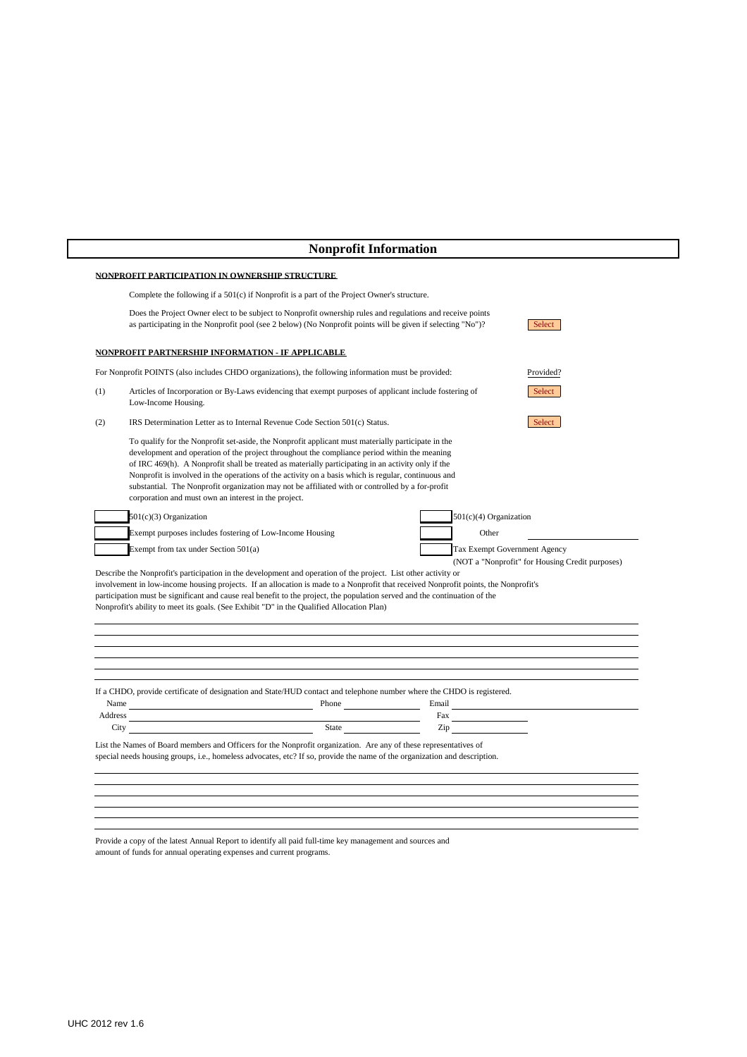# Nonprofit Information

**NONPROFIT PARTICIPATION IN OWNERSHIP STRUCTURE**

Complete the following if a 501(c) if Nonprofit is a part of the Project Owner's structure.

Does the Project Owner elect to be subject to Nonprofit ownership rules and regulations and receive points as participating in the Nonprofit pool (see 2 below) (No Nonprofit points will be given if selecting "No")? Select

**NONPROFIT PARTNERSHIP INFORMATION - IF APPLICABLE**

For Nonprofit POINTS (also includes CHDO organizations), the following information must be provided: Provided?

(1) Articles of Incorporation or By-Laws evidencing that exempt purposes of applicant include fostering of Low-Income Housing. Select

(2) IRS Determination Letter as to Internal Revenue Code Section 501(c) Status. Select

To qualify for the Nonprofit set-aside, the Nonprofit applicant must materially participate in the development and operation of the project throughout the compliance period within the meaning of IRC 469(h). A Nonprofit shall be treated as materially participating in an activity only if the Nonprofit is involved in the operations of the activity on a basis which is regular, continuous and substantial. The Nonprofit organization may not be affiliated with or controlled by a for-profit corporation and must own an interest in the project.

| | |
|---|---|
| ☐ 501(c)(3) Organization | ☐ 501(c)(4) Organization |
| ☐ Exempt purposes includes fostering of Low-Income Housing | ☐ Other ______ |
| ☐ Exempt from tax under Section 501(a) | ☐ Tax Exempt Government Agency (NOT a "Nonprofit" for Housing Credit purposes) |

Describe the Nonprofit's participation in the development and operation of the project. List other activity or involvement in low-income housing projects. If an allocation is made to a Nonprofit that received Nonprofit points, the Nonprofit's participation must be significant and cause real benefit to the project, the population served and the continuation of the Nonprofit's ability to meet its goals. (See Exhibit "D" in the Qualified Allocation Plan)

If a CHDO, provide certificate of designation and State/HUD contact and telephone number where the CHDO is registered.

Name ______ Phone ______ Email ______

Address ______ Fax ______

City ______ State ______ Zip ______

List the Names of Board members and Officers for the Nonprofit organization. Are any of these representatives of special needs housing groups, i.e., homeless advocates, etc? If so, provide the name of the organization and description.

Provide a copy of the latest Annual Report to identify all paid full-time key management and sources and amount of funds for annual operating expenses and current programs.

UHC 2012 rev 1.6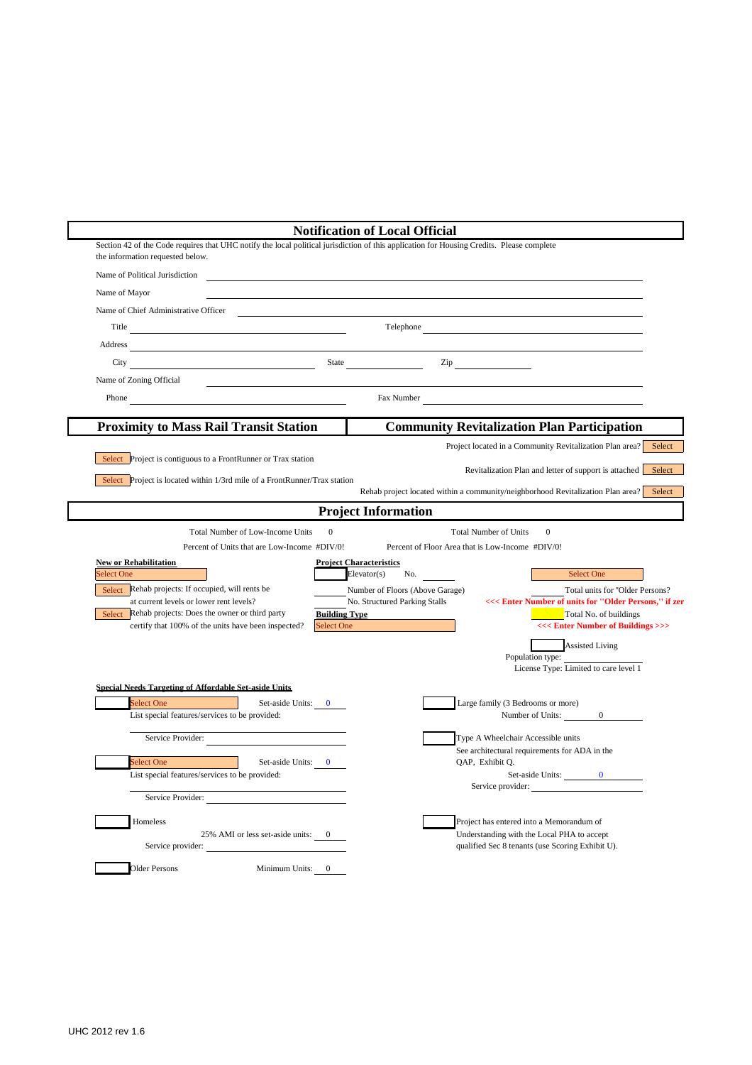## Notification of Local Official

Section 42 of the Code requires that UHC notify the local political jurisdiction of this application for Housing Credits. Please complete the information requested below.

Name of Political Jurisdiction ______________________________

Name of Mayor ______________________________

Name of Chief Administrative Officer ______________________________

Title ______________________ Telephone ______________________

Address ______________________________

City ______________________ State __________ Zip __________

Name of Zoning Official ______________________________

Phone ______________________ Fax Number ______________________

## Proximity to Mass Rail Transit Station

Select — Project is contiguous to a FrontRunner or Trax station

Select — Project is located within 1/3rd mile of a FrontRunner/Trax station

## Community Revitalization Plan Participation

Project located in a Community Revitalization Plan area? Select

Revitalization Plan and letter of support is attached Select

Rehab project located within a community/neighborhood Revitalization Plan area? Select

## Project Information

Total Number of Low-Income Units 0 — Total Number of Units 0

Percent of Units that are Low-Income #DIV/0! — Percent of Floor Area that is Low-Income #DIV/0!

**New or Rehabilitation**

Select One

Select — Rehab projects: If occupied, will rents be at current levels or lower rent levels?

Select — Rehab projects: Does the owner or third party certify that 100% of the units have been inspected?

**Project Characteristics**

Elevator(s) No. ______

______ Number of Floors (Above Garage)

______ No. Structured Parking Stalls

**Building Type**

Select One

Select One

______ Total units for "Older Persons?

<<< Enter Number of units for "Older Persons," if zer

______ Total No. of buildings

<<< Enter Number of Buildings >>>

Assisted Living

Population type: ______

License Type: Limited to care level 1

**Special Needs Targeting of Affordable Set-aside Units**

Select One — Set-aside Units: 0

List special features/services to be provided:

Service Provider: ______________________

Select One — Set-aside Units: 0

List special features/services to be provided:

Service Provider: ______________________

Homeless

25% AMI or less set-aside units: 0

Service provider: ______________________

Older Persons — Minimum Units: 0

Large family (3 Bedrooms or more)

Number of Units: 0

Type A Wheelchair Accessible units

See architectural requirements for ADA in the QAP, Exhibit Q.

Set-aside Units: 0

Service provider: ______________________

Project has entered into a Memorandum of Understanding with the Local PHA to accept qualified Sec 8 tenants (use Scoring Exhibit U).

UHC 2012 rev 1.6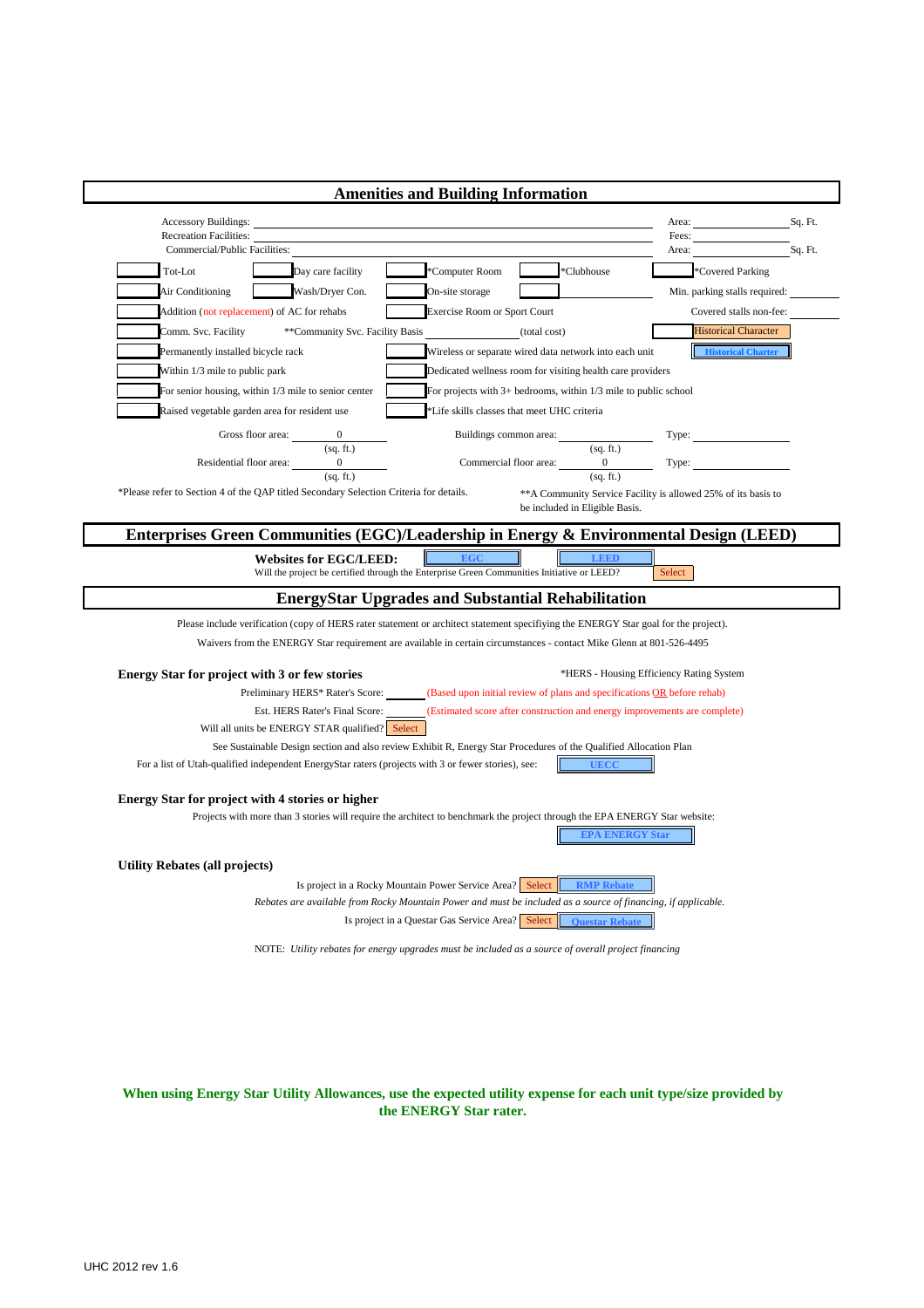## Amenities and Building Information

Accessory Buildings: ______ Area: ______ Sq. Ft.
Recreation Facilities: ______ Fees: ______
Commercial/Public Facilities: ______ Area: ______ Sq. Ft.

- [ ] Tot-Lot
- [ ] Day care facility
- [ ] *Computer Room
- [ ] *Clubhouse
- [ ] *Covered Parking
- [ ] Air Conditioning
- [ ] Wash/Dryer Con.
- [ ] On-site storage
- [ ] 

Min. parking stalls required: ______

- [ ] Addition (not replacement) of AC for rehabs
- [ ] Exercise Room or Sport Court

Covered stalls non-fee: ______

- [ ] Comm. Svc. Facility

**Community Svc. Facility Basis ______ (total cost)

- [ ] Historical Character

Historical Charter

- [ ] Permanently installed bicycle rack
- [ ] Wireless or separate wired data network into each unit
- [ ] Within 1/3 mile to public park
- [ ] Dedicated wellness room for visiting health care providers
- [ ] For senior housing, within 1/3 mile to senior center
- [ ] For projects with 3+ bedrooms, within 1/3 mile to public school
- [ ] Raised vegetable garden area for resident use
- [ ] *Life skills classes that meet UHC criteria

Gross floor area: 0 (sq. ft.)
Buildings common area: ______ (sq. ft.) Type: ______
Residential floor area: 0 (sq. ft.)
Commercial floor area: 0 (sq. ft.) Type: ______

*Please refer to Section 4 of the QAP titled Secondary Selection Criteria for details.

**A Community Service Facility is allowed 25% of its basis to be included in Eligible Basis.

## Enterprises Green Communities (EGC)/Leadership in Energy & Environmental Design (LEED)

**Websites for EGC/LEED:** EGC LEED

Will the project be certified through the Enterprise Green Communities Initiative or LEED? Select

## EnergyStar Upgrades and Substantial Rehabilitation

Please include verification (copy of HERS rater statement or architect statement specifiying the ENERGY Star goal for the project).

Waivers from the ENERGY Star requirement are available in certain circumstances - contact Mike Glenn at 801-526-4495

### Energy Star for project with 3 or few stories

*HERS - Housing Efficiency Rating System

Preliminary HERS* Rater's Score: ______ (Based upon initial review of plans and specifications OR before rehab)

Est. HERS Rater's Final Score: ______ (Estimated score after construction and energy improvements are complete)

Will all units be ENERGY STAR qualified? Select

See Sustainable Design section and also review Exhibit R, Energy Star Procedures of the Qualified Allocation Plan

For a list of Utah-qualified independent EnergyStar raters (projects with 3 or fewer stories), see: UECC

### Energy Star for project with 4 stories or higher

Projects with more than 3 stories will require the architect to benchmark the project through the EPA ENERGY Star website:

EPA ENERGY Star

### Utility Rebates (all projects)

Is project in a Rocky Mountain Power Service Area? Select RMP Rebate

*Rebates are available from Rocky Mountain Power and must be included as a source of financing, if applicable.*

Is project in a Questar Gas Service Area? Select Questar Rebate

NOTE: *Utility rebates for energy upgrades must be included as a source of overall project financing*

**When using Energy Star Utility Allowances, use the expected utility expense for each unit type/size provided by the ENERGY Star rater.**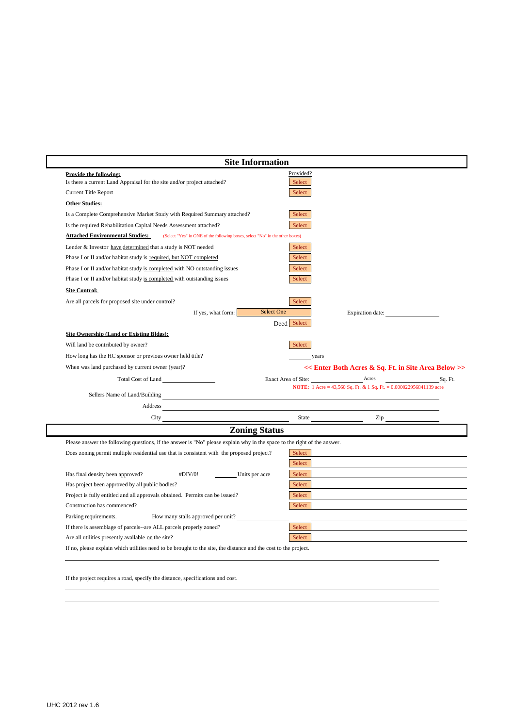## Site Information

**Provide the following:** Provided?

Is there a current Land Appraisal for the site and/or project attached? Select

Current Title Report Select

**Other Studies:**

Is a Complete Comprehensive Market Study with Required Summary attached? Select

Is the required Rehabilitation Capital Needs Assessment attached? Select

**Attached Environmental Studies:** (Select "Yes" in ONE of the following boxes, select "No" in the other boxes)

Lender & Investor have determined that a study is NOT needed Select

Phase I or II and/or habitat study is required, but NOT completed Select

Phase I or II and/or habitat study is completed with NO outstanding issues Select

Phase I or II and/or habitat study is completed with outstanding issues Select

**Site Control:**

Are all parcels for proposed site under control? Select

If yes, what form: Select One Expiration date: \_\_\_\_\_\_\_\_\_\_

Deed Select

**Site Ownership (Land or Existing Bldgs):**

Will land be contributed by owner? Select

How long has the HC sponsor or previous owner held title? \_\_\_\_\_\_ years

When was land purchased by current owner (year)? \_\_\_\_\_\_ **<< Enter Both Acres & Sq. Ft. in Site Area Below >>**

Total Cost of Land \_\_\_\_\_\_\_\_\_\_ Exact Area of Site: \_\_\_\_\_\_\_\_ Acres \_\_\_\_\_\_\_\_ Sq. Ft.

**NOTE:** 1 Acre = 43,560 Sq. Ft. & 1 Sq. Ft. = 0.000022956841139 acre

Sellers Name of Land/Building \_\_\_\_\_\_\_\_\_\_

Address \_\_\_\_\_\_\_\_\_\_

City \_\_\_\_\_\_\_\_\_\_ State \_\_\_\_\_\_\_\_\_\_ Zip \_\_\_\_\_\_\_\_\_\_

## Zoning Status

Please answer the following questions, if the answer is "No" please explain why in the space to the right of the answer.

Does zoning permit multiple residential use that is consistent with the proposed project? Select

Select

Has final density been approved? #DIV/0! \_\_\_\_\_\_ Units per acre Select

Has project been approved by all public bodies? Select

Project is fully entitled and all approvals obtained. Permits can be issued? Select

Construction has commenced? Select

Parking requirements. How many stalls approved per unit? \_\_\_\_\_\_\_\_\_\_

If there is assemblage of parcels--are ALL parcels properly zoned? Select

Are all utilities presently available on the site? Select

If no, please explain which utilities need to be brought to the site, the distance and the cost to the project.

\_\_\_\_\_\_\_\_\_\_

\_\_\_\_\_\_\_\_\_\_

If the project requires a road, specify the distance, specifications and cost.

\_\_\_\_\_\_\_\_\_\_

\_\_\_\_\_\_\_\_\_\_

UHC 2012 rev 1.6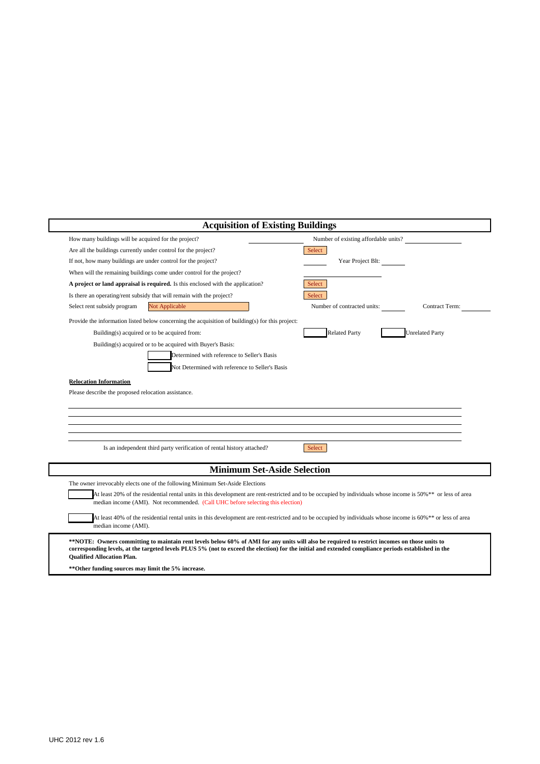## Acquisition of Existing Buildings

How many buildings will be acquired for the project? ____________ Number of existing affordable units? ____________

Are all the buildings currently under control for the project? Select

If not, how many buildings are under control for the project? ______ Year Project Blt: ______

When will the remaining buildings come under control for the project? ____________

**A project or land appraisal is required.** Is this enclosed with the application? Select

Is there an operating/rent subsidy that will remain with the project? Select

Select rent subsidy program Not Applicable Number of contracted units: ______ Contract Term: ______

Provide the information listed below concerning the acquisition of building(s) for this project:

Building(s) acquired or to be acquired from: [ ] Related Party [ ] Unrelated Party

Building(s) acquired or to be acquired with Buyer's Basis:

[ ] Determined with reference to Seller's Basis

[ ] Not Determined with reference to Seller's Basis

**Relocation Information**

Please describe the proposed relocation assistance.

______________________________________________________________________

______________________________________________________________________

______________________________________________________________________

______________________________________________________________________

______________________________________________________________________

Is an independent third party verification of rental history attached? Select

## Minimum Set-Aside Selection

The owner irrevocably elects one of the following Minimum Set-Aside Elections

[ ] At least 20% of the residential rental units in this development are rent-restricted and to be occupied by individuals whose income is 50%** or less of area median income (AMI). Not recommended. (Call UHC before selecting this election)

[ ] At least 40% of the residential rental units in this development are rent-restricted and to be occupied by individuals whose income is 60%** or less of area median income (AMI).

**\*\*NOTE: Owners committing to maintain rent levels below 60% of AMI for any units will also be required to restrict incomes on those units to corresponding levels, at the targeted levels PLUS 5% (not to exceed the election) for the initial and extended compliance periods established in the Qualified Allocation Plan.**

**\*\*Other funding sources may limit the 5% increase.**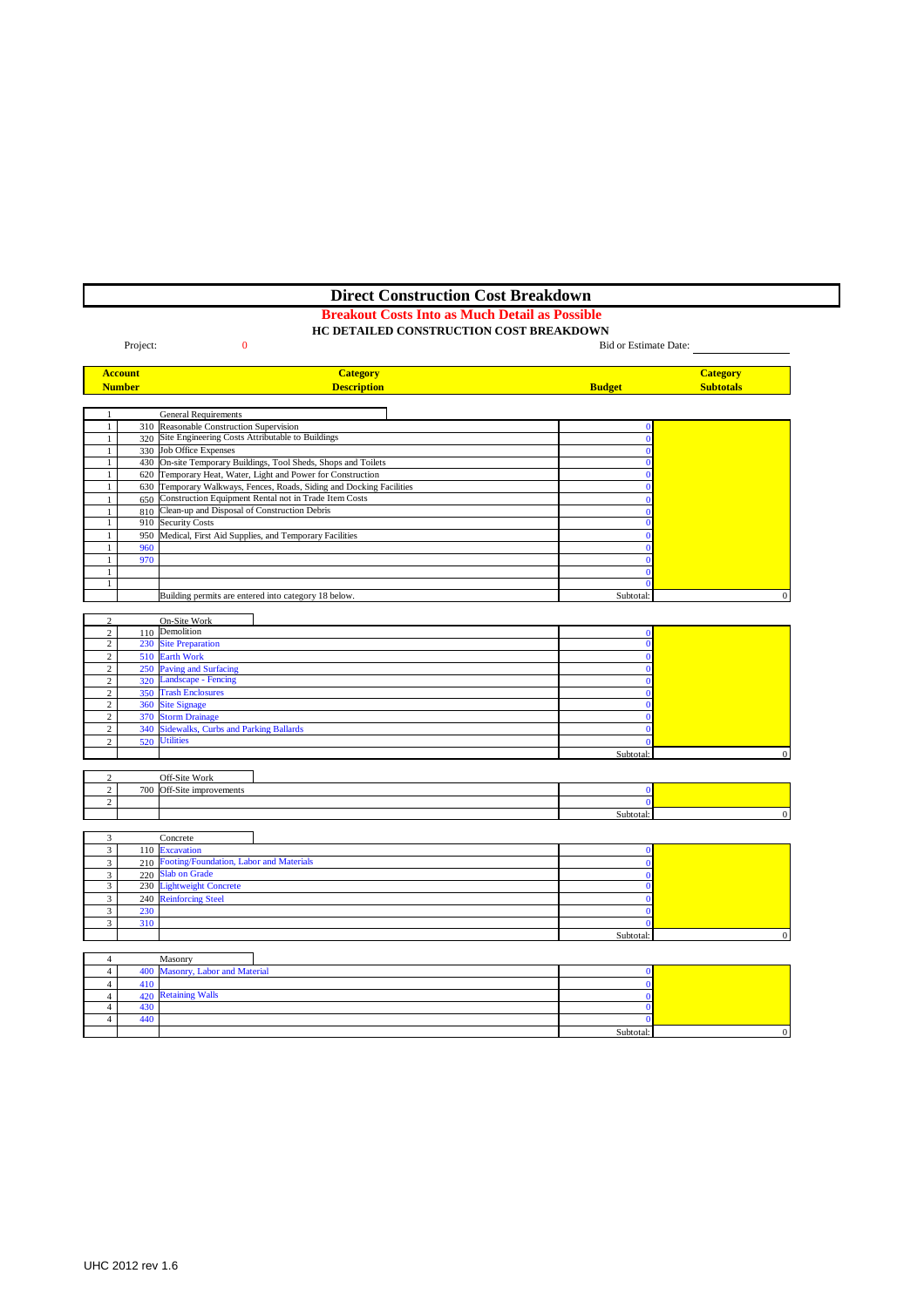# Direct Construction Cost Breakdown

**Breakout Costs Into as Much Detail as Possible**

**HC DETAILED CONSTRUCTION COST BREAKDOWN**

Project: 0

Bid or Estimate Date: ____________

| Account Number | | Category Description | Budget | Category Subtotals |
|---|---|---|---|---|
| 1 | | General Requirements | | |
| 1 | 310 | Reasonable Construction Supervision | 0 | |
| 1 | 320 | Site Engineering Costs Attributable to Buildings | 0 | |
| 1 | 330 | Job Office Expenses | 0 | |
| 1 | 430 | On-site Temporary Buildings, Tool Sheds, Shops and Toilets | 0 | |
| 1 | 620 | Temporary Heat, Water, Light and Power for Construction | 0 | |
| 1 | 630 | Temporary Walkways, Fences, Roads, Siding and Docking Facilities | 0 | |
| 1 | 650 | Construction Equipment Rental not in Trade Item Costs | 0 | |
| 1 | 810 | Clean-up and Disposal of Construction Debris | 0 | |
| 1 | 910 | Security Costs | 0 | |
| 1 | 950 | Medical, First Aid Supplies, and Temporary Facilities | 0 | |
| 1 | 960 | | 0 | |
| 1 | 970 | | 0 | |
| 1 | | | 0 | |
| 1 | | | 0 | |
| | | Building permits are entered into category 18 below. | Subtotal: | 0 |
| 2 | | On-Site Work | | |
| 2 | 110 | Demolition | 0 | |
| 2 | 230 | Site Preparation | 0 | |
| 2 | 510 | Earth Work | 0 | |
| 2 | 250 | Paving and Surfacing | 0 | |
| 2 | 320 | Landscape - Fencing | 0 | |
| 2 | 350 | Trash Enclosures | 0 | |
| 2 | 360 | Site Signage | 0 | |
| 2 | 370 | Storm Drainage | 0 | |
| 2 | 340 | Sidewalks, Curbs and Parking Ballards | 0 | |
| 2 | 520 | Utilities | 0 | |
| | | | Subtotal: | 0 |
| 2 | | Off-Site Work | | |
| 2 | 700 | Off-Site improvements | 0 | |
| 2 | | | 0 | |
| | | | Subtotal: | 0 |
| 3 | | Concrete | | |
| 3 | 110 | Excavation | 0 | |
| 3 | 210 | Footing/Foundation, Labor and Materials | 0 | |
| 3 | 220 | Slab on Grade | 0 | |
| 3 | 230 | Lightweight Concrete | 0 | |
| 3 | 240 | Reinforcing Steel | 0 | |
| 3 | 230 | | 0 | |
| 3 | 310 | | 0 | |
| | | | Subtotal: | 0 |
| 4 | | Masonry | | |
| 4 | 400 | Masonry, Labor and Material | 0 | |
| 4 | 410 | | 0 | |
| 4 | 420 | Retaining Walls | 0 | |
| 4 | 430 | | 0 | |
| 4 | 440 | | 0 | |
| | | | Subtotal: | 0 |

UHC 2012 rev 1.6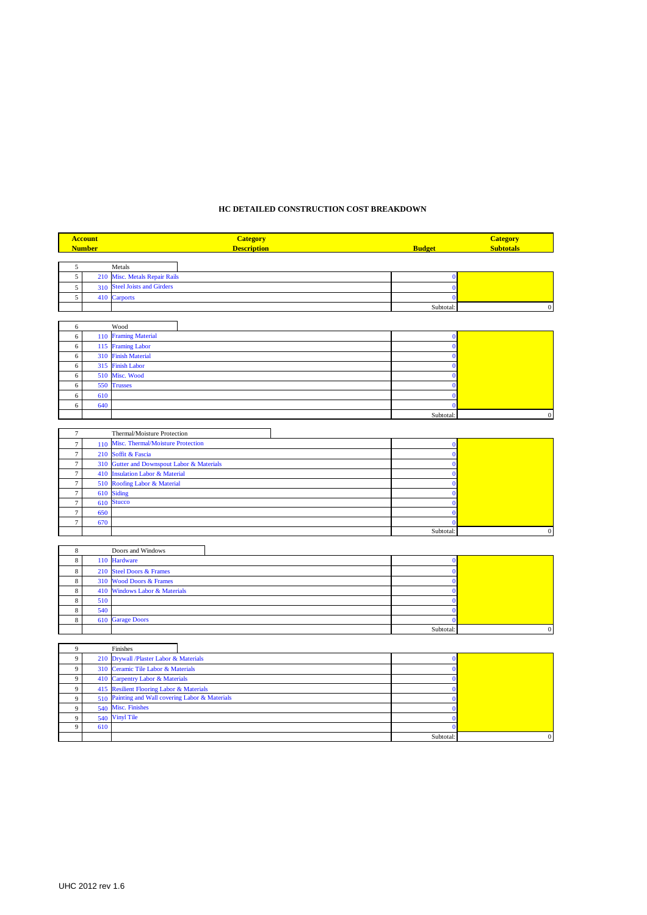## HC DETAILED CONSTRUCTION COST BREAKDOWN

| Account Number | | Category Description | Budget | Category Subtotals |
|---|---|---|---|---|
| 5 | | Metals | | |
| 5 | 210 | Misc. Metals Repair Rails | 0 | |
| 5 | 310 | Steel Joists and Girders | 0 | |
| 5 | 410 | Carports | 0 | |
| | | | Subtotal: | 0 |
| 6 | | Wood | | |
| 6 | 110 | Framing Material | 0 | |
| 6 | 115 | Framing Labor | 0 | |
| 6 | 310 | Finish Material | 0 | |
| 6 | 315 | Finish Labor | 0 | |
| 6 | 510 | Misc. Wood | 0 | |
| 6 | 550 | Trusses | 0 | |
| 6 | 610 | | 0 | |
| 6 | 640 | | 0 | |
| | | | Subtotal: | 0 |
| 7 | | Thermal/Moisture Protection | | |
| 7 | 110 | Misc. Thermal/Moisture Protection | 0 | |
| 7 | 210 | Soffit & Fascia | 0 | |
| 7 | 310 | Gutter and Downspout Labor & Materials | 0 | |
| 7 | 410 | Insulation Labor & Material | 0 | |
| 7 | 510 | Roofing Labor & Material | 0 | |
| 7 | 610 | Siding | 0 | |
| 7 | 610 | Stucco | 0 | |
| 7 | 650 | | 0 | |
| 7 | 670 | | 0 | |
| | | | Subtotal: | 0 |
| 8 | | Doors and Windows | | |
| 8 | 110 | Hardware | 0 | |
| 8 | 210 | Steel Doors & Frames | 0 | |
| 8 | 310 | Wood Doors & Frames | 0 | |
| 8 | 410 | Windows Labor & Materials | 0 | |
| 8 | 510 | | 0 | |
| 8 | 540 | | 0 | |
| 8 | 610 | Garage Doors | 0 | |
| | | | Subtotal: | 0 |
| 9 | | Finishes | | |
| 9 | 210 | Drywall /Plaster Labor & Materials | 0 | |
| 9 | 310 | Ceramic Tile Labor & Materials | 0 | |
| 9 | 410 | Carpentry Labor & Materials | 0 | |
| 9 | 415 | Resilient Flooring Labor & Materials | 0 | |
| 9 | 510 | Painting and Wall covering Labor & Materials | 0 | |
| 9 | 540 | Misc. Finishes | 0 | |
| 9 | 540 | Vinyl Tile | 0 | |
| 9 | 610 | | 0 | |
| | | | Subtotal: | 0 |

UHC 2012 rev 1.6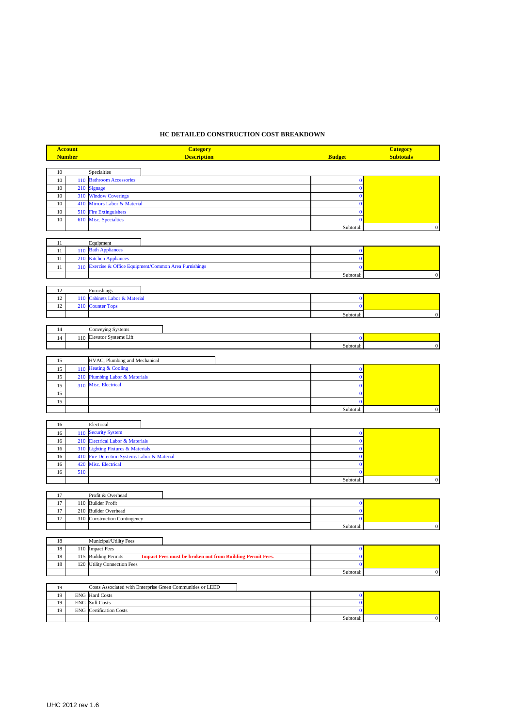# HC DETAILED CONSTRUCTION COST BREAKDOWN

| Account Number | | Category Description | Budget | Category Subtotals |
|---|---|---|---|---|
| 10 | | Specialties | | |
| 10 | 110 | Bathroom Accessories | 0 | |
| 10 | 210 | Signage | 0 | |
| 10 | 310 | Window Coverings | 0 | |
| 10 | 410 | Mirrors Labor & Material | 0 | |
| 10 | 510 | Fire Extinguishers | 0 | |
| 10 | 610 | Misc. Specialties | 0 | |
| | | | Subtotal: | 0 |
| 11 | | Equipment | | |
| 11 | 110 | Bath Appliances | 0 | |
| 11 | 210 | Kitchen Appliances | 0 | |
| 11 | 310 | Exercise & Office Equipment/Common Area Furnishings | 0 | |
| | | | Subtotal: | 0 |
| 12 | | Furnishings | | |
| 12 | 110 | Cabinets Labor & Material | 0 | |
| 12 | 210 | Counter Tops | 0 | |
| | | | Subtotal: | 0 |
| 14 | | Conveying Systems | | |
| 14 | 110 | Elevator Systems Lift | 0 | |
| | | | Subtotal: | 0 |
| 15 | | HVAC, Plumbing and Mechanical | | |
| 15 | 110 | Heating & Cooling | 0 | |
| 15 | 210 | Plumbing Labor & Materials | 0 | |
| 15 | 310 | Misc. Electrical | 0 | |
| 15 | | | 0 | |
| 15 | | | 0 | |
| | | | Subtotal: | 0 |
| 16 | | Electrical | | |
| 16 | 110 | Security System | 0 | |
| 16 | 210 | Electrical Labor & Materials | 0 | |
| 16 | 310 | Lighting Fixtures & Materials | 0 | |
| 16 | 410 | Fire Detection Systems Labor & Material | 0 | |
| 16 | 420 | Misc. Electrical | 0 | |
| 16 | 510 | | 0 | |
| | | | Subtotal: | 0 |
| 17 | | Profit & Overhead | | |
| 17 | 110 | Builder Profit | 0 | |
| 17 | 210 | Builder Overhead | 0 | |
| 17 | 310 | Construction Contingency | 0 | |
| | | | Subtotal: | 0 |
| 18 | | Municipal/Utility Fees | | |
| 18 | 110 | Impact Fees | 0 | |
| 18 | 115 | Building Permits **Impact Fees must be broken out from Building Permit Fees.** | 0 | |
| 18 | 120 | Utility Connection Fees | 0 | |
| | | | Subtotal: | 0 |
| 19 | | Costs Associated with Enterprise Green Communities or LEED | | |
| 19 | ENG | Hard Costs | 0 | |
| 19 | ENG | Soft Costs | 0 | |
| 19 | ENG | Certification Costs | 0 | |
| | | | Subtotal: | 0 |

UHC 2012 rev 1.6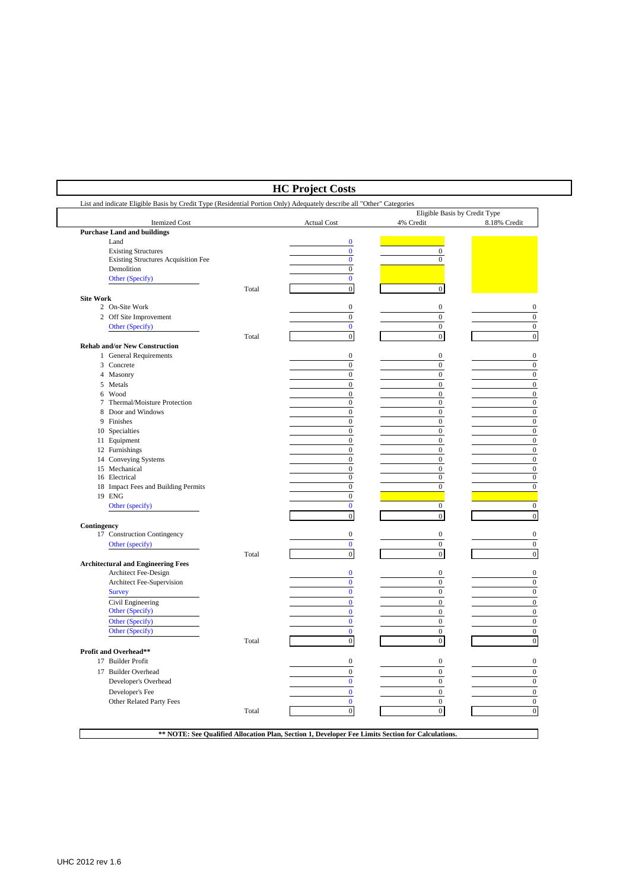# HC Project Costs

List and indicate Eligible Basis by Credit Type (Residential Portion Only) Adequately describe all "Other" Categories

| Itemized Cost | | Actual Cost | Eligible Basis by Credit Type 4% Credit | 8.18% Credit |
|---|---|---|---|---|
| **Purchase Land and buildings** | | | | |
| Land | | 0 | | |
| Existing Structures | | 0 | 0 | |
| Existing Structures Acquisition Fee | | 0 | 0 | |
| Demolition | | 0 | | |
| Other (Specify) | | 0 | | |
| | Total | 0 | 0 | |
| **Site Work** | | | | |
| 2 On-Site Work | | 0 | 0 | 0 |
| 2 Off Site Improvement | | 0 | 0 | 0 |
| Other (Specify) | | 0 | 0 | 0 |
| | Total | 0 | 0 | 0 |
| **Rehab and/or New Construction** | | | | |
| 1 General Requirements | | 0 | 0 | 0 |
| 3 Concrete | | 0 | 0 | 0 |
| 4 Masonry | | 0 | 0 | 0 |
| 5 Metals | | 0 | 0 | 0 |
| 6 Wood | | 0 | 0 | 0 |
| 7 Thermal/Moisture Protection | | 0 | 0 | 0 |
| 8 Door and Windows | | 0 | 0 | 0 |
| 9 Finishes | | 0 | 0 | 0 |
| 10 Specialties | | 0 | 0 | 0 |
| 11 Equipment | | 0 | 0 | 0 |
| 12 Furnishings | | 0 | 0 | 0 |
| 14 Conveying Systems | | 0 | 0 | 0 |
| 15 Mechanical | | 0 | 0 | 0 |
| 16 Electrical | | 0 | 0 | 0 |
| 18 Impact Fees and Building Permits | | 0 | 0 | 0 |
| 19 ENG | | 0 | | |
| Other (specify) | | 0 | 0 | 0 |
| | | 0 | 0 | 0 |
| **Contingency** | | | | |
| 17 Construction Contingency | | 0 | 0 | 0 |
| Other (specify) | | 0 | 0 | 0 |
| | Total | 0 | 0 | 0 |
| **Architectural and Engineering Fees** | | | | |
| Architect Fee-Design | | 0 | 0 | 0 |
| Architect Fee-Supervision | | 0 | 0 | 0 |
| Survey | | 0 | 0 | 0 |
| Civil Engineering | | 0 | 0 | 0 |
| Other (Specify) | | 0 | 0 | 0 |
| Other (Specify) | | 0 | 0 | 0 |
| Other (Specify) | | 0 | 0 | 0 |
| | Total | 0 | 0 | 0 |
| **Profit and Overhead**** | | | | |
| 17 Builder Profit | | 0 | 0 | 0 |
| 17 Builder Overhead | | 0 | 0 | 0 |
| Developer's Overhead | | 0 | 0 | 0 |
| Developer's Fee | | 0 | 0 | 0 |
| Other Related Party Fees | | 0 | 0 | 0 |
| | Total | 0 | 0 | 0 |

**** NOTE: See Qualified Allocation Plan, Section 1, Developer Fee Limits Section for Calculations.**

UHC 2012 rev 1.6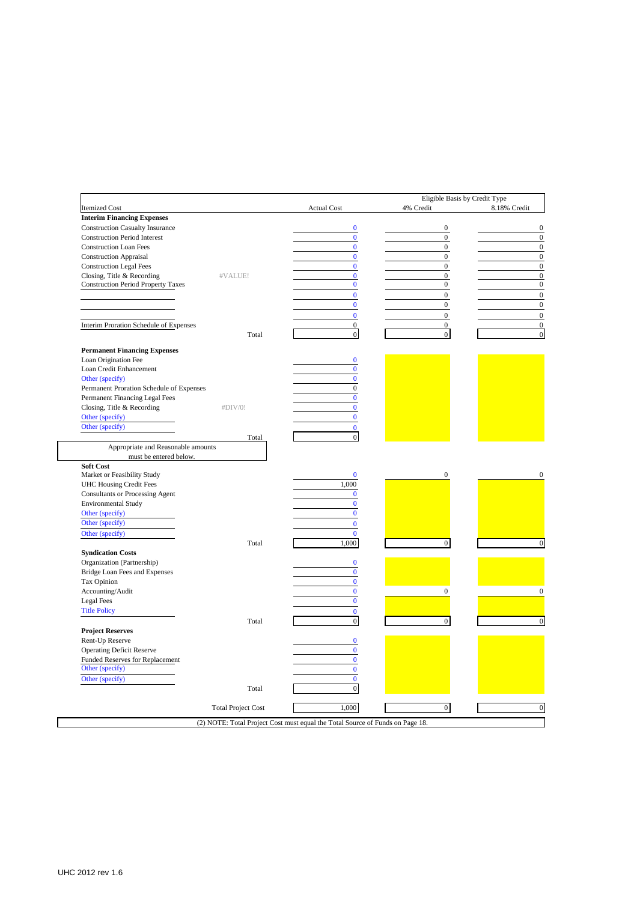| Itemized Cost | | Actual Cost | Eligible Basis by Credit Type 4% Credit | 8.18% Credit |
|---|---|---|---|---|
| **Interim Financing Expenses** | | | | |
| Construction Casualty Insurance | | 0 | 0 | 0 |
| Construction Period Interest | | 0 | 0 | 0 |
| Construction Loan Fees | | 0 | 0 | 0 |
| Construction Appraisal | | 0 | 0 | 0 |
| Construction Legal Fees | | 0 | 0 | 0 |
| Closing, Title & Recording | #VALUE! | 0 | 0 | 0 |
| Construction Period Property Taxes | | 0 | 0 | 0 |
| | | 0 | 0 | 0 |
| | | 0 | 0 | 0 |
| | | 0 | 0 | 0 |
| Interim Proration Schedule of Expenses | | 0 | 0 | 0 |
| | Total | 0 | 0 | 0 |
| **Permanent Financing Expenses** | | | | |
| Loan Origination Fee | | 0 | | |
| Loan Credit Enhancement | | 0 | | |
| Other (specify) | | 0 | | |
| Permanent Proration Schedule of Expenses | | 0 | | |
| Permanent Financing Legal Fees | | 0 | | |
| Closing, Title & Recording | #DIV/0! | 0 | | |
| Other (specify) | | 0 | | |
| Other (specify) | | 0 | | |
| | Total | 0 | | |
| Appropriate and Reasonable amounts must be entered below. | | | | |
| **Soft Cost** | | | | |
| Market or Feasibility Study | | 0 | 0 | 0 |
| UHC Housing Credit Fees | | 1,000 | | |
| Consultants or Processing Agent | | 0 | | |
| Environmental Study | | 0 | | |
| Other (specify) | | 0 | | |
| Other (specify) | | 0 | | |
| Other (specify) | | 0 | | |
| | Total | 1,000 | 0 | 0 |
| **Syndication Costs** | | | | |
| Organization (Partnership) | | 0 | | |
| Bridge Loan Fees and Expenses | | 0 | | |
| Tax Opinion | | 0 | | |
| Accounting/Audit | | 0 | 0 | 0 |
| Legal Fees | | 0 | | |
| Title Policy | | 0 | | |
| | Total | 0 | 0 | 0 |
| **Project Reserves** | | | | |
| Rent-Up Reserve | | 0 | | |
| Operating Deficit Reserve | | 0 | | |
| Funded Reserves for Replacement | | 0 | | |
| Other (specify) | | 0 | | |
| Other (specify) | | 0 | | |
| | Total | 0 | | |
| | Total Project Cost | 1,000 | 0 | 0 |

(2) NOTE: Total Project Cost must equal the Total Source of Funds on Page 18.

UHC 2012 rev 1.6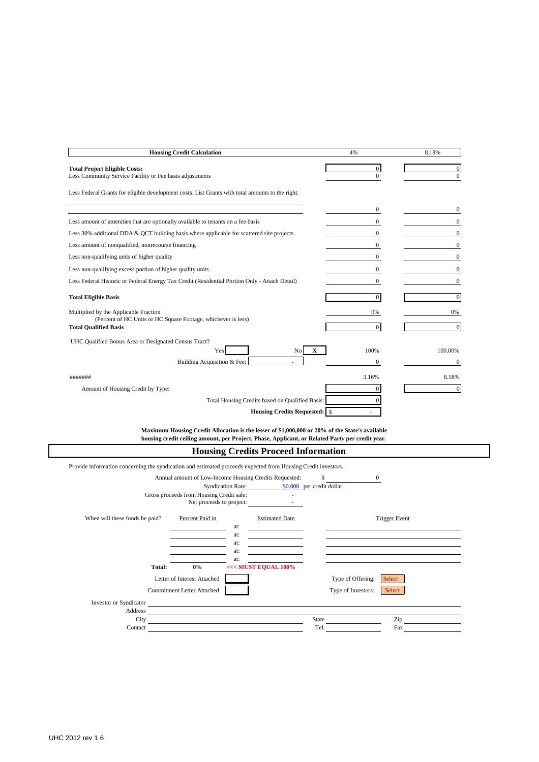| Housing Credit Calculation | | 4% | 8.18% |
|---|---|---|---|
| **Total Project Eligible Costs:** | | 0 | 0 |
| Less Community Service Facility or Fee basis adjustments | | 0 | 0 |
| Less Federal Grants for eligible development costs. List Grants with total amounts to the right. | | | |
| | | 0 | 0 |
| Less amount of amenities that are optionally available to tenants on a fee basis | | 0 | 0 |
| Less 30% additional DDA & QCT building basis where applicable for scattered site projects | | 0 | 0 |
| Less amount of nonqualified, nonrecourse financing | | 0 | 0 |
| Less non-qualifying units of higher quality | | 0 | 0 |
| Less non-qualifying excess portion of higher quality units | | 0 | 0 |
| Less Federal Historic or Federal Energy Tax Credit (Residential Portion Only - Attach Detail) | | 0 | 0 |
| **Total Eligible Basis** | | 0 | 0 |
| Multiplied by the Applicable Fraction (Percent of HC Units or HC Square Footage, whichever is less) | | 0% | 0% |
| **Total Qualified Basis** | | 0 | 0 |
| UHC Qualified Bonus Area or Designated Census Tract? Yes [ ] | No [X] | 100% | 100.00% |
| Building Acquisition & Fee: | - | 0 | 0 |
| ####### | | 3.16% | 8.18% |
| Amount of Housing Credit by Type: | | 0 | 0 |
| Total Housing Credits based on Qualified Basis: | | 0 | |
| **Housing Credits Requested:** | | $ - | |

**Maximum Housing Credit Allocation is the lesser of $1,000,000 or 20% of the State's available housing credit ceiling amount, per Project, Phase, Applicant, or Related Party per credit year.**

## Housing Credits Proceed Information

Provide information concerning the syndication and estimated proceeds expected from Housing Credit investors.

Annual amount of Low-Income Housing Credits Requested: $ 0

Syndication Rate: $0.000 per credit dollar.

Gross proceeds from Housing Credit sale: -

Net proceeds to project: -

| When will these funds be paid? | Percent Paid in | | Estimated Date | Trigger Event |
|---|---|---|---|---|
| | | at: | | |
| | | at: | | |
| | | at: | | |
| | | at: | | |
| | | at: | | |
| **Total:** | **0%** | **<<< MUST EQUAL 100%** | | |

Letter of Interest Attached [ ] Type of Offering: Select

Commitment Letter Attached [ ] Type of Investors: Select

Investor or Syndicator \_\_\_\_\_\_\_\_\_\_

Address \_\_\_\_\_\_\_\_\_\_

City \_\_\_\_\_\_\_\_\_\_ State \_\_\_\_\_\_\_\_\_\_ Zip \_\_\_\_\_\_\_\_\_\_

Contact \_\_\_\_\_\_\_\_\_\_ Tel. \_\_\_\_\_\_\_\_\_\_ Fax \_\_\_\_\_\_\_\_\_\_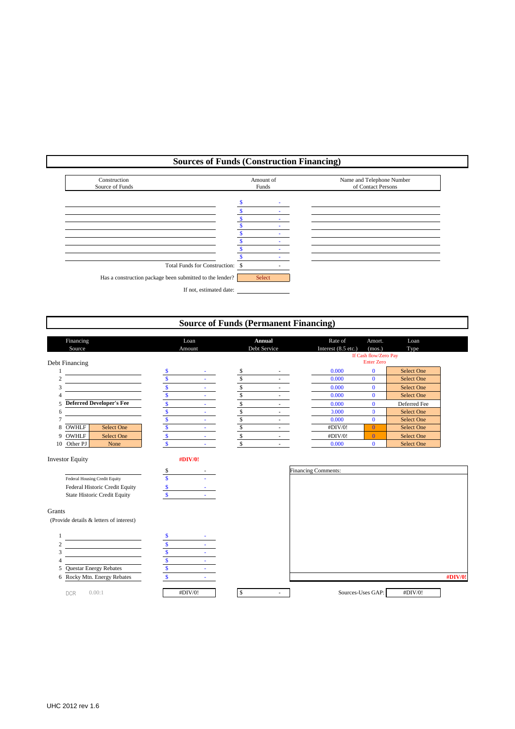# Sources of Funds (Construction Financing)

| Construction Source of Funds | Amount of Funds | Name and Telephone Number of Contact Persons |
|---|---|---|
| | $ - | |
| | $ - | |
| | $ - | |
| | $ - | |
| | $ - | |
| | $ - | |
| | $ - | |
| | $ - | |
| Total Funds for Construction: | $ - | |

Has a construction package been submitted to the lender? Select

If not, estimated date: ____________

# Source of Funds (Permanent Financing)

| | Financing Source | | Loan Amount | Annual Debt Service | Rate of Interest (8.5 etc.) | Amort. (mos.) If Cash flow/Zero Pay Enter Zero | Loan Type |
|---|---|---|---|---|---|---|---|
| **Debt Financing** | | | | | | | |
| 1 | | | $ - | $ - | 0.000 | 0 | Select One |
| 2 | | | $ - | $ - | 0.000 | 0 | Select One |
| 3 | | | $ - | $ - | 0.000 | 0 | Select One |
| 4 | | | $ - | $ - | 0.000 | 0 | Select One |
| 5 | **Deferred Developer's Fee** | | $ - | $ - | 0.000 | 0 | Deferred Fee |
| 6 | | | $ - | $ - | 0.000 | 0 | Select One |
| 7 | | | $ - | $ - | 0.000 | 0 | Select One |
| 8 | OWHLF | Select One | $ - | $ - | #DIV/0! | 0 | Select One |
| 9 | OWHLF | Select One | $ - | $ - | #DIV/0! | 0 | Select One |
| 10 | Other PJ | None | $ - | $ - | 0.000 | 0 | Select One |

**Investor Equity** **#DIV/0!**

| | |
|---|---|
| | $ - |
| Federal Housing Credit Equity | $ - |
| Federal Historic Credit Equity | $ - |
| State Historic Credit Equity | $ - |

**Grants**

(Provide details & letters of interest)

| | | |
|---|---|---|
| 1 | | $ - |
| 2 | | $ - |
| 3 | | $ - |
| 4 | | $ - |
| 5 | Questar Energy Rebates | $ - |
| 6 | Rocky Mtn. Energy Rebates | $ - |

Financing Comments:

**#DIV/0!**

DCR 0.00:1 | #DIV/0! | $ - | Sources-Uses GAP: #DIV/0!

UHC 2012 rev 1.6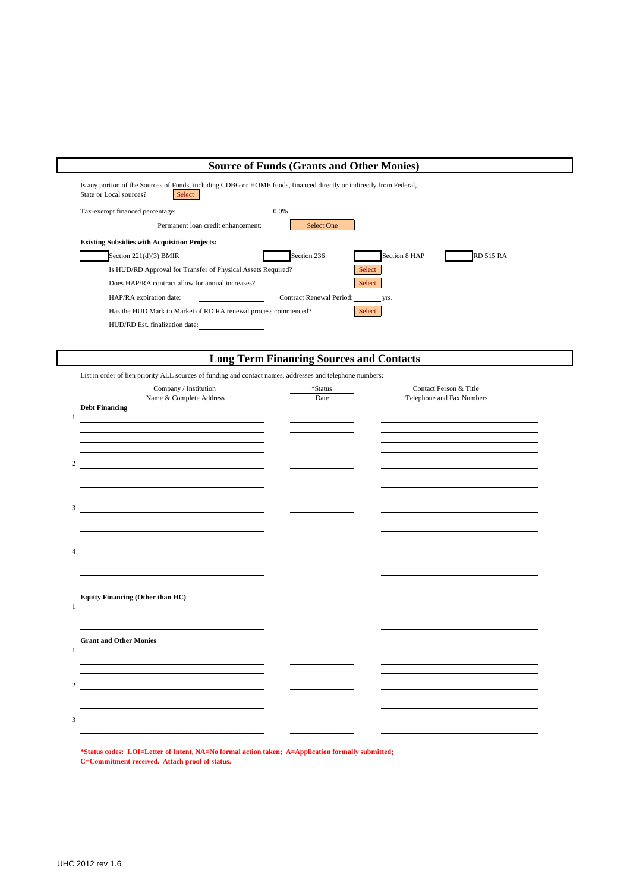## Source of Funds (Grants and Other Monies)

Is any portion of the Sources of Funds, including CDBG or HOME funds, financed directly or indirectly from Federal, State or Local sources? Select

Tax-exempt financed percentage: 0.0%

Permanent loan credit enhancement: Select One

**Existing Subsidies with Acquisition Projects:**

☐ Section 221(d)(3) BMIR ☐ Section 236 ☐ Section 8 HAP ☐ RD 515 RA

Is HUD/RD Approval for Transfer of Physical Assets Required? Select

Does HAP/RA contract allow for annual increases? Select

HAP/RA expiration date: ____________ Contract Renewal Period: ______ yrs.

Has the HUD Mark to Market of RD RA renewal process commenced? Select

HUD/RD Est. finalization date: ____________

## Long Term Financing Sources and Contacts

List in order of lien priority ALL sources of funding and contact names, addresses and telephone numbers:

| | Company / Institution<br>Name & Complete Address | *Status<br>Date | Contact Person & Title<br>Telephone and Fax Numbers |
|---|---|---|---|
| **Debt Financing** | | | |
| 1 | | | |
| 2 | | | |
| 3 | | | |
| 4 | | | |
| **Equity Financing (Other than HC)** | | | |
| 1 | | | |
| **Grant and Other Monies** | | | |
| 1 | | | |
| 2 | | | |
| 3 | | | |

***Status codes: LOI=Letter of Intent, NA=No formal action taken; A=Application formally submitted; C=Commitment received. Attach proof of status.**

UHC 2012 rev 1.6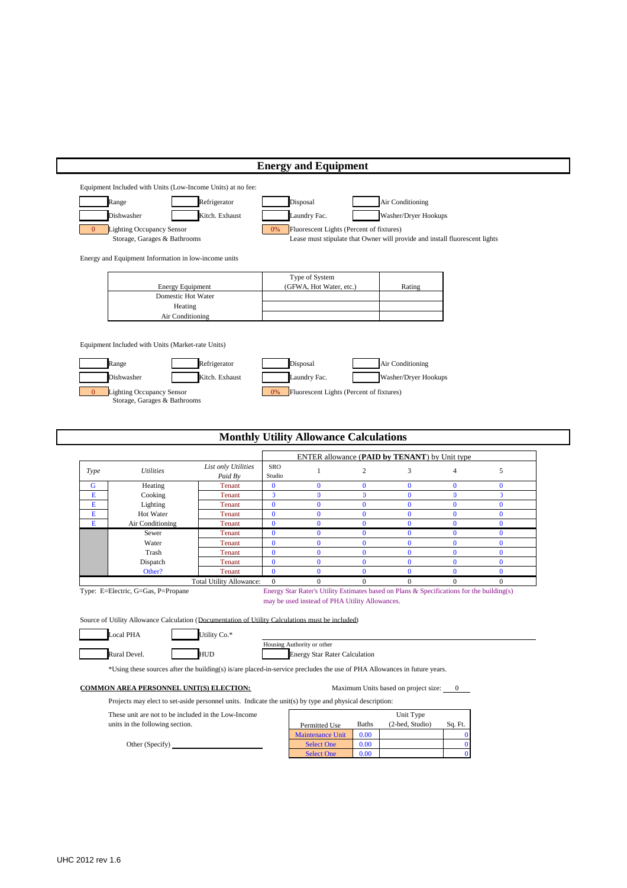## Energy and Equipment

Equipment Included with Units (Low-Income Units) at no fee:

| | | | | | | | |
|---|---|---|---|---|---|---|---|
| | Range | | Refrigerator | | Disposal | | Air Conditioning |
| | Dishwasher | | Kitch. Exhaust | | Laundry Fac. | | Washer/Dryer Hookups |
| 0 | Lighting Occupancy Sensor Storage, Garages & Bathrooms | | | 0% | Fluorescent Lights (Percent of fixtures) Lease must stipulate that Owner will provide and install fluorescent lights | | |

Energy and Equipment Information in low-income units

| Energy Equipment | Type of System (GFWA, Hot Water, etc.) | Rating |
|---|---|---|
| Domestic Hot Water | | |
| Heating | | |
| Air Conditioning | | |

Equipment Included with Units (Market-rate Units)

| | | | | | | | |
|---|---|---|---|---|---|---|---|
| | Range | | Refrigerator | | Disposal | | Air Conditioning |
| | Dishwasher | | Kitch. Exhaust | | Laundry Fac. | | Washer/Dryer Hookups |
| 0 | Lighting Occupancy Sensor Storage, Garages & Bathrooms | | | 0% | Fluorescent Lights (Percent of fixtures) | | |

## Monthly Utility Allowance Calculations

| | | | ENTER allowance (**PAID by TENANT**) by Unit type | | | | | |
|---|---|---|---|---|---|---|---|---|
| *Type* | *Utilities* | *List only Utilities Paid By* | SRO Studio | 1 | 2 | 3 | 4 | 5 |
| G | Heating | Tenant | 0 | 0 | 0 | 0 | 0 | 0 |
| E | Cooking | Tenant | 0 | 0 | 0 | 0 | 0 | 0 |
| E | Lighting | Tenant | 0 | 0 | 0 | 0 | 0 | 0 |
| E | Hot Water | Tenant | 0 | 0 | 0 | 0 | 0 | 0 |
| E | Air Conditioning | Tenant | 0 | 0 | 0 | 0 | 0 | 0 |
| | Sewer | Tenant | 0 | 0 | 0 | 0 | 0 | 0 |
| | Water | Tenant | 0 | 0 | 0 | 0 | 0 | 0 |
| | Trash | Tenant | 0 | 0 | 0 | 0 | 0 | 0 |
| | Dispatch | Tenant | 0 | 0 | 0 | 0 | 0 | 0 |
| | Other? | Tenant | 0 | 0 | 0 | 0 | 0 | 0 |
| | | Total Utility Allowance: | 0 | 0 | 0 | 0 | 0 | 0 |

Type: E=Electric, G=Gas, P=Propane

Energy Star Rater's Utility Estimates based on Plans & Specifications for the building(s) may be used instead of PHA Utility Allowances.

Source of Utility Allowance Calculation (Documentation of Utility Calculations must be included)

| | | | | | |
|---|---|---|---|---|---|
| | Local PHA | | Utility Co.* | | Housing Authority or other |
| | Rural Devel. | | HUD | | Energy Star Rater Calculation |

*Using these sources after the building(s) is/are placed-in-service precludes the use of PHA Allowances in future years.

**COMMON AREA PERSONNEL UNIT(S) ELECTION:** Maximum Units based on project size: 0

Projects may elect to set-aside personnel units. Indicate the unit(s) by type and physical description:

These unit are not to be included in the Low-Income units in the following section.

Other (Specify) ____________________

| Permitted Use | Baths | Unit Type (2-bed, Studio) | Sq. Ft. |
|---|---|---|---|
| Maintenance Unit | 0.00 | | 0 |
| Select One | 0.00 | | 0 |
| Select One | 0.00 | | 0 |

UHC 2012 rev 1.6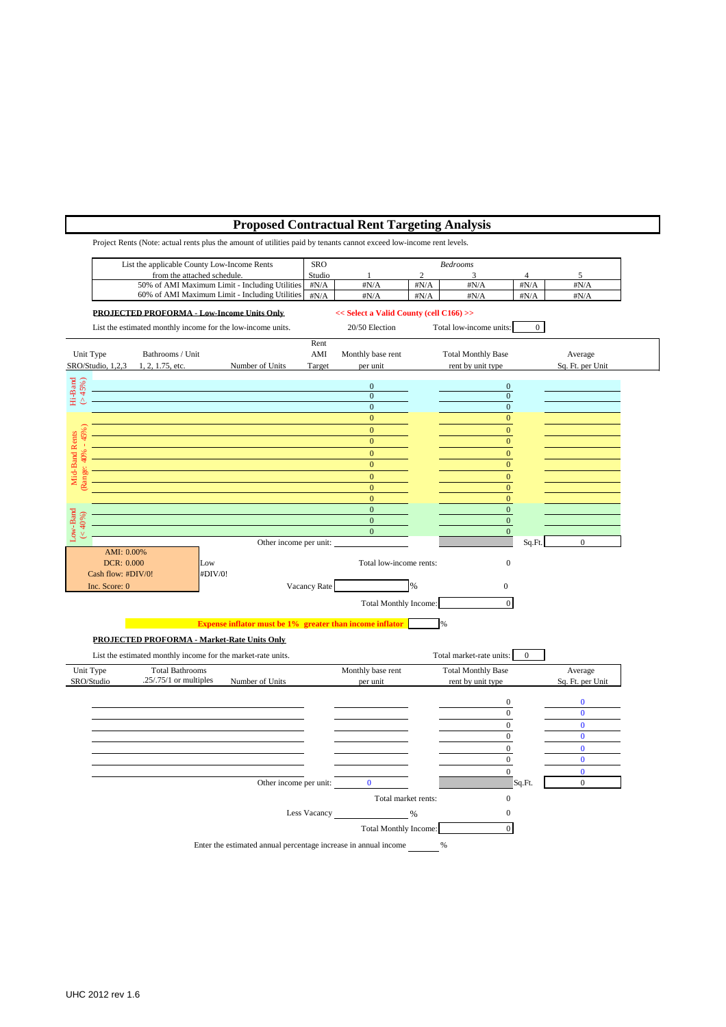# Proposed Contractual Rent Targeting Analysis

Project Rents (Note: actual rents plus the amount of utilities paid by tenants cannot exceed low-income rent levels.

| List the applicable County Low-Income Rents from the attached schedule. | SRO Studio | Bedrooms 1 | 2 | 3 | 4 | 5 |
|---|---|---|---|---|---|---|
| 50% of AMI Maximum Limit - Including Utilities | #N/A | #N/A | #N/A | #N/A | #N/A | #N/A |
| 60% of AMI Maximum Limit - Including Utilities | #N/A | #N/A | #N/A | #N/A | #N/A | #N/A |

**PROJECTED PROFORMA - Low-Income Units Only**

**<< Select a Valid County (cell C166) >>**

List the estimated monthly income for the low-income units. 20/50 Election Total low-income units: 0

| | Unit Type SRO/Studio, 1,2,3 | Bathrooms / Unit 1, 2, 1.75, etc. | Number of Units | Rent AMI Target | Monthly base rent per unit | Total Monthly Base rent by unit type | Average Sq. Ft. per Unit |
|---|---|---|---|---|---|---|---|
| Hi-Band (> 45%) | | | | | 0 | 0 | |
| | | | | | 0 | 0 | |
| | | | | | 0 | 0 | |
| Mid-Band Rents (Range: 40% - 45%) | | | | | 0 | 0 | |
| | | | | | 0 | 0 | |
| | | | | | 0 | 0 | |
| | | | | | 0 | 0 | |
| | | | | | 0 | 0 | |
| | | | | | 0 | 0 | |
| | | | | | 0 | 0 | |
| | | | | | 0 | 0 | |
| Low-Band (< 40%) | | | | | 0 | 0 | |
| | | | | | 0 | 0 | |
| | | | | | 0 | 0 | |
| | | | | Other income per unit: | | Sq.Ft. | 0 |

AMI: 0.00%
DCR: 0.000
Cash flow: #DIV/0!
Inc. Score: 0

Low
#DIV/0!

Total low-income rents: 0

Vacancy Rate ______ % 0

Total Monthly Income: 0

**Expense inflator must be 1% greater than income inflator** ______ %

**PROJECTED PROFORMA - Market-Rate Units Only**

List the estimated monthly income for the market-rate units. Total market-rate units: 0

| Unit Type SRO/Studio | Total Bathrooms .25/.75/1 or multiples | Number of Units | Monthly base rent per unit | Total Monthly Base rent by unit type | Average Sq. Ft. per Unit |
|---|---|---|---|---|---|
| | | | | 0 | 0 |
| | | | | 0 | 0 |
| | | | | 0 | 0 |
| | | | | 0 | 0 |
| | | | | 0 | 0 |
| | | | | 0 | 0 |
| | | | | 0 | 0 |
| | | Other income per unit: | 0 | Sq.Ft. | 0 |

Total market rents: 0

Less Vacancy ______ % 0

Total Monthly Income: 0

Enter the estimated annual percentage increase in annual income ______ %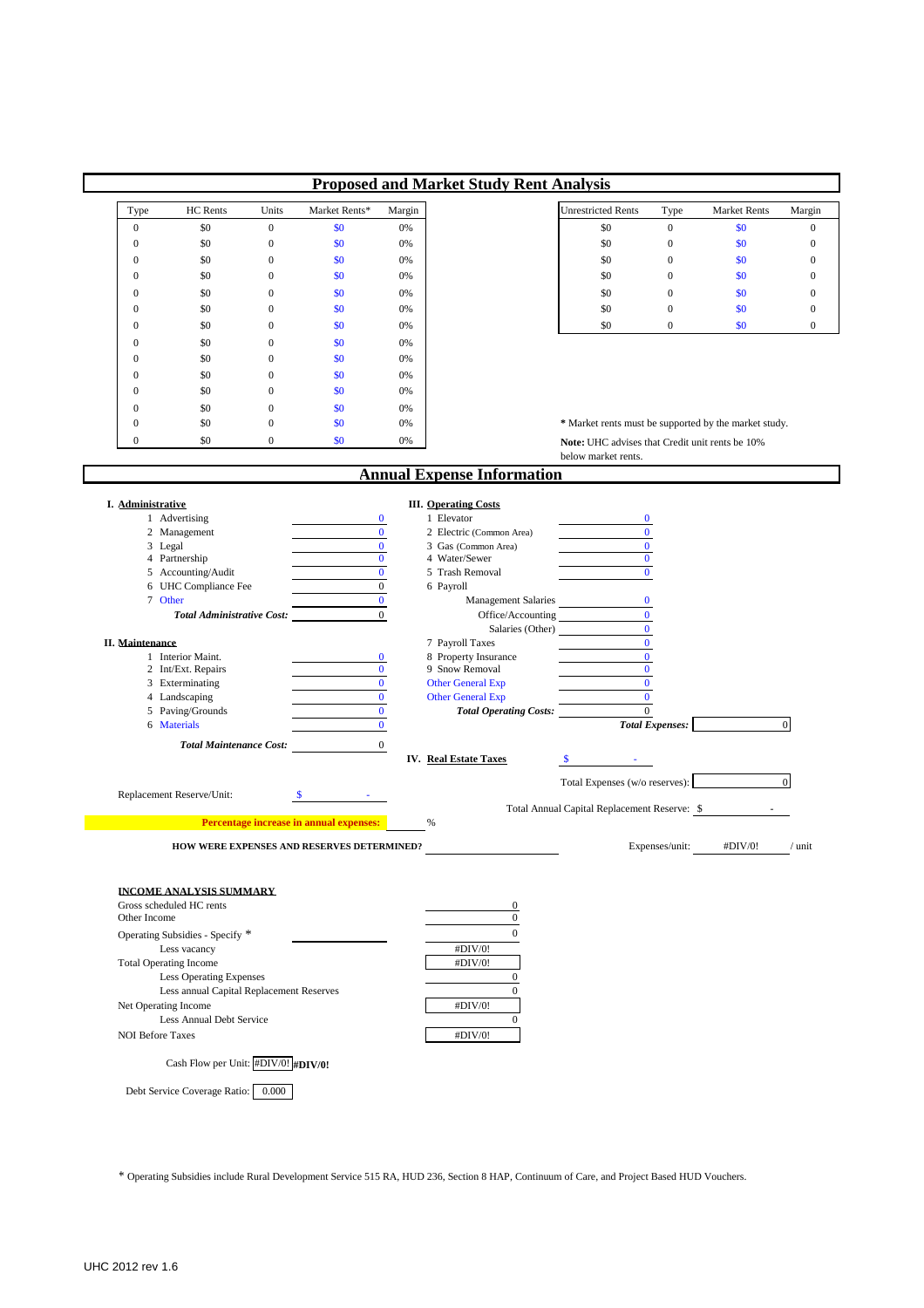# Proposed and Market Study Rent Analysis

| Type | HC Rents | Units | Market Rents* | Margin |
|---|---|---|---|---|
| 0 | $0 | 0 | $0 | 0% |
| 0 | $0 | 0 | $0 | 0% |
| 0 | $0 | 0 | $0 | 0% |
| 0 | $0 | 0 | $0 | 0% |
| 0 | $0 | 0 | $0 | 0% |
| 0 | $0 | 0 | $0 | 0% |
| 0 | $0 | 0 | $0 | 0% |
| 0 | $0 | 0 | $0 | 0% |
| 0 | $0 | 0 | $0 | 0% |
| 0 | $0 | 0 | $0 | 0% |
| 0 | $0 | 0 | $0 | 0% |
| 0 | $0 | 0 | $0 | 0% |
| 0 | $0 | 0 | $0 | 0% |
| 0 | $0 | 0 | $0 | 0% |

| Unrestricted Rents | Type | Market Rents | Margin |
|---|---|---|---|
| $0 | 0 | $0 | 0 |
| $0 | 0 | $0 | 0 |
| $0 | 0 | $0 | 0 |
| $0 | 0 | $0 | 0 |
| $0 | 0 | $0 | 0 |
| $0 | 0 | $0 | 0 |
| $0 | 0 | $0 | 0 |

* Market rents must be supported by the market study.

**Note:** UHC advises that Credit unit rents be 10% below market rents.

# Annual Expense Information

**I. Administrative**

| | |
|---|---|
| 1 Advertising | 0 |
| 2 Management | 0 |
| 3 Legal | 0 |
| 4 Partnership | 0 |
| 5 Accounting/Audit | 0 |
| 6 UHC Compliance Fee | 0 |
| 7 Other | 0 |
| ***Total Administrative Cost:*** | 0 |

**II. Maintenance**

| | |
|---|---|
| 1 Interior Maint. | 0 |
| 2 Int/Ext. Repairs | 0 |
| 3 Exterminating | 0 |
| 4 Landscaping | 0 |
| 5 Paving/Grounds | 0 |
| 6 Materials | 0 |
| ***Total Maintenance Cost:*** | 0 |

**III. Operating Costs**

| | |
|---|---|
| 1 Elevator | 0 |
| 2 Electric (Common Area) | 0 |
| 3 Gas (Common Area) | 0 |
| 4 Water/Sewer | 0 |
| 5 Trash Removal | 0 |
| 6 Payroll | |
| Management Salaries | 0 |
| Office/Accounting | 0 |
| Salaries (Other) | 0 |
| 7 Payroll Taxes | 0 |
| 8 Property Insurance | 0 |
| 9 Snow Removal | 0 |
| Other General Exp | 0 |
| Other General Exp | 0 |
| ***Total Operating Costs:*** | 0 |

***Total Expenses:*** 0

**IV. Real Estate Taxes** $ -

Total Expenses (w/o reserves): 0

Replacement Reserve/Unit: $ -

Total Annual Capital Replacement Reserve: $ -

**Percentage increase in annual expenses:** %

**HOW WERE EXPENSES AND RESERVES DETERMINED?**

Expenses/unit: #DIV/0! / unit

**INCOME ANALYSIS SUMMARY**

| | |
|---|---|
| Gross scheduled HC rents | 0 |
| Other Income | 0 |
| Operating Subsidies - Specify * | 0 |
| Less vacancy | #DIV/0! |
| Total Operating Income | #DIV/0! |
| Less Operating Expenses | 0 |
| Less annual Capital Replacement Reserves | 0 |
| Net Operating Income | #DIV/0! |
| Less Annual Debt Service | 0 |
| NOI Before Taxes | #DIV/0! |

Cash Flow per Unit: #DIV/0! **#DIV/0!**

Debt Service Coverage Ratio: 0.000

* Operating Subsidies include Rural Development Service 515 RA, HUD 236, Section 8 HAP, Continuum of Care, and Project Based HUD Vouchers.

UHC 2012 rev 1.6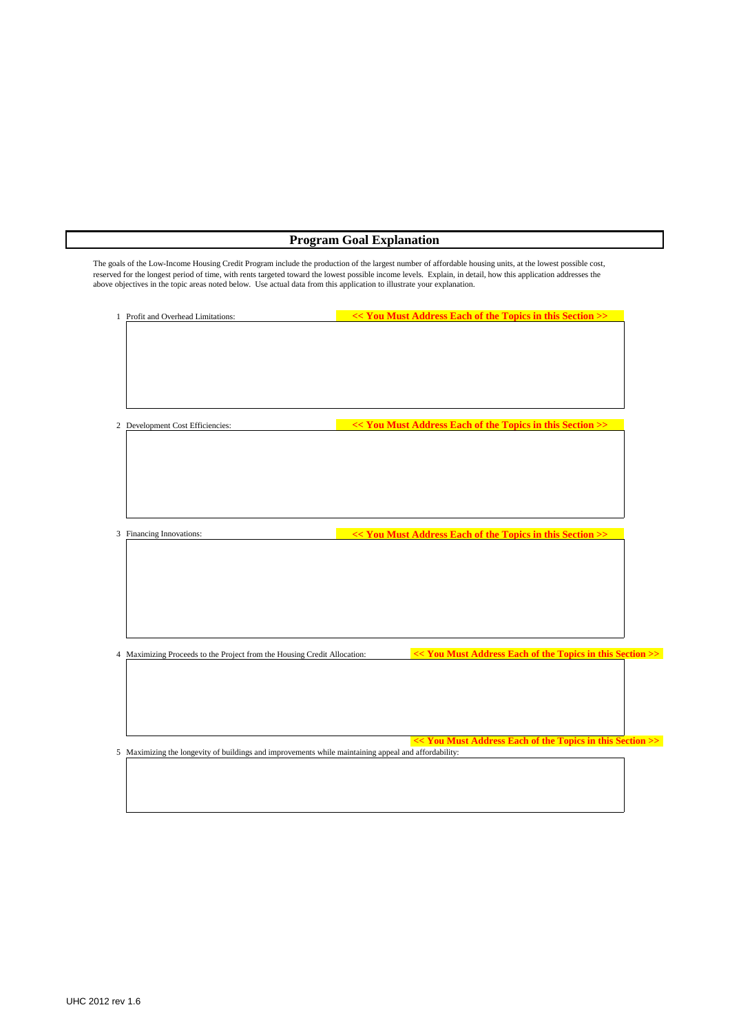# Program Goal Explanation

The goals of the Low-Income Housing Credit Program include the production of the largest number of affordable housing units, at the lowest possible cost, reserved for the longest period of time, with rents targeted toward the lowest possible income levels. Explain, in detail, how this application addresses the above objectives in the topic areas noted below. Use actual data from this application to illustrate your explanation.

1 Profit and Overhead Limitations: **<< You Must Address Each of the Topics in this Section >>**

2 Development Cost Efficiencies: **<< You Must Address Each of the Topics in this Section >>**

3 Financing Innovations: **<< You Must Address Each of the Topics in this Section >>**

4 Maximizing Proceeds to the Project from the Housing Credit Allocation: **<< You Must Address Each of the Topics in this Section >>**

**<< You Must Address Each of the Topics in this Section >>**

5 Maximizing the longevity of buildings and improvements while maintaining appeal and affordability: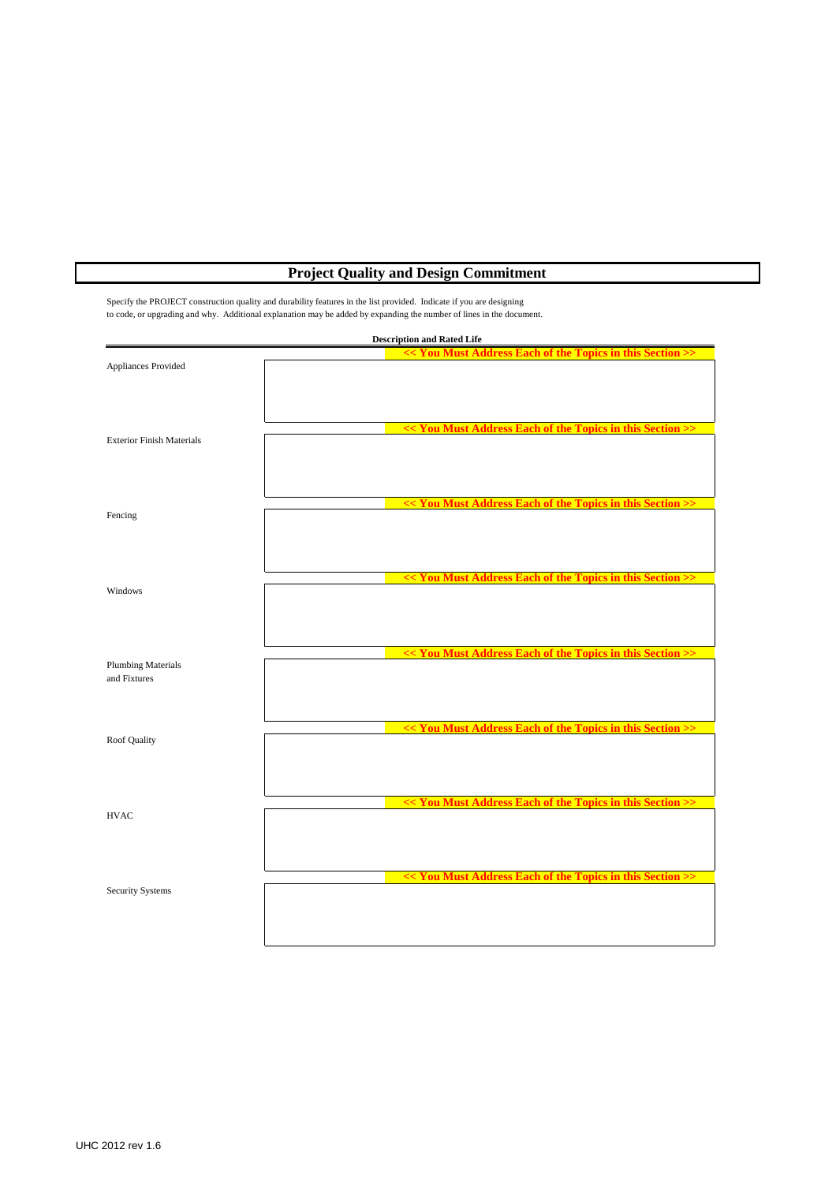# Project Quality and Design Commitment

Specify the PROJECT construction quality and durability features in the list provided. Indicate if you are designing to code, or upgrading and why. Additional explanation may be added by expanding the number of lines in the document.

| | Description and Rated Life |
|---|---|
| | **<< You Must Address Each of the Topics in this Section >>** |
| Appliances Provided | |
| | **<< You Must Address Each of the Topics in this Section >>** |
| Exterior Finish Materials | |
| | **<< You Must Address Each of the Topics in this Section >>** |
| Fencing | |
| | **<< You Must Address Each of the Topics in this Section >>** |
| Windows | |
| | **<< You Must Address Each of the Topics in this Section >>** |
| Plumbing Materials and Fixtures | |
| | **<< You Must Address Each of the Topics in this Section >>** |
| Roof Quality | |
| | **<< You Must Address Each of the Topics in this Section >>** |
| HVAC | |
| | **<< You Must Address Each of the Topics in this Section >>** |
| Security Systems | |

UHC 2012 rev 1.6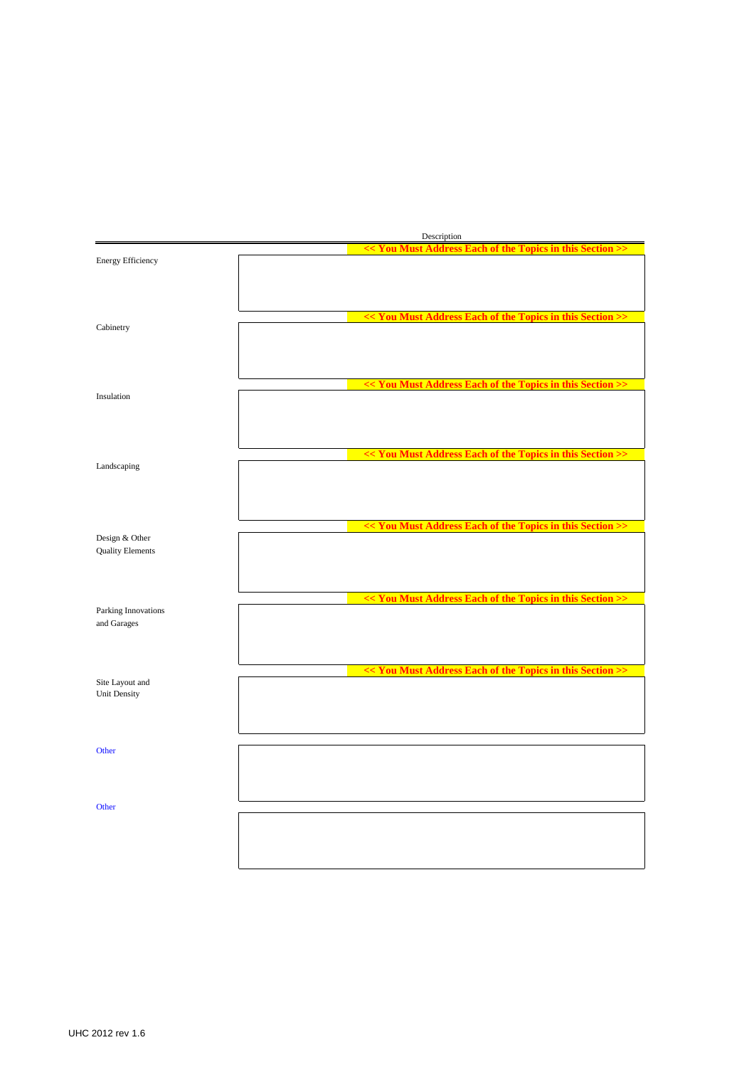| | Description |
|---|---|
| | << You Must Address Each of the Topics in this Section >> |
| Energy Efficiency | |
| | << You Must Address Each of the Topics in this Section >> |
| Cabinetry | |
| | << You Must Address Each of the Topics in this Section >> |
| Insulation | |
| | << You Must Address Each of the Topics in this Section >> |
| Landscaping | |
| | << You Must Address Each of the Topics in this Section >> |
| Design & Other Quality Elements | |
| | << You Must Address Each of the Topics in this Section >> |
| Parking Innovations and Garages | |
| | << You Must Address Each of the Topics in this Section >> |
| Site Layout and Unit Density | |
| Other | |
| Other | |

UHC 2012 rev 1.6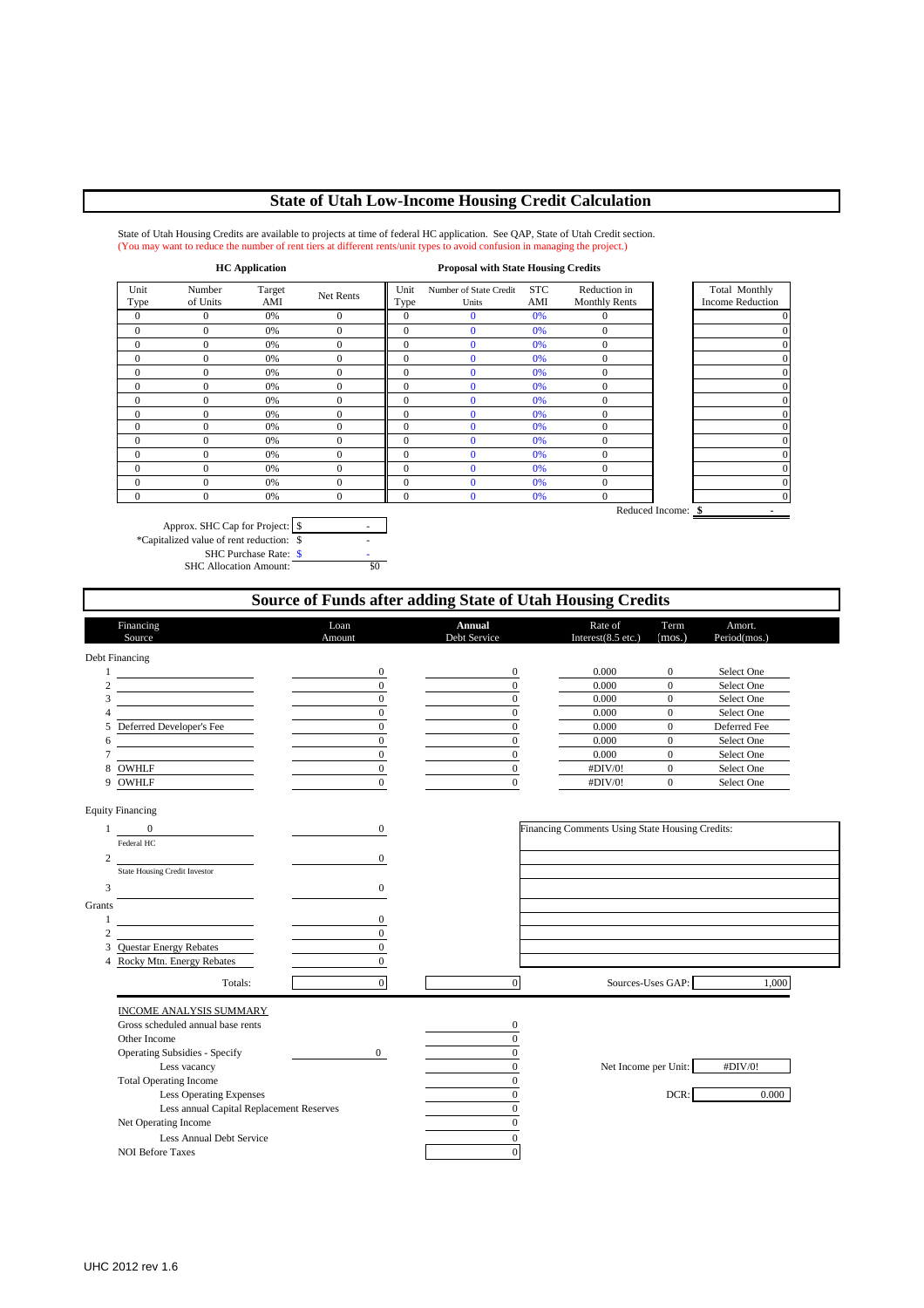# State of Utah Low-Income Housing Credit Calculation

State of Utah Housing Credits are available to projects at time of federal HC application. See QAP, State of Utah Credit section.
(You may want to reduce the number of rent tiers at different rents/unit types to avoid confusion in managing the project.)

| HC Application | | | | Proposal with State Housing Credits | | | | |
|---|---|---|---|---|---|---|---|---|
| Unit Type | Number of Units | Target AMI | Net Rents | Unit Type | Number of State Credit Units | STC AMI | Reduction in Monthly Rents | Total Monthly Income Reduction |
| 0 | 0 | 0% | 0 | 0 | 0 | 0% | 0 | 0 |
| 0 | 0 | 0% | 0 | 0 | 0 | 0% | 0 | 0 |
| 0 | 0 | 0% | 0 | 0 | 0 | 0% | 0 | 0 |
| 0 | 0 | 0% | 0 | 0 | 0 | 0% | 0 | 0 |
| 0 | 0 | 0% | 0 | 0 | 0 | 0% | 0 | 0 |
| 0 | 0 | 0% | 0 | 0 | 0 | 0% | 0 | 0 |
| 0 | 0 | 0% | 0 | 0 | 0 | 0% | 0 | 0 |
| 0 | 0 | 0% | 0 | 0 | 0 | 0% | 0 | 0 |
| 0 | 0 | 0% | 0 | 0 | 0 | 0% | 0 | 0 |
| 0 | 0 | 0% | 0 | 0 | 0 | 0% | 0 | 0 |
| 0 | 0 | 0% | 0 | 0 | 0 | 0% | 0 | 0 |
| 0 | 0 | 0% | 0 | 0 | 0 | 0% | 0 | 0 |
| 0 | 0 | 0% | 0 | 0 | 0 | 0% | 0 | 0 |
| 0 | 0 | 0% | 0 | 0 | 0 | 0% | 0 | 0 |
| | | | | | | | Reduced Income: | $ - |

Approx. SHC Cap for Project: $ -
*Capitalized value of rent reduction: $ -
SHC Purchase Rate: $ -
SHC Allocation Amount: $0

# Source of Funds after adding State of Utah Housing Credits

| | Financing Source | Loan Amount | Annual Debt Service | Rate of Interest(8.5 etc.) | Term (mos.) | Amort. Period(mos.) |
|---|---|---|---|---|---|---|
| **Debt Financing** | | | | | | |
| 1 | | 0 | 0 | 0.000 | 0 | Select One |
| 2 | | 0 | 0 | 0.000 | 0 | Select One |
| 3 | | 0 | 0 | 0.000 | 0 | Select One |
| 4 | | 0 | 0 | 0.000 | 0 | Select One |
| 5 | Deferred Developer's Fee | 0 | 0 | 0.000 | 0 | Deferred Fee |
| 6 | | 0 | 0 | 0.000 | 0 | Select One |
| 7 | | 0 | 0 | 0.000 | 0 | Select One |
| 8 | OWHLF | 0 | 0 | #DIV/0! | 0 | Select One |
| 9 | OWHLF | 0 | 0 | #DIV/0! | 0 | Select One |
| **Equity Financing** | | | | | | |
| 1 | 0 (Federal HC) | 0 | | | | |
| 2 | (State Housing Credit Investor) | 0 | | | | |
| 3 | | 0 | | | | |
| **Grants** | | | | | | |
| 1 | | 0 | | | | |
| 2 | | 0 | | | | |
| 3 | Questar Energy Rebates | 0 | | | | |
| 4 | Rocky Mtn. Energy Rebates | 0 | | | | |
| | Totals: | 0 | 0 | Sources-Uses GAP: | | 1,000 |

Financing Comments Using State Housing Credits:

**INCOME ANALYSIS SUMMARY**

| | | |
|---|---|---|
| Gross scheduled annual base rents | | 0 |
| Other Income | | 0 |
| Operating Subsidies - Specify | 0 | 0 |
| Less vacancy | | 0 |
| Total Operating Income | | 0 |
| Less Operating Expenses | | 0 |
| Less annual Capital Replacement Reserves | | 0 |
| Net Operating Income | | 0 |
| Less Annual Debt Service | | 0 |
| NOI Before Taxes | | 0 |

Net Income per Unit: #DIV/0!

DCR: 0.000

UHC 2012 rev 1.6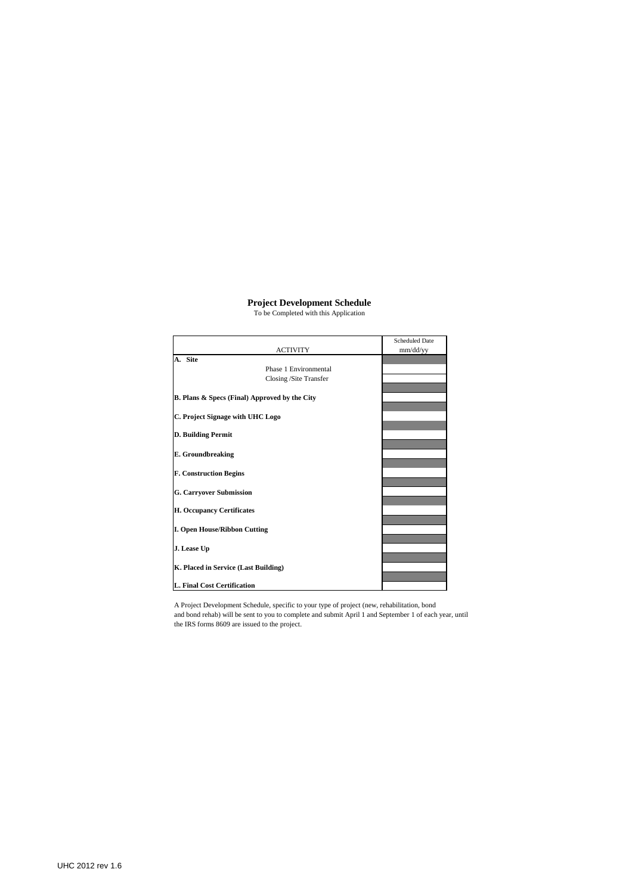## Project Development Schedule

To be Completed with this Application

| ACTIVITY | Scheduled Date mm/dd/yy |
|---|---|
| **A. Site** | |
| Phase 1 Environmental | |
| Closing /Site Transfer | |
| **B. Plans & Specs (Final) Approved by the City** | |
| **C. Project Signage with UHC Logo** | |
| **D. Building Permit** | |
| **E. Groundbreaking** | |
| **F. Construction Begins** | |
| **G. Carryover Submission** | |
| **H. Occupancy Certificates** | |
| **I. Open House/Ribbon Cutting** | |
| **J. Lease Up** | |
| **K. Placed in Service (Last Building)** | |
| **L. Final Cost Certification** | |

A Project Development Schedule, specific to your type of project (new, rehabilitation, bond and bond rehab) will be sent to you to complete and submit April 1 and September 1 of each year, until the IRS forms 8609 are issued to the project.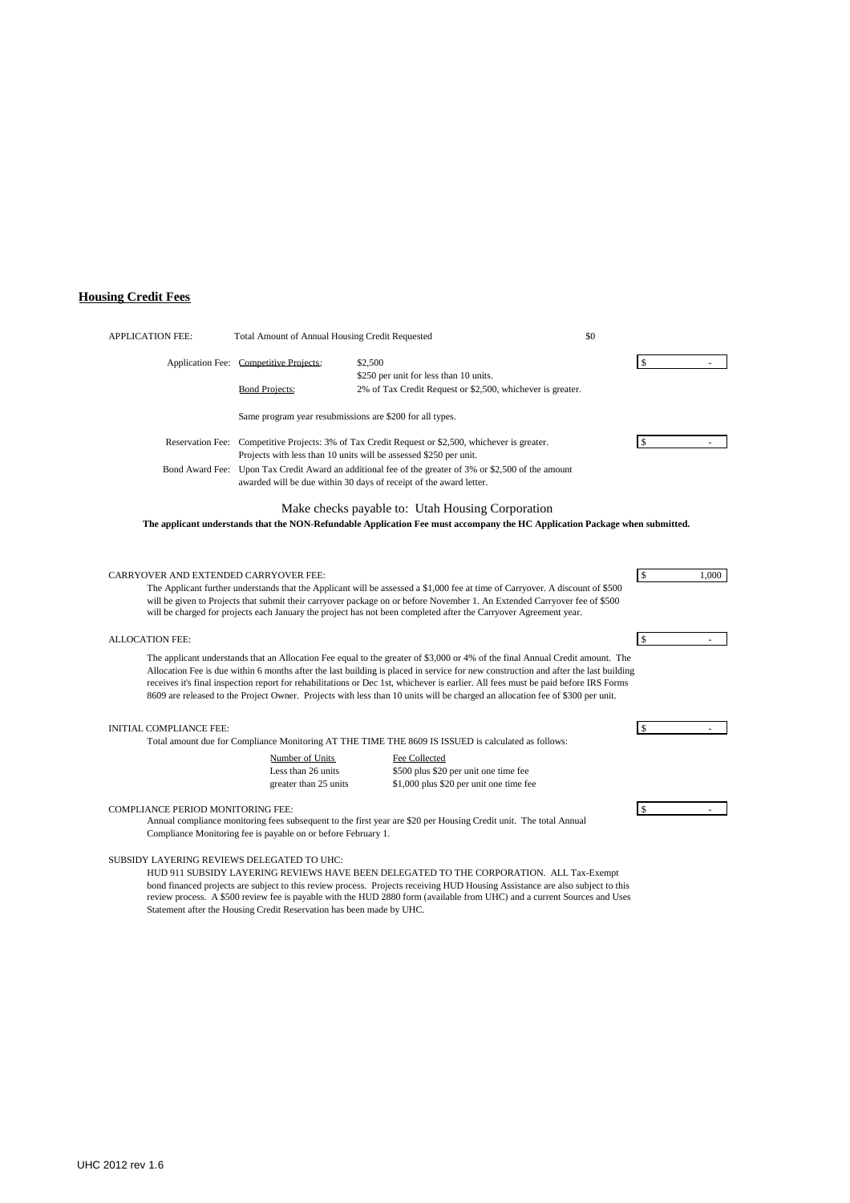## Housing Credit Fees

APPLICATION FEE: Total Amount of Annual Housing Credit Requested $0

Application Fee: Competitive Projects: $2,500 — $ -
$250 per unit for less than 10 units.
Bond Projects: 2% of Tax Credit Request or $2,500, whichever is greater.

Same program year resubmissions are $200 for all types.

Reservation Fee: Competitive Projects: 3% of Tax Credit Request or $2,500, whichever is greater. — $ -
Projects with less than 10 units will be assessed $250 per unit.

Bond Award Fee: Upon Tax Credit Award an additional fee of the greater of 3% or $2,500 of the amount awarded will be due within 30 days of receipt of the award letter.

Make checks payable to: Utah Housing Corporation

**The applicant understands that the NON-Refundable Application Fee must accompany the HC Application Package when submitted.**

CARRYOVER AND EXTENDED CARRYOVER FEE: — $ 1,000

The Applicant further understands that the Applicant will be assessed a $1,000 fee at time of Carryover. A discount of $500 will be given to Projects that submit their carryover package on or before November 1. An Extended Carryover fee of $500 will be charged for projects each January the project has not been completed after the Carryover Agreement year.

ALLOCATION FEE: — $ -

The applicant understands that an Allocation Fee equal to the greater of $3,000 or 4% of the final Annual Credit amount. The Allocation Fee is due within 6 months after the last building is placed in service for new construction and after the last building receives it's final inspection report for rehabilitations or Dec 1st, whichever is earlier. All fees must be paid before IRS Forms 8609 are released to the Project Owner. Projects with less than 10 units will be charged an allocation fee of $300 per unit.

INITIAL COMPLIANCE FEE: — $ -

Total amount due for Compliance Monitoring AT THE TIME THE 8609 IS ISSUED is calculated as follows:

| Number of Units | Fee Collected |
| --- | --- |
| Less than 26 units | $500 plus $20 per unit one time fee |
| greater than 25 units | $1,000 plus $20 per unit one time fee |

COMPLIANCE PERIOD MONITORING FEE: — $ -

Annual compliance monitoring fees subsequent to the first year are $20 per Housing Credit unit. The total Annual Compliance Monitoring fee is payable on or before February 1.

SUBSIDY LAYERING REVIEWS DELEGATED TO UHC:

HUD 911 SUBSIDY LAYERING REVIEWS HAVE BEEN DELEGATED TO THE CORPORATION. ALL Tax-Exempt bond financed projects are subject to this review process. Projects receiving HUD Housing Assistance are also subject to this review process. A $500 review fee is payable with the HUD 2880 form (available from UHC) and a current Sources and Uses Statement after the Housing Credit Reservation has been made by UHC.

UHC 2012 rev 1.6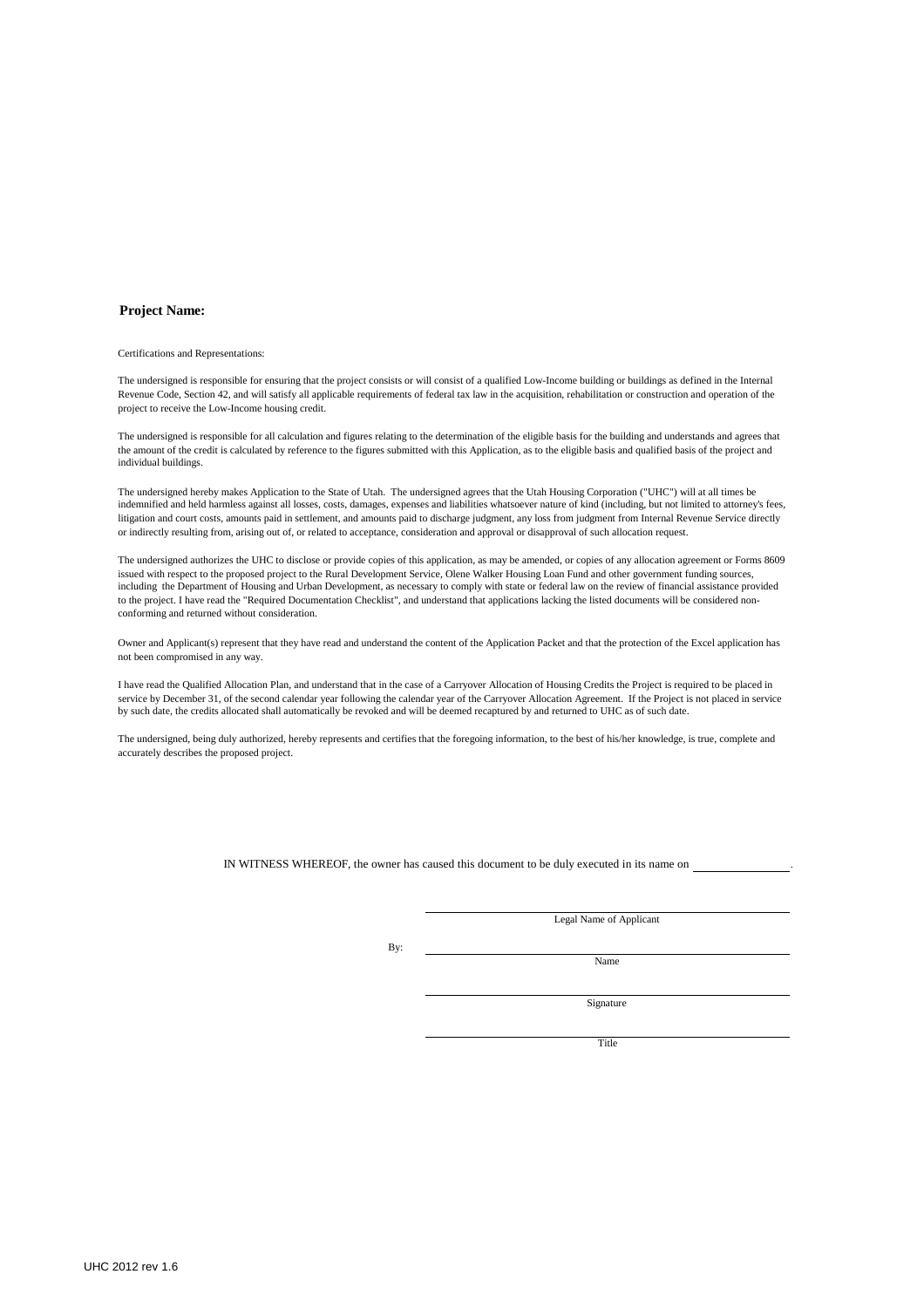**Project Name:**

Certifications and Representations:

The undersigned is responsible for ensuring that the project consists or will consist of a qualified Low-Income building or buildings as defined in the Internal Revenue Code, Section 42, and will satisfy all applicable requirements of federal tax law in the acquisition, rehabilitation or construction and operation of the project to receive the Low-Income housing credit.

The undersigned is responsible for all calculation and figures relating to the determination of the eligible basis for the building and understands and agrees that the amount of the credit is calculated by reference to the figures submitted with this Application, as to the eligible basis and qualified basis of the project and individual buildings.

The undersigned hereby makes Application to the State of Utah. The undersigned agrees that the Utah Housing Corporation ("UHC") will at all times be indemnified and held harmless against all losses, costs, damages, expenses and liabilities whatsoever nature of kind (including, but not limited to attorney's fees, litigation and court costs, amounts paid in settlement, and amounts paid to discharge judgment, any loss from judgment from Internal Revenue Service directly or indirectly resulting from, arising out of, or related to acceptance, consideration and approval or disapproval of such allocation request.

The undersigned authorizes the UHC to disclose or provide copies of this application, as may be amended, or copies of any allocation agreement or Forms 8609 issued with respect to the proposed project to the Rural Development Service, Olene Walker Housing Loan Fund and other government funding sources, including the Department of Housing and Urban Development, as necessary to comply with state or federal law on the review of financial assistance provided to the project. I have read the "Required Documentation Checklist", and understand that applications lacking the listed documents will be considered non-conforming and returned without consideration.

Owner and Applicant(s) represent that they have read and understand the content of the Application Packet and that the protection of the Excel application has not been compromised in any way.

I have read the Qualified Allocation Plan, and understand that in the case of a Carryover Allocation of Housing Credits the Project is required to be placed in service by December 31, of the second calendar year following the calendar year of the Carryover Allocation Agreement. If the Project is not placed in service by such date, the credits allocated shall automatically be revoked and will be deemed recaptured by and returned to UHC as of such date.

The undersigned, being duly authorized, hereby represents and certifies that the foregoing information, to the best of his/her knowledge, is true, complete and accurately describes the proposed project.

IN WITNESS WHEREOF, the owner has caused this document to be duly executed in its name on ________________.

______________________________
Legal Name of Applicant

By: ______________________________
Name

______________________________
Signature

______________________________
Title

UHC 2012 rev 1.6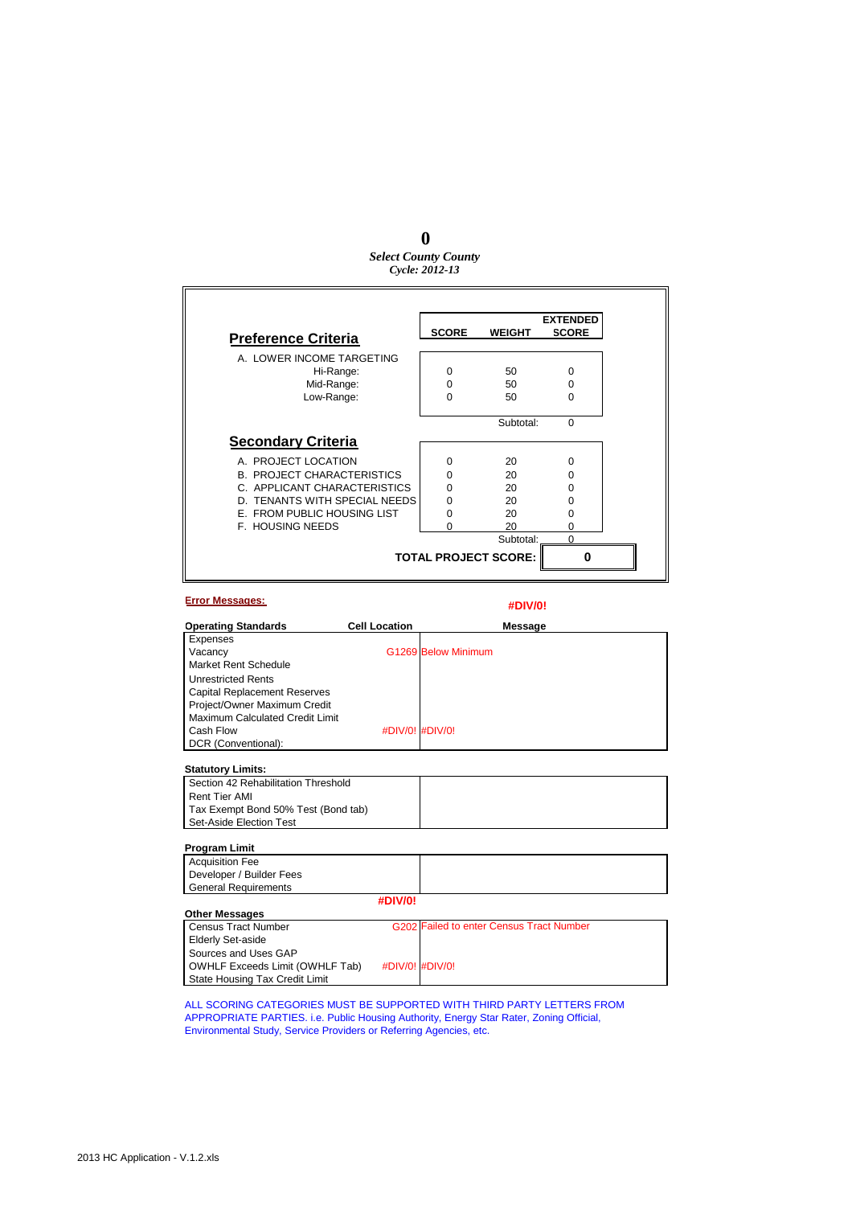**0**

***Select County County***

***Cycle: 2012-13***

| Preference Criteria | SCORE | WEIGHT | EXTENDED SCORE |
|---|---|---|---|
| A. LOWER INCOME TARGETING | | | |
| Hi-Range: | 0 | 50 | 0 |
| Mid-Range: | 0 | 50 | 0 |
| Low-Range: | 0 | 50 | 0 |
| | | Subtotal: | 0 |

| Secondary Criteria | SCORE | WEIGHT | EXTENDED SCORE |
|---|---|---|---|
| A. PROJECT LOCATION | 0 | 20 | 0 |
| B. PROJECT CHARACTERISTICS | 0 | 20 | 0 |
| C. APPLICANT CHARACTERISTICS | 0 | 20 | 0 |
| D. TENANTS WITH SPECIAL NEEDS | 0 | 20 | 0 |
| E. FROM PUBLIC HOUSING LIST | 0 | 20 | 0 |
| F. HOUSING NEEDS | 0 | 20 | 0 |
| | | Subtotal: | 0 |

**TOTAL PROJECT SCORE: 0**

**Error Messages:**

**#DIV/0!**

| Operating Standards | Cell Location | Message |
|---|---|---|
| Expenses | | |
| Vacancy | G1269 | Below Minimum |
| Market Rent Schedule | | |
| Unrestricted Rents | | |
| Capital Replacement Reserves | | |
| Project/Owner Maximum Credit | | |
| Maximum Calculated Credit Limit | | |
| Cash Flow | #DIV/0! | #DIV/0! |
| DCR (Conventional): | | |

| Statutory Limits: | | |
|---|---|---|
| Section 42 Rehabilitation Threshold | | |
| Rent Tier AMI | | |
| Tax Exempt Bond 50% Test (Bond tab) | | |
| Set-Aside Election Test | | |

| Program Limit | | |
|---|---|---|
| Acquisition Fee | | |
| Developer / Builder Fees | | |
| General Requirements | | |

**#DIV/0!**

| Other Messages | | |
|---|---|---|
| Census Tract Number | G202 | Failed to enter Census Tract Number |
| Elderly Set-aside | | |
| Sources and Uses GAP | | |
| OWHLF Exceeds Limit (OWHLF Tab) | #DIV/0! | #DIV/0! |
| State Housing Tax Credit Limit | | |

ALL SCORING CATEGORIES MUST BE SUPPORTED WITH THIRD PARTY LETTERS FROM APPROPRIATE PARTIES. i.e. Public Housing Authority, Energy Star Rater, Zoning Official, Environmental Study, Service Providers or Referring Agencies, etc.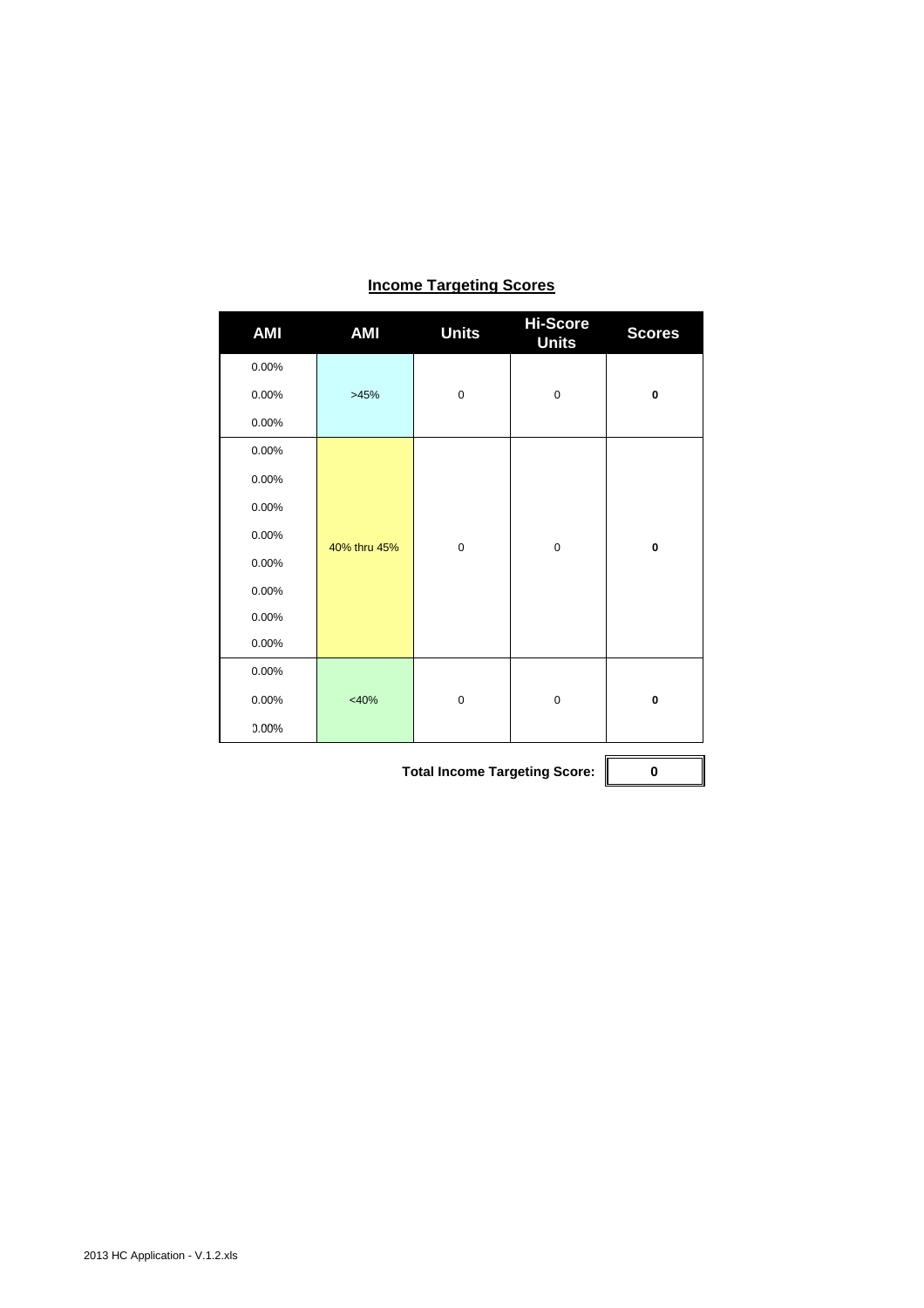## Income Targeting Scores

| AMI | AMI | Units | Hi-Score Units | Scores |
|---|---|---|---|---|
| 0.00% | >45% | 0 | 0 | **0** |
| 0.00% | | | | |
| 0.00% | | | | |
| 0.00% | 40% thru 45% | 0 | 0 | **0** |
| 0.00% | | | | |
| 0.00% | | | | |
| 0.00% | | | | |
| 0.00% | | | | |
| 0.00% | | | | |
| 0.00% | | | | |
| 0.00% | | | | |
| 0.00% | <40% | 0 | 0 | **0** |
| 0.00% | | | | |
| 0.00% | | | | |

**Total Income Targeting Score:** **0**

2013 HC Application - V.1.2.xls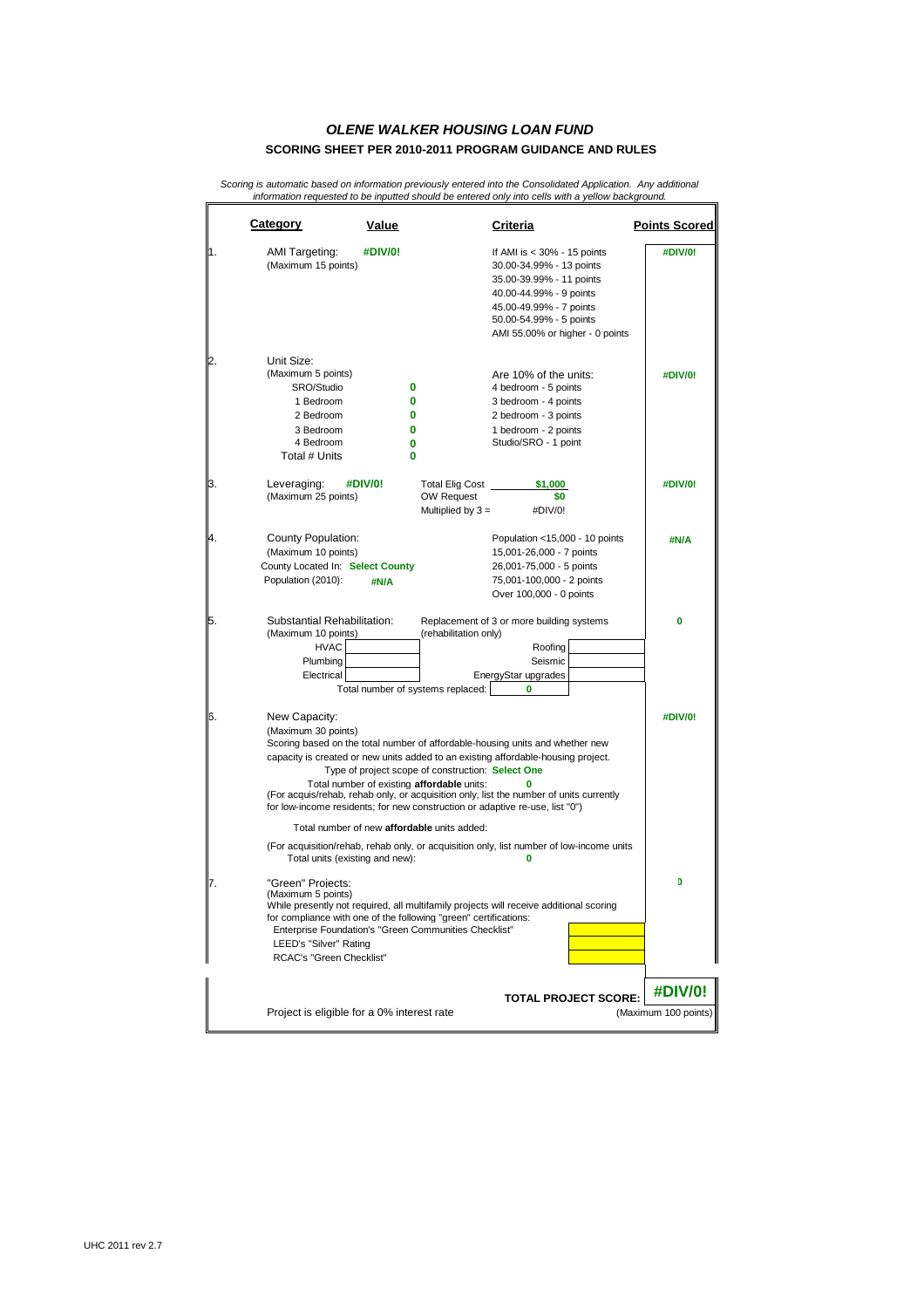# *OLENE WALKER HOUSING LOAN FUND*

## SCORING SHEET PER 2010-2011 PROGRAM GUIDANCE AND RULES

*Scoring is automatic based on information previously entered into the Consolidated Application. Any additional information requested to be inputted should be entered only into cells with a yellow background.*

| | Category | Value | | Criteria | Points Scored |
|---|---|---|---|---|---|
| 1. | AMI Targeting: (Maximum 15 points) | #DIV/0! | | If AMI is < 30% - 15 points<br>30.00-34.99% - 13 points<br>35.00-39.99% - 11 points<br>40.00-44.99% - 9 points<br>45.00-49.99% - 7 points<br>50.00-54.99% - 5 points<br>AMI 55.00% or higher - 0 points | #DIV/0! |
| 2. | Unit Size: (Maximum 5 points) | | | Are 10% of the units: | #DIV/0! |
| | SRO/Studio | 0 | | 4 bedroom - 5 points | |
| | 1 Bedroom | 0 | | 3 bedroom - 4 points | |
| | 2 Bedroom | 0 | | 2 bedroom - 3 points | |
| | 3 Bedroom | 0 | | 1 bedroom - 2 points | |
| | 4 Bedroom | 0 | | Studio/SRO - 1 point | |
| | Total # Units | 0 | | | |
| 3. | Leveraging: (Maximum 25 points) | #DIV/0! | Total Elig Cost<br>OW Request<br>Multiplied by 3 = | $1,000<br>$0<br>#DIV/0! | #DIV/0! |
| 4. | County Population: (Maximum 10 points)<br>County Located In: **Select County**<br>Population (2010): | #N/A | | Population <15,000 - 10 points<br>15,001-26,000 - 7 points<br>26,001-75,000 - 5 points<br>75,001-100,000 - 2 points<br>Over 100,000 - 0 points | #N/A |
| 5. | Substantial Rehabilitation: (Maximum 10 points) | | Replacement of 3 or more building systems (rehabilitation only) | | 0 |
| | HVAC | | | Roofing | |
| | Plumbing | | | Seismic | |
| | Electrical | | | EnergyStar upgrades | |
| | | | Total number of systems replaced: | 0 | |

**6. New Capacity:** (Maximum 30 points) — Points Scored: #DIV/0!

Scoring based on the total number of affordable-housing units and whether new capacity is created or new units added to an existing affordable-housing project.

Type of project scope of construction: **Select One**

Total number of existing **affordable** units: 0

(For acquis/rehab, rehab only, or acquisition only, list the number of units currently for low-income residents; for new construction or adaptive re-use, list "0")

Total number of new **affordable** units added:

(For acquisition/rehab, rehab only, or acquisition only, list number of low-income units Total units (existing and new): 0

**7. "Green" Projects:** (Maximum 5 points) — Points Scored: 0

While presently not required, all multifamily projects will receive additional scoring for compliance with one of the following "green" certifications:

- Enterprise Foundation's "Green Communities Checklist"
- LEED's "Silver" Rating
- RCAC's "Green Checklist"

**TOTAL PROJECT SCORE: #DIV/0!** (Maximum 100 points)

Project is eligible for a 0% interest rate

UHC 2011 rev 2.7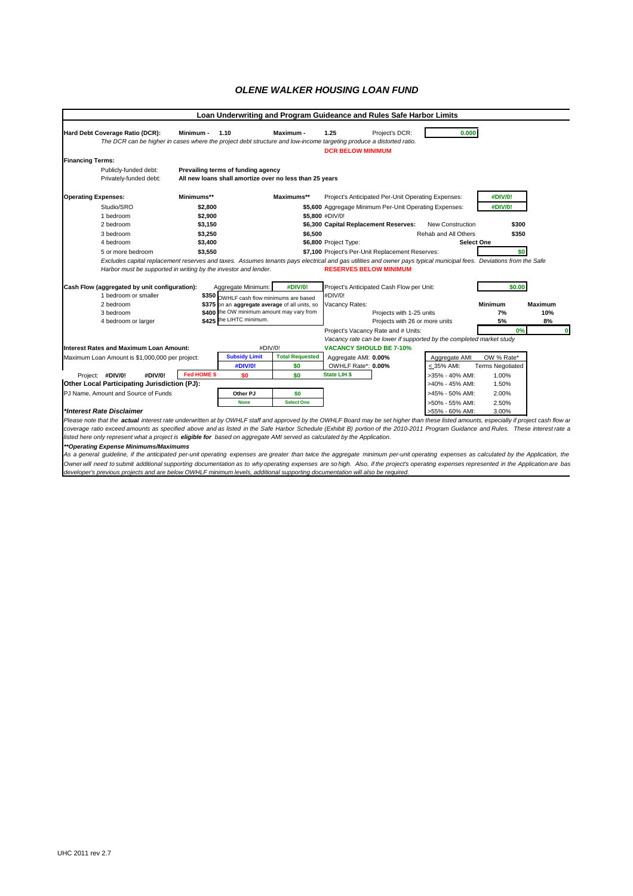# OLENE WALKER HOUSING LOAN FUND

## Loan Underwriting and Program Guideance and Rules Safe Harbor Limits

**Hard Debt Coverage Ratio (DCR):** **Minimum - 1.10** **Maximum - 1.25** Project's DCR: **0.000**

*The DCR can be higher in cases where the project debt structure and low-income targeting produce a distorted ratio.*

**DCR BELOW MINIMUM**

**Financing Terms:**

| | |
|---|---|
| Publicly-funded debt: | **Prevailing terms of funding agency** |
| Privately-funded debt: | **All new loans shall amortize over no less than 25 years** |

**Operating Expenses:**

| Unit Type | Minimums** | Maximums** |
|---|---|---|
| Studio/SRO | $2,800 | $5,600 |
| 1 bedroom | $2,900 | $5,800 |
| 2 bedroom | $3,150 | $6,300 |
| 3 bedroom | $3,250 | $6,500 |
| 4 bedroom | $3,400 | $6,800 |
| 5 or more bedroom | $3,550 | $7,100 |

Project's Anticipated Per-Unit Operating Expenses: **#DIV/0!**

Aggregage Minimum Per-Unit Operating Expenses: **#DIV/0!**

#DIV/0!

**Capital Replacement Reserves:**

| | |
|---|---|
| New Construction | $300 |
| Rehab and All Others | $350 |

Project Type: **Select One**

Project's Per-Unit Replacement Reserves: **$0**

*Excludes capital replacement reserves and taxes. Assumes tenants pays electrical and gas utilities and owner pays typical municipal fees. Deviations from the Safe Harbor must be supported in writing by the investor and lender.*

**RESERVES BELOW MINIMUM**

**Cash Flow (aggregated by unit configuration):** Aggregate Minimum: **#DIV/0!**

| | |
|---|---|
| 1 bedroom or smaller | $350 |
| 2 bedroom | $375 |
| 3 bedroom | $400 |
| 4 bedroom or larger | $425 |

OWHLF cash flow minimums are based on an **aggregate average** of all units, so the OW minimum amount may vary from the LIHTC minimum.

Project's Anticipated Cash Flow per Unit: **$0.00**

#DIV/0!

Vacancy Rates:

| | Minimum | Maximum |
|---|---|---|
| Projects with 1-25 units | 7% | 10% |
| Projects with 26 or more units | 5% | 8% |

Project's Vacancy Rate and # Units: **0%** **0**

*Vacancy rate can be lower if supported by the completed market study*

**VACANCY SHOULD BE 7-10%**

**Interest Rates and Maximum Loan Amount:** #DIV/0!

Maximum Loan Amount is $1,000,000 per project:

| | Subsidy Limit | Total Requested |
|---|---|---|
| | #DIV/0! | $0 |
| Project: #DIV/0! #DIV/0! Fed HOME $ | $0 | $0 |

Aggregate AMI: **0.00%**

OWHLF Rate*: **0.00%**

State LIH $

| Aggregate AMI | OW % Rate* |
|---|---|
| < 35% AMI: | Terms Negotiated |
| >35% - 40% AMI: | 1.00% |
| >40% - 45% AMI: | 1.50% |
| >45% - 50% AMI: | 2.00% |
| >50% - 55% AMI: | 2.50% |
| >55% - 60% AMI: | 3.00% |

**Other Local Participating Jurisdiction (PJ):**

PJ Name, Amount and Source of Funds

| Other PJ | $0 |
|---|---|
| None | Select One |

***Interest Rate Disclaimer***

*Please note that the **actual** interest rate underwritten at by OWHLF staff and approved by the OWHLF Board may be set higher than these listed amounts, especially if project cash flow ar coverage ratio exceed amounts as specified above and as listed in the Safe Harbor Schedule (Exhibit B) portion of the 2010-2011 Program Guidance and Rules. These interest rate a listed here only represent what a project is **eligible for** based on aggregate AMI served as calculated by the Application.*

***\*\*Operating Expense Minimums/Maximums***

*As a general guideline, if the anticipated per-unit operating expenses are greater than twice the aggregate minimum per-unit operating expenses as calculated by the Application, the Owner will need to submit additional supporting documentation as to why operating expenses are so high. Also, if the project's operating expenses represented in the Application are bas developer's previous projects and are below OWHLF minimum levels, additional supporting documentation will also be required.*

UHC 2011 rev 2.7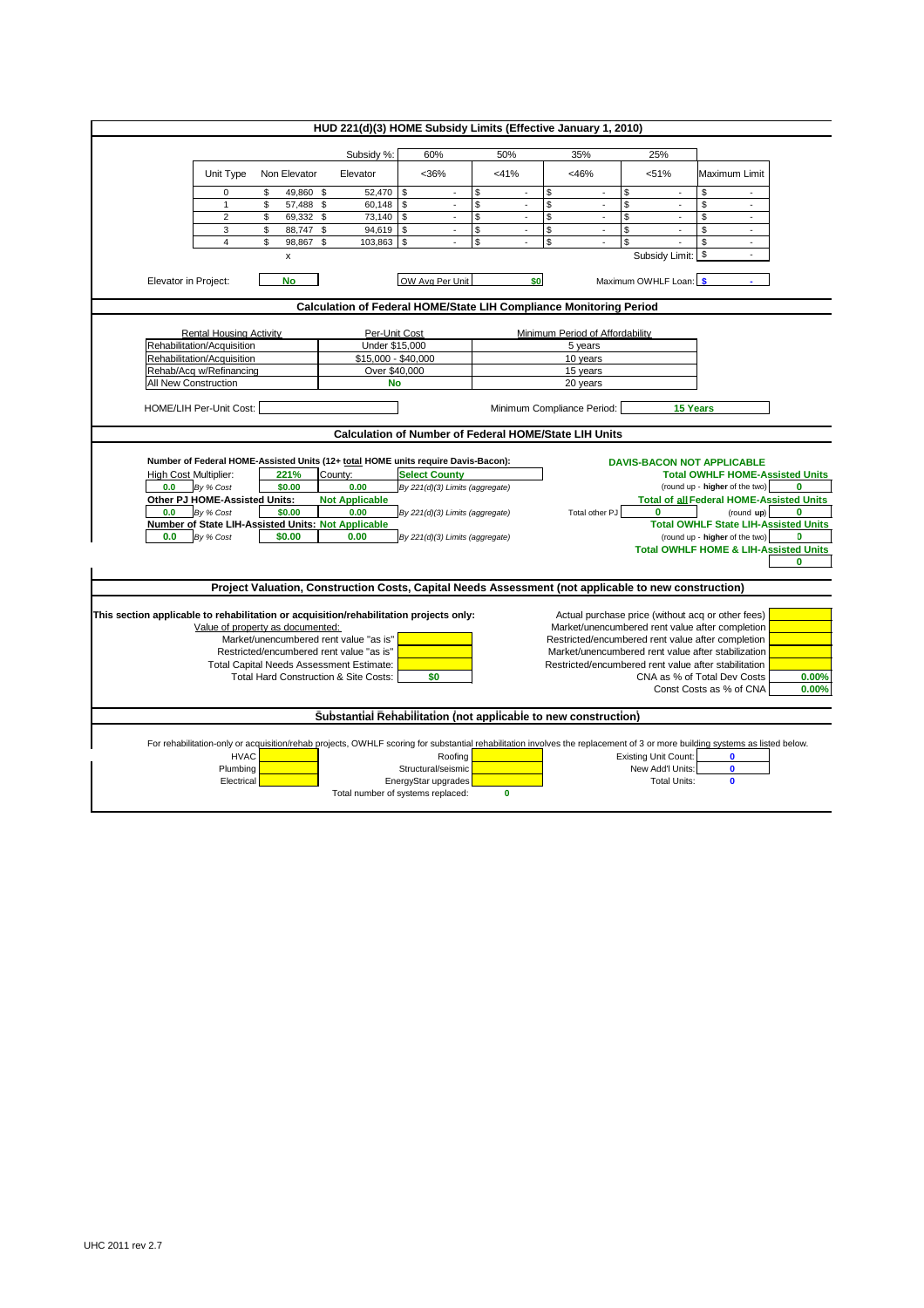## HUD 221(d)(3) HOME Subsidy Limits (Effective January 1, 2010)

| | | Subsidy %: | 60% | 50% | 35% | 25% | |
|---|---|---|---|---|---|---|---|
| Unit Type | Non Elevator | Elevator | <36% | <41% | <46% | <51% | Maximum Limit |
| 0 | $ 49,860 | $ 52,470 | $ - | $ - | $ - | $ - | $ - |
| 1 | $ 57,488 | $ 60,148 | $ - | $ - | $ - | $ - | $ - |
| 2 | $ 69,332 | $ 73,140 | $ - | $ - | $ - | $ - | $ - |
| 3 | $ 88,747 | $ 94,619 | $ - | $ - | $ - | $ - | $ - |
| 4 | $ 98,867 | $ 103,863 | $ - | $ - | $ - | $ - | $ - |
| | x | | | | | Subsidy Limit: | $ - |

Elevator in Project: **No** | OW Avg Per Unit: **$0** | Maximum OWHLF Loan: **$ -**

## Calculation of Federal HOME/State LIH Compliance Monitoring Period

| Rental Housing Activity | Per-Unit Cost | Minimum Period of Affordability |
|---|---|---|
| Rehabilitation/Acquisition | Under $15,000 | 5 years |
| Rehabilitation/Acquisition | $15,000 - $40,000 | 10 years |
| Rehab/Acq w/Refinancing | Over $40,000 | 15 years |
| All New Construction | **No** | 20 years |

HOME/LIH Per-Unit Cost: | Minimum Compliance Period: **15 Years**

## Calculation of Number of Federal HOME/State LIH Units

**Number of Federal HOME-Assisted Units (12+ total HOME units require Davis-Bacon):**

**DAVIS-BACON NOT APPLICABLE**

High Cost Multiplier: **221%** County: **Select County**

**0.0** *By % Cost* **$0.00** **0.00** *By 221(d)(3) Limits (aggregate)*

**Total OWHLF HOME-Assisted Units** (round up - **higher** of the two) **0**

**Other PJ HOME-Assisted Units:** **Not Applicable**

**0.0** *By % Cost* **$0.00** **0.00** *By 221(d)(3) Limits (aggregate)* Total other PJ **0** (round **up**)

**Total of all Federal HOME-Assisted Units** **0**

**Number of State LIH-Assisted Units: Not Applicable**

**0.0** *By % Cost* **$0.00** **0.00** *By 221(d)(3) Limits (aggregate)*

**Total OWHLF State LIH-Assisted Units** (round up - **higher** of the two) **0**

**Total OWHLF HOME & LIH-Assisted Units** **0**

## Project Valuation, Construction Costs, Capital Needs Assessment (not applicable to new construction)

**This section applicable to rehabilitation or acquisition/rehabilitation projects only:**

Value of property as documented:

| | |
|---|---|
| Market/unencumbered rent value "as is" | |
| Restricted/encumbered rent value "as is" | |
| Total Capital Needs Assessment Estimate: | |
| Total Hard Construction & Site Costs: | **$0** |

| | |
|---|---|
| Actual purchase price (without acq or other fees) | |
| Market/unencumbered rent value after completion | |
| Restricted/encumbered rent value after completion | |
| Market/unencumbered rent value after stabilization | |
| Restricted/encumbered rent value after stabilization | |
| CNA as % of Total Dev Costs | **0.00%** |
| Const Costs as % of CNA | **0.00%** |

## Substantial Rehabilitation (not applicable to new construction)

For rehabilitation-only or acquisition/rehab projects, OWHLF scoring for substantial rehabilitation involves the replacement of 3 or more building systems as listed below.

| | | | | | |
|---|---|---|---|---|---|
| HVAC | | Roofing | | Existing Unit Count: | **0** |
| Plumbing | | Structural/seismic | | New Add'l Units: | **0** |
| Electrical | | EnergyStar upgrades | | Total Units: | **0** |
| | | Total number of systems replaced: | **0** | | |

UHC 2011 rev 2.7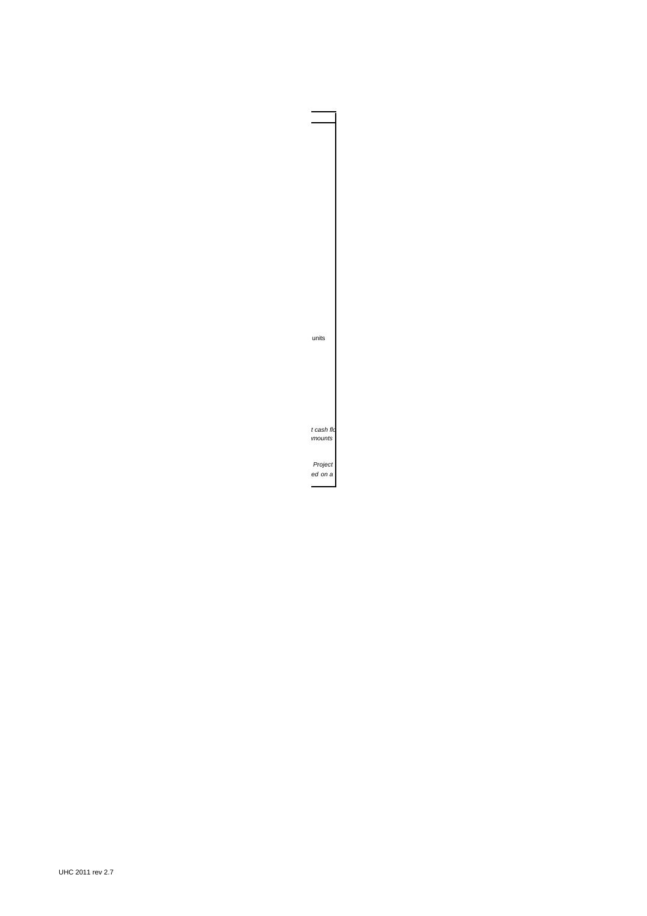units

*t cash flo*
*amounts*

*Project*
*ed on a*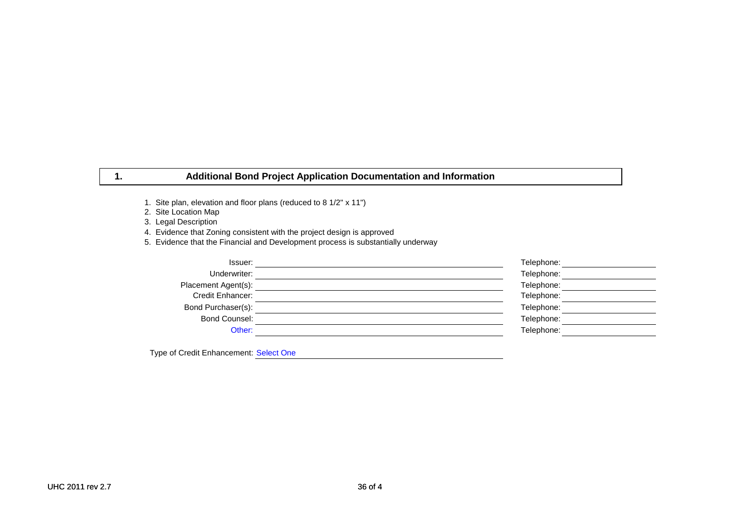## 1. Additional Bond Project Application Documentation and Information

1. Site plan, elevation and floor plans (reduced to 8 1/2" x 11")
2. Site Location Map
3. Legal Description
4. Evidence that Zoning consistent with the project design is approved
5. Evidence that the Financial and Development process is substantially underway

| | | | |
|---|---|---|---|
| Issuer: | | Telephone: | |
| Underwriter: | | Telephone: | |
| Placement Agent(s): | | Telephone: | |
| Credit Enhancer: | | Telephone: | |
| Bond Purchaser(s): | | Telephone: | |
| Bond Counsel: | | Telephone: | |
| Other: | | Telephone: | |

Type of Credit Enhancement: Select One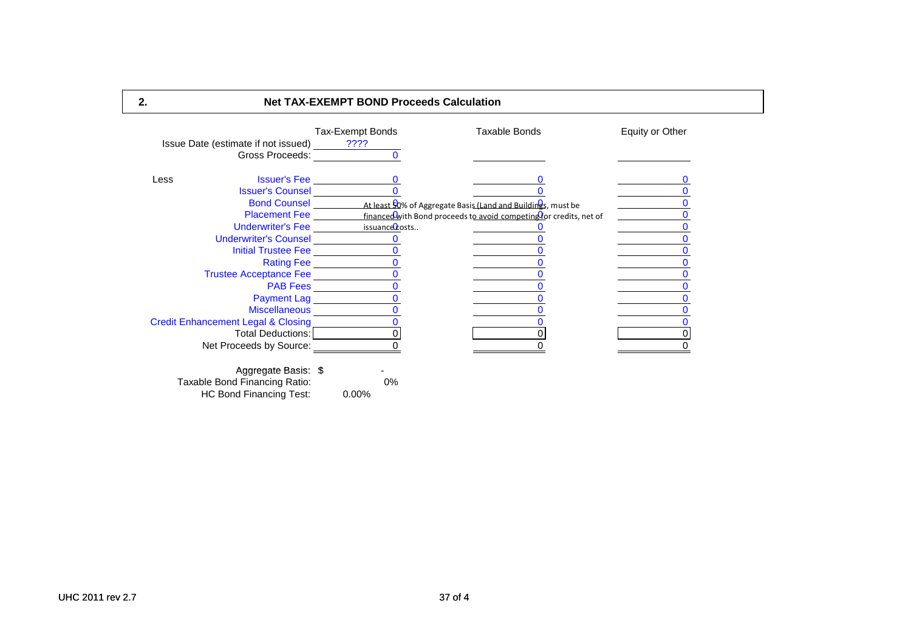## 2. Net TAX-EXEMPT BOND Proceeds Calculation

| | Tax-Exempt Bonds | Taxable Bonds | Equity or Other |
|---|---|---|---|
| Issue Date (estimate if not issued) | ???? | | |
| Gross Proceeds: | 0 | | |
| **Less** | | | |
| Issuer's Fee | 0 | 0 | 0 |
| Issuer's Counsel | 0 | 0 | 0 |
| Bond Counsel | 0 | 0 | 0 |
| Placement Fee | 0 | 0 | 0 |
| Underwriter's Fee | 0 | 0 | 0 |
| Underwriter's Counsel | 0 | 0 | 0 |
| Initial Trustee Fee | 0 | 0 | 0 |
| Rating Fee | 0 | 0 | 0 |
| Trustee Acceptance Fee | 0 | 0 | 0 |
| PAB Fees | 0 | 0 | 0 |
| Payment Lag | 0 | 0 | 0 |
| Miscellaneous | 0 | 0 | 0 |
| Credit Enhancement Legal & Closing | 0 | 0 | 0 |
| Total Deductions: | 0 | 0 | 0 |
| Net Proceeds by Source: | 0 | 0 | 0 |

At least 50% of Aggregate Basis (Land and Buildings), must be financed with Bond proceeds to avoid competing for credits, net of issuance costs..

Aggregate Basis: $ -

Taxable Bond Financing Ratio: 0%

HC Bond Financing Test: 0.00%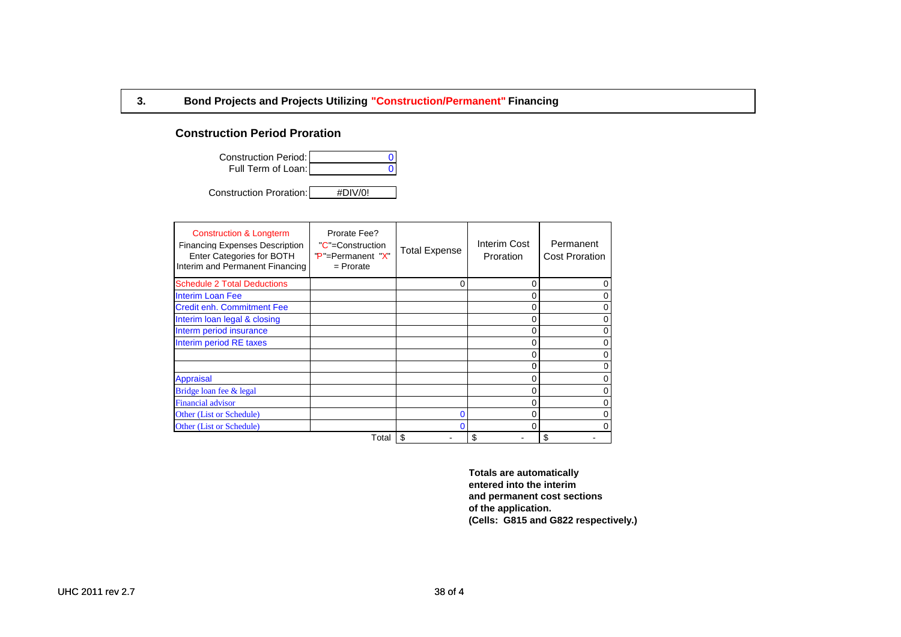## 3. Bond Projects and Projects Utilizing "Construction/Permanent" Financing

### Construction Period Proration

| | |
|---|---|
| Construction Period: | 0 |
| Full Term of Loan: | 0 |
| Construction Proration: | #DIV/0! |

| Construction & Longterm Financing Expenses Description Enter Categories for BOTH Interim and Permanent Financing | Prorate Fee? "C"=Construction "P"=Permanent "X" = Prorate | Total Expense | Interim Cost Proration | Permanent Cost Proration |
|---|---|---|---|---|
| Schedule 2 Total Deductions | | 0 | 0 | 0 |
| Interim Loan Fee | | | 0 | 0 |
| Credit enh. Commitment Fee | | | 0 | 0 |
| Interim loan legal & closing | | | 0 | 0 |
| Interm period insurance | | | 0 | 0 |
| Interim period RE taxes | | | 0 | 0 |
| | | | 0 | 0 |
| | | | 0 | 0 |
| Appraisal | | | 0 | 0 |
| Bridge loan fee & legal | | | 0 | 0 |
| Financial advisor | | | 0 | 0 |
| Other (List or Schedule) | | 0 | 0 | 0 |
| Other (List or Schedule) | | 0 | 0 | 0 |
| | Total | $ - | $ - | $ - |

**Totals are automatically entered into the interim and permanent cost sections of the application. (Cells: G815 and G822 respectively.)**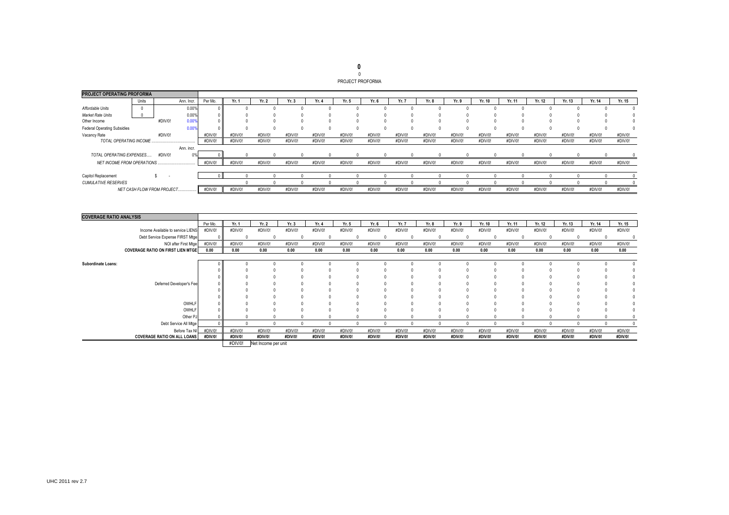**0**

0

PROJECT PROFORMA

| PROJECT OPERATING PROFORMA | | | | Per Mo. | Yr. 1 | Yr. 2 | Yr. 3 | Yr. 4 | Yr. 5 | Yr. 6 | Yr. 7 | Yr. 8 | Yr. 9 | Yr. 10 | Yr. 11 | Yr. 12 | Yr. 13 | Yr. 14 | Yr. 15 |
|---|---|---|---|---|---|---|---|---|---|---|---|---|---|---|---|---|---|---|---|
| | Units | | Ann. Incr. | | | | | | | | | | | | | | | | |
| *Affordable Units* | 0 | | 0.00% | 0 | 0 | 0 | 0 | 0 | 0 | 0 | 0 | 0 | 0 | 0 | 0 | 0 | 0 | 0 | 0 |
| *Market Rate Units* | 0 | | 0.00% | 0 | 0 | 0 | 0 | 0 | 0 | 0 | 0 | 0 | 0 | 0 | 0 | 0 | 0 | 0 | 0 |
| Other Income | | #DIV/0! | 0.00% | 0 | 0 | 0 | 0 | 0 | 0 | 0 | 0 | 0 | 0 | 0 | 0 | 0 | 0 | 0 | 0 |
| Federal Operating Subsidies | | | 0.00% | 0 | 0 | 0 | 0 | 0 | 0 | 0 | 0 | 0 | 0 | 0 | 0 | 0 | 0 | 0 | 0 |
| Vacancy Rate | | #DIV/0! | | #DIV/0! | #DIV/0! | #DIV/0! | #DIV/0! | #DIV/0! | #DIV/0! | #DIV/0! | #DIV/0! | #DIV/0! | #DIV/0! | #DIV/0! | #DIV/0! | #DIV/0! | #DIV/0! | #DIV/0! | #DIV/0! |
| *TOTAL OPERATING INCOME ..............................* | | | | #DIV/0! | #DIV/0! | #DIV/0! | #DIV/0! | #DIV/0! | #DIV/0! | #DIV/0! | #DIV/0! | #DIV/0! | #DIV/0! | #DIV/0! | #DIV/0! | #DIV/0! | #DIV/0! | #DIV/0! | #DIV/0! |
| | | | Ann. incr. | | | | | | | | | | | | | | | | |
| *TOTAL OPERATING EXPENSES.....* | | #DIV/0! | 0% | 0 | 0 | 0 | 0 | 0 | 0 | 0 | 0 | 0 | 0 | 0 | 0 | 0 | 0 | 0 | 0 |
| *NET INCOME FROM OPERATIONS ..............................* | | | | #DIV/0! | #DIV/0! | #DIV/0! | #DIV/0! | #DIV/0! | #DIV/0! | #DIV/0! | #DIV/0! | #DIV/0! | #DIV/0! | #DIV/0! | #DIV/0! | #DIV/0! | #DIV/0! | #DIV/0! | #DIV/0! |
| Capitol Replacement | | $ - | | 0 | 0 | 0 | 0 | 0 | 0 | 0 | 0 | 0 | 0 | 0 | 0 | 0 | 0 | 0 | 0 |
| *CUMULATIVE RESERVES* | | | | | 0 | 0 | 0 | 0 | 0 | 0 | 0 | 0 | 0 | 0 | 0 | 0 | 0 | 0 | 0 |
| *NET CASH FLOW FROM PROJECT..................* | | | | #DIV/0! | #DIV/0! | #DIV/0! | #DIV/0! | #DIV/0! | #DIV/0! | #DIV/0! | #DIV/0! | #DIV/0! | #DIV/0! | #DIV/0! | #DIV/0! | #DIV/0! | #DIV/0! | #DIV/0! | #DIV/0! |

| COVERAGE RATIO ANALYSIS | Per Mo. | Yr. 1 | Yr. 2 | Yr. 3 | Yr. 4 | Yr. 5 | Yr. 6 | Yr. 7 | Yr. 8 | Yr. 9 | Yr. 10 | Yr. 11 | Yr. 12 | Yr. 13 | Yr. 14 | Yr. 15 |
|---|---|---|---|---|---|---|---|---|---|---|---|---|---|---|---|---|
| Income Available to service LIENS | #DIV/0! | #DIV/0! | #DIV/0! | #DIV/0! | #DIV/0! | #DIV/0! | #DIV/0! | #DIV/0! | #DIV/0! | #DIV/0! | #DIV/0! | #DIV/0! | #DIV/0! | #DIV/0! | #DIV/0! | #DIV/0! |
| Debt Service Expense FIRST Mtge | 0 | 0 | 0 | 0 | 0 | 0 | 0 | 0 | 0 | 0 | 0 | 0 | 0 | 0 | 0 | 0 |
| NOI after First Mtge | #DIV/0! | #DIV/0! | #DIV/0! | #DIV/0! | #DIV/0! | #DIV/0! | #DIV/0! | #DIV/0! | #DIV/0! | #DIV/0! | #DIV/0! | #DIV/0! | #DIV/0! | #DIV/0! | #DIV/0! | #DIV/0! |
| **COVERAGE RATIO ON FIRST LIEN MTGE** | **0.00** | **0.00** | **0.00** | **0.00** | **0.00** | **0.00** | **0.00** | **0.00** | **0.00** | **0.00** | **0.00** | **0.00** | **0.00** | **0.00** | **0.00** | **0.00** |
| **Subordinate Loans:** | 0 | 0 | 0 | 0 | 0 | 0 | 0 | 0 | 0 | 0 | 0 | 0 | 0 | 0 | 0 | 0 |
| | 0 | 0 | 0 | 0 | 0 | 0 | 0 | 0 | 0 | 0 | 0 | 0 | 0 | 0 | 0 | 0 |
| | 0 | 0 | 0 | 0 | 0 | 0 | 0 | 0 | 0 | 0 | 0 | 0 | 0 | 0 | 0 | 0 |
| Deferred Developer's Fee | 0 | 0 | 0 | 0 | 0 | 0 | 0 | 0 | 0 | 0 | 0 | 0 | 0 | 0 | 0 | 0 |
| | 0 | 0 | 0 | 0 | 0 | 0 | 0 | 0 | 0 | 0 | 0 | 0 | 0 | 0 | 0 | 0 |
| | 0 | 0 | 0 | 0 | 0 | 0 | 0 | 0 | 0 | 0 | 0 | 0 | 0 | 0 | 0 | 0 |
| OWHLF | 0 | 0 | 0 | 0 | 0 | 0 | 0 | 0 | 0 | 0 | 0 | 0 | 0 | 0 | 0 | 0 |
| OWHLF | 0 | 0 | 0 | 0 | 0 | 0 | 0 | 0 | 0 | 0 | 0 | 0 | 0 | 0 | 0 | 0 |
| Other PJ | 0 | 0 | 0 | 0 | 0 | 0 | 0 | 0 | 0 | 0 | 0 | 0 | 0 | 0 | 0 | 0 |
| Debt Service All Mtge | 0 | 0 | 0 | 0 | 0 | 0 | 0 | 0 | 0 | 0 | 0 | 0 | 0 | 0 | 0 | 0 |
| Before Tax NI | #DIV/0! | #DIV/0! | #DIV/0! | #DIV/0! | #DIV/0! | #DIV/0! | #DIV/0! | #DIV/0! | #DIV/0! | #DIV/0! | #DIV/0! | #DIV/0! | #DIV/0! | #DIV/0! | #DIV/0! | #DIV/0! |
| **COVERAGE RATIO ON ALL LOANS** | **#DIV/0!** | **#DIV/0!** | **#DIV/0!** | **#DIV/0!** | **#DIV/0!** | **#DIV/0!** | **#DIV/0!** | **#DIV/0!** | **#DIV/0!** | **#DIV/0!** | **#DIV/0!** | **#DIV/0!** | **#DIV/0!** | **#DIV/0!** | **#DIV/0!** | **#DIV/0!** |
| | | #DIV/0! | Net Income per unit | | | | | | | | | | | | | |

UHC 2011 rev 2.7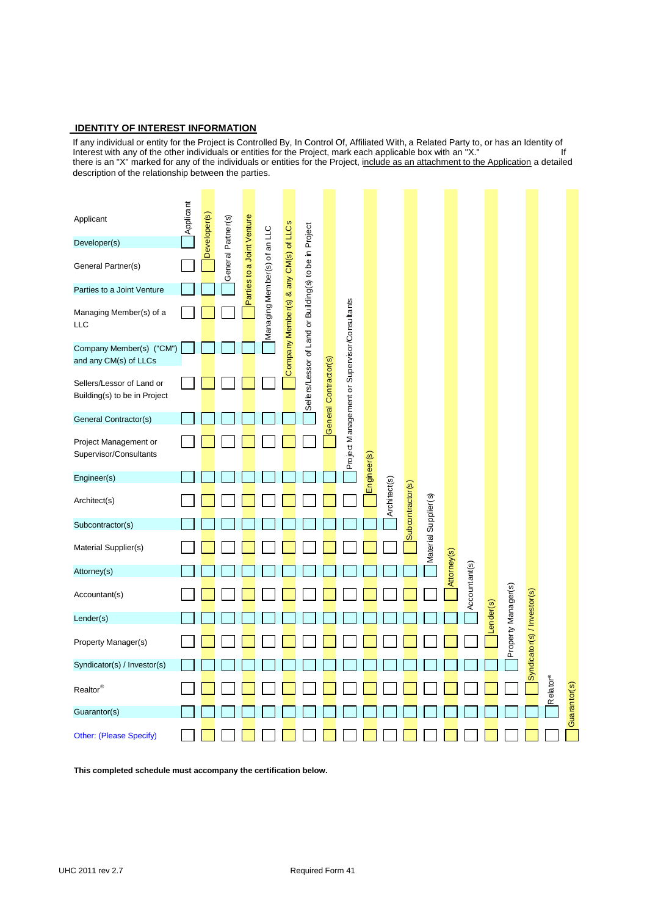## IDENTITY OF INTEREST INFORMATION

If any individual or entity for the Project is Controlled By, In Control Of, Affiliated With, a Related Party to, or has an Identity of Interest with any of the other individuals or entities for the Project, mark each applicable box with an "X." If there is an "X" marked for any of the individuals or entities for the Project, include as an attachment to the Application a detailed description of the relationship between the parties.

| | Applicant | Developer(s) | General Partner(s) | Parties to a Joint Venture | Managing Member(s) of an LLC | Company Member(s) & any CM(s) of LLCs | Sellers/Lessor of Land or Building(s) to be in Project | General Contractor(s) | Project Management or Supervisor/Consultants | Engineer(s) | Architect(s) | Subcontractor(s) | Material Supplier(s) | Attorney(s) | Accountant(s) | Lender(s) | Property Manager(s) | Syndicator(s) / Investor(s) | Realtor® | Guarantor(s) |
|---|---|---|---|---|---|---|---|---|---|---|---|---|---|---|---|---|---|---|---|---|
| Applicant | | | | | | | | | | | | | | | | | | | | |
| Developer(s) | ☐ | | | | | | | | | | | | | | | | | | | |
| General Partner(s) | ☐ | ☐ | | | | | | | | | | | | | | | | | | |
| Parties to a Joint Venture | ☐ | ☐ | ☐ | | | | | | | | | | | | | | | | | |
| Managing Member(s) of a LLC | ☐ | ☐ | ☐ | ☐ | | | | | | | | | | | | | | | | |
| Company Member(s) ("CM") and any CM(s) of LLCs | ☐ | ☐ | ☐ | ☐ | ☐ | | | | | | | | | | | | | | | |
| Sellers/Lessor of Land or Building(s) to be in Project | ☐ | ☐ | ☐ | ☐ | ☐ | ☐ | | | | | | | | | | | | | | |
| General Contractor(s) | ☐ | ☐ | ☐ | ☐ | ☐ | ☐ | ☐ | | | | | | | | | | | | | |
| Project Management or Supervisor/Consultants | ☐ | ☐ | ☐ | ☐ | ☐ | ☐ | ☐ | ☐ | | | | | | | | | | | | |
| Engineer(s) | ☐ | ☐ | ☐ | ☐ | ☐ | ☐ | ☐ | ☐ | ☐ | | | | | | | | | | | |
| Architect(s) | ☐ | ☐ | ☐ | ☐ | ☐ | ☐ | ☐ | ☐ | ☐ | ☐ | | | | | | | | | | |
| Subcontractor(s) | ☐ | ☐ | ☐ | ☐ | ☐ | ☐ | ☐ | ☐ | ☐ | ☐ | ☐ | | | | | | | | | |
| Material Supplier(s) | ☐ | ☐ | ☐ | ☐ | ☐ | ☐ | ☐ | ☐ | ☐ | ☐ | ☐ | ☐ | | | | | | | | |
| Attorney(s) | ☐ | ☐ | ☐ | ☐ | ☐ | ☐ | ☐ | ☐ | ☐ | ☐ | ☐ | ☐ | ☐ | | | | | | | |
| Accountant(s) | ☐ | ☐ | ☐ | ☐ | ☐ | ☐ | ☐ | ☐ | ☐ | ☐ | ☐ | ☐ | ☐ | ☐ | | | | | | |
| Lender(s) | ☐ | ☐ | ☐ | ☐ | ☐ | ☐ | ☐ | ☐ | ☐ | ☐ | ☐ | ☐ | ☐ | ☐ | ☐ | | | | | |
| Property Manager(s) | ☐ | ☐ | ☐ | ☐ | ☐ | ☐ | ☐ | ☐ | ☐ | ☐ | ☐ | ☐ | ☐ | ☐ | ☐ | ☐ | | | | |
| Syndicator(s) / Investor(s) | ☐ | ☐ | ☐ | ☐ | ☐ | ☐ | ☐ | ☐ | ☐ | ☐ | ☐ | ☐ | ☐ | ☐ | ☐ | ☐ | ☐ | | | |
| Realtor® | ☐ | ☐ | ☐ | ☐ | ☐ | ☐ | ☐ | ☐ | ☐ | ☐ | ☐ | ☐ | ☐ | ☐ | ☐ | ☐ | ☐ | ☐ | | |
| Guarantor(s) | ☐ | ☐ | ☐ | ☐ | ☐ | ☐ | ☐ | ☐ | ☐ | ☐ | ☐ | ☐ | ☐ | ☐ | ☐ | ☐ | ☐ | ☐ | ☐ | |
| Other: (Please Specify) | ☐ | ☐ | ☐ | ☐ | ☐ | ☐ | ☐ | ☐ | ☐ | ☐ | ☐ | ☐ | ☐ | ☐ | ☐ | ☐ | ☐ | ☐ | ☐ | ☐ |

**This completed schedule must accompany the certification below.**

UHC 2011 rev 2.7 Required Form 41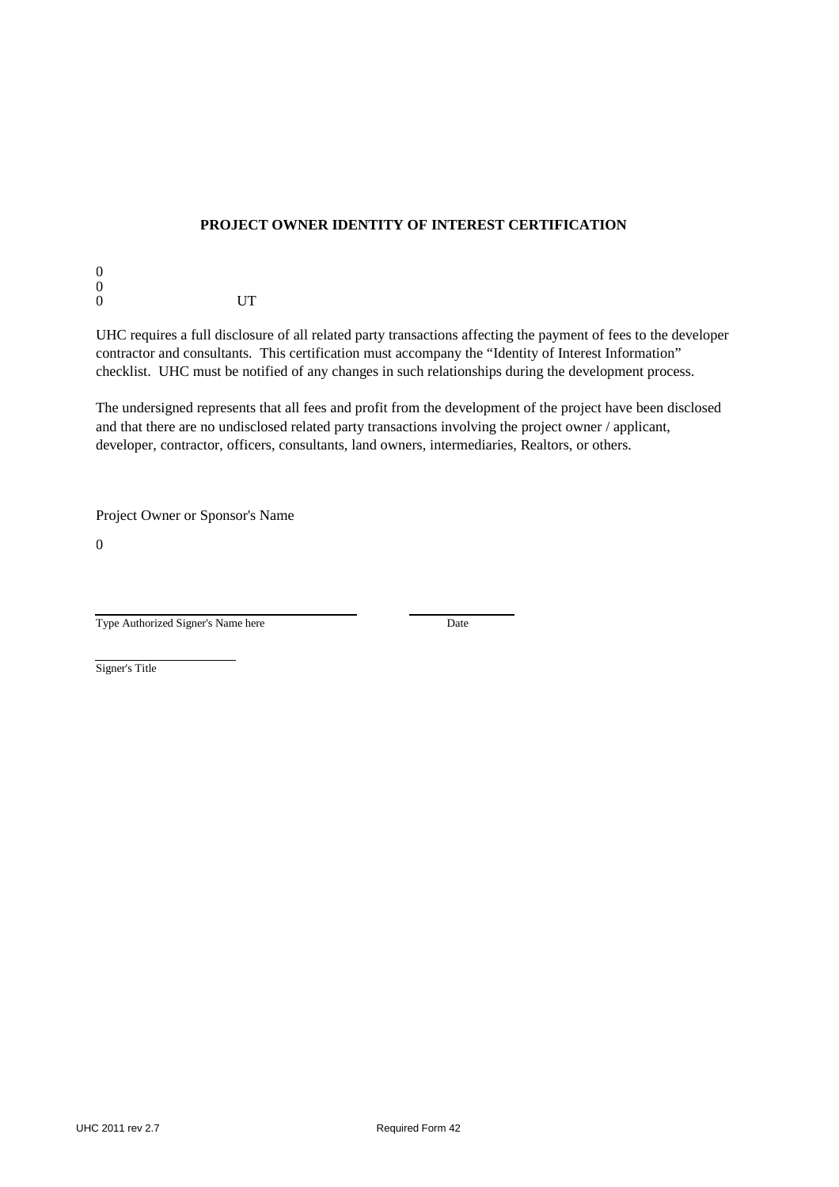**PROJECT OWNER IDENTITY OF INTEREST CERTIFICATION**

0
0
0 UT

UHC requires a full disclosure of all related party transactions affecting the payment of fees to the developer contractor and consultants. This certification must accompany the "Identity of Interest Information" checklist. UHC must be notified of any changes in such relationships during the development process.

The undersigned represents that all fees and profit from the development of the project have been disclosed and that there are no undisclosed related party transactions involving the project owner / applicant, developer, contractor, officers, consultants, land owners, intermediaries, Realtors, or others.

Project Owner or Sponsor's Name

0

\_\_\_\_\_\_\_\_\_\_\_\_\_\_\_\_\_\_\_\_\_\_\_\_\_\_\_\_\_\_ \_\_\_\_\_\_\_\_\_\_\_\_
Type Authorized Signer's Name here Date

\_\_\_\_\_\_\_\_\_\_\_\_\_\_\_\_
Signer's Title

UHC 2011 rev 2.7 Required Form 42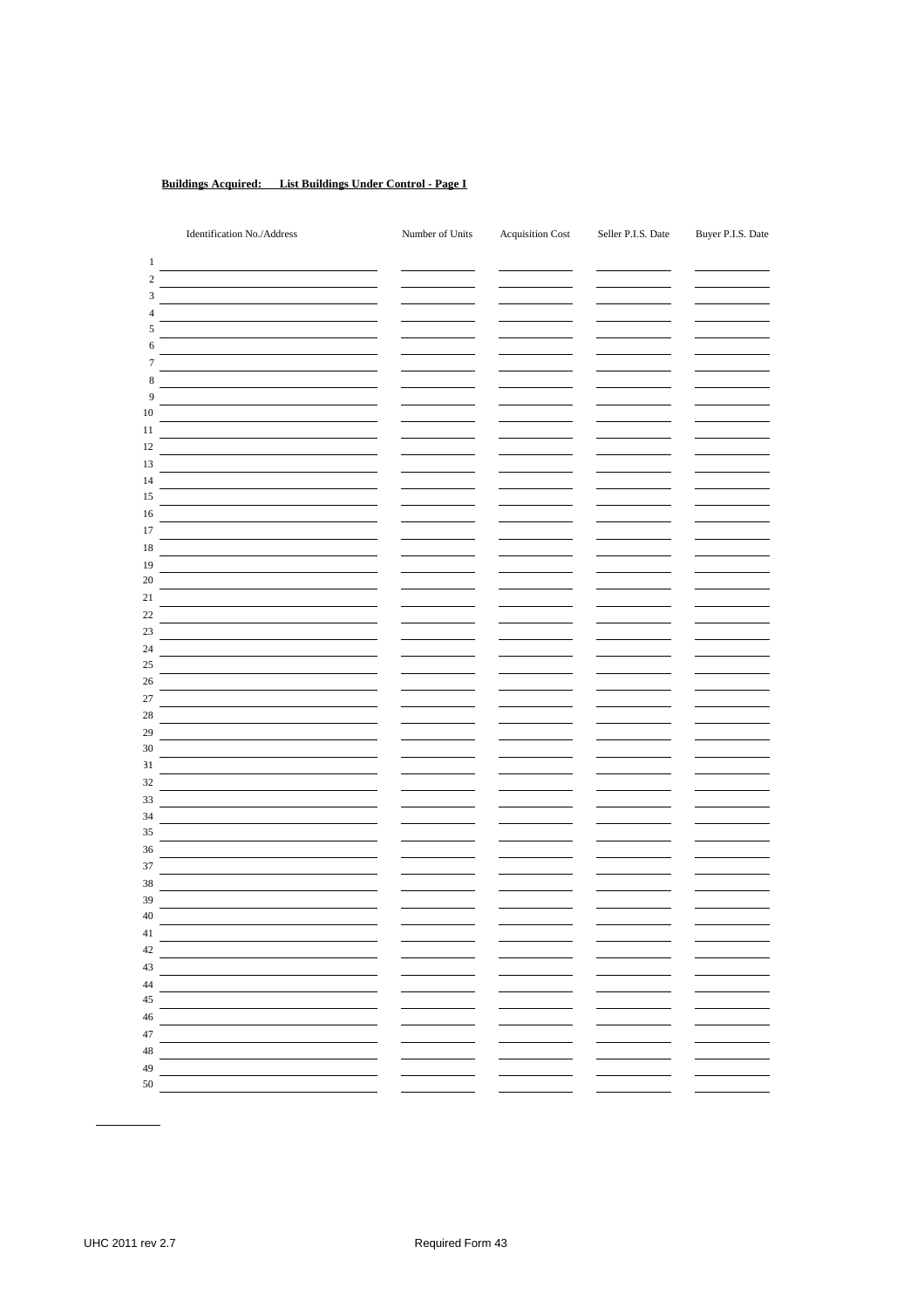**Buildings Acquired: List Buildings Under Control - Page I**

| | Identification No./Address | Number of Units | Acquisition Cost | Seller P.I.S. Date | Buyer P.I.S. Date |
|---|---|---|---|---|---|
| 1 | | | | | |
| 2 | | | | | |
| 3 | | | | | |
| 4 | | | | | |
| 5 | | | | | |
| 6 | | | | | |
| 7 | | | | | |
| 8 | | | | | |
| 9 | | | | | |
| 10 | | | | | |
| 11 | | | | | |
| 12 | | | | | |
| 13 | | | | | |
| 14 | | | | | |
| 15 | | | | | |
| 16 | | | | | |
| 17 | | | | | |
| 18 | | | | | |
| 19 | | | | | |
| 20 | | | | | |
| 21 | | | | | |
| 22 | | | | | |
| 23 | | | | | |
| 24 | | | | | |
| 25 | | | | | |
| 26 | | | | | |
| 27 | | | | | |
| 28 | | | | | |
| 29 | | | | | |
| 30 | | | | | |
| 31 | | | | | |
| 32 | | | | | |
| 33 | | | | | |
| 34 | | | | | |
| 35 | | | | | |
| 36 | | | | | |
| 37 | | | | | |
| 38 | | | | | |
| 39 | | | | | |
| 40 | | | | | |
| 41 | | | | | |
| 42 | | | | | |
| 43 | | | | | |
| 44 | | | | | |
| 45 | | | | | |
| 46 | | | | | |
| 47 | | | | | |
| 48 | | | | | |
| 49 | | | | | |
| 50 | | | | | |

UHC 2011 rev 2.7

Required Form 43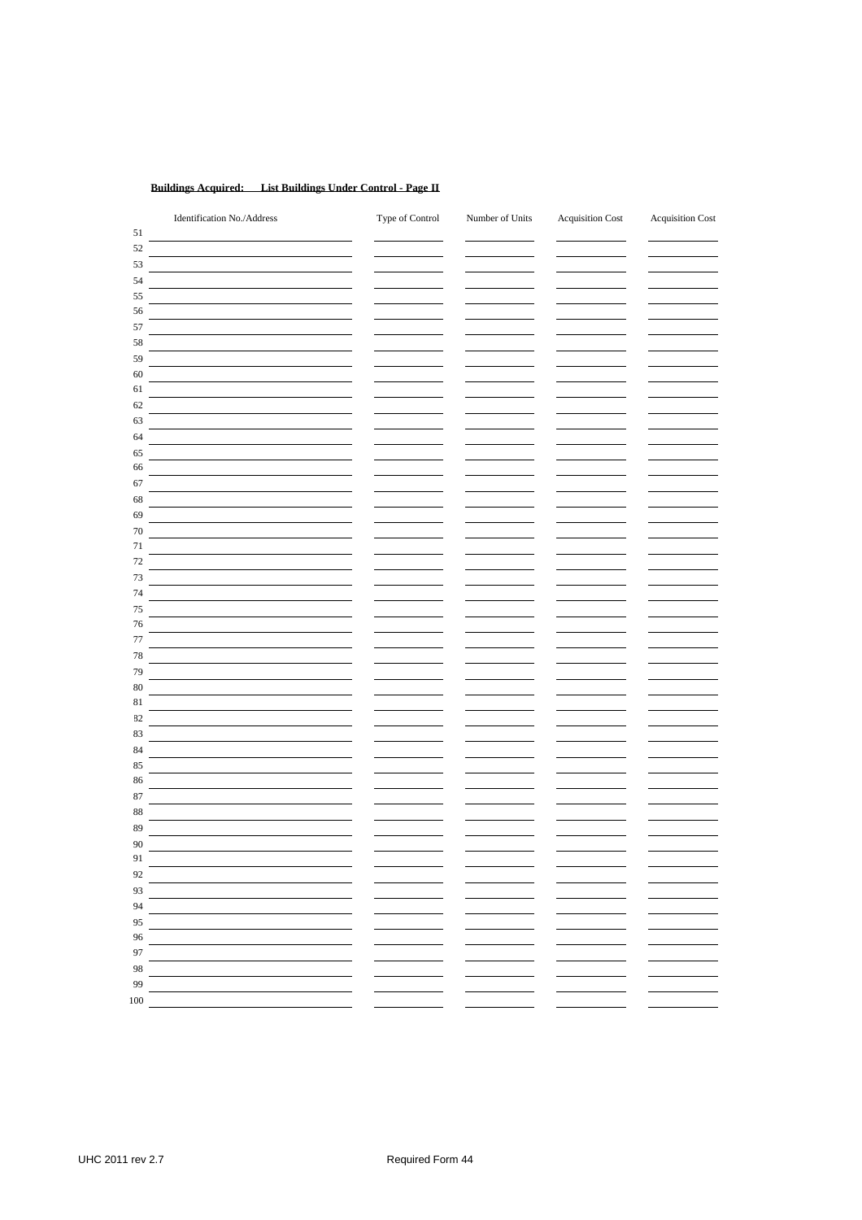**Buildings Acquired: List Buildings Under Control - Page II**

| | Identification No./Address | Type of Control | Number of Units | Acquisition Cost | Acquisition Cost |
|---|---|---|---|---|---|
| 51 | | | | | |
| 52 | | | | | |
| 53 | | | | | |
| 54 | | | | | |
| 55 | | | | | |
| 56 | | | | | |
| 57 | | | | | |
| 58 | | | | | |
| 59 | | | | | |
| 60 | | | | | |
| 61 | | | | | |
| 62 | | | | | |
| 63 | | | | | |
| 64 | | | | | |
| 65 | | | | | |
| 66 | | | | | |
| 67 | | | | | |
| 68 | | | | | |
| 69 | | | | | |
| 70 | | | | | |
| 71 | | | | | |
| 72 | | | | | |
| 73 | | | | | |
| 74 | | | | | |
| 75 | | | | | |
| 76 | | | | | |
| 77 | | | | | |
| 78 | | | | | |
| 79 | | | | | |
| 80 | | | | | |
| 81 | | | | | |
| 82 | | | | | |
| 83 | | | | | |
| 84 | | | | | |
| 85 | | | | | |
| 86 | | | | | |
| 87 | | | | | |
| 88 | | | | | |
| 89 | | | | | |
| 90 | | | | | |
| 91 | | | | | |
| 92 | | | | | |
| 93 | | | | | |
| 94 | | | | | |
| 95 | | | | | |
| 96 | | | | | |
| 97 | | | | | |
| 98 | | | | | |
| 99 | | | | | |
| 100 | | | | | |

UHC 2011 rev 2.7

Required Form 44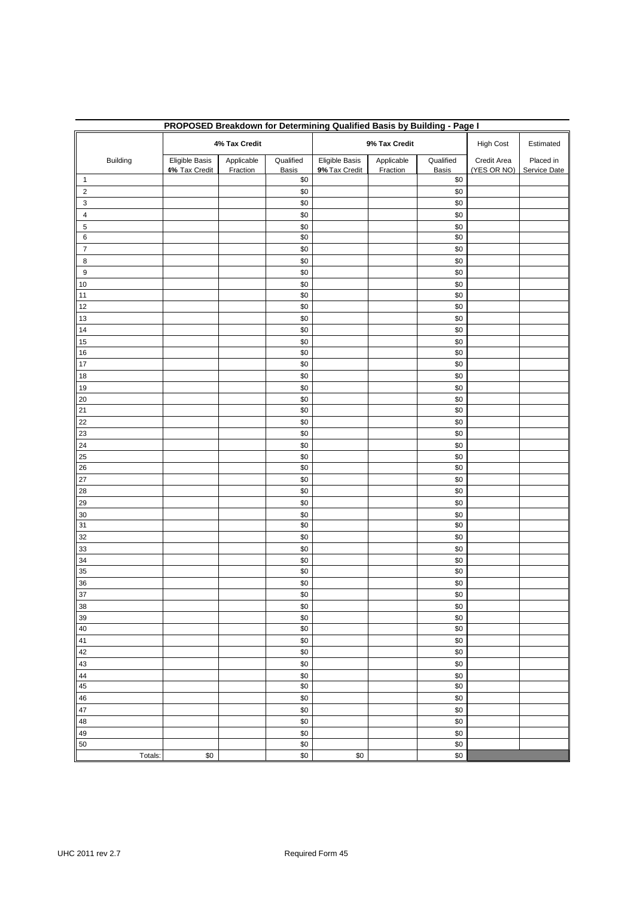## PROPOSED Breakdown for Determining Qualified Basis by Building - Page I

| | 4% Tax Credit | | | 9% Tax Credit | | | High Cost | Estimated |
|---|---|---|---|---|---|---|---|---|
| Building | Eligible Basis **4%** Tax Credit | Applicable Fraction | Qualified Basis | Eligible Basis **9%** Tax Credit | Applicable Fraction | Qualified Basis | Credit Area (YES OR NO) | Placed in Service Date |
| 1 | | | $0 | | | $0 | | |
| 2 | | | $0 | | | $0 | | |
| 3 | | | $0 | | | $0 | | |
| 4 | | | $0 | | | $0 | | |
| 5 | | | $0 | | | $0 | | |
| 6 | | | $0 | | | $0 | | |
| 7 | | | $0 | | | $0 | | |
| 8 | | | $0 | | | $0 | | |
| 9 | | | $0 | | | $0 | | |
| 10 | | | $0 | | | $0 | | |
| 11 | | | $0 | | | $0 | | |
| 12 | | | $0 | | | $0 | | |
| 13 | | | $0 | | | $0 | | |
| 14 | | | $0 | | | $0 | | |
| 15 | | | $0 | | | $0 | | |
| 16 | | | $0 | | | $0 | | |
| 17 | | | $0 | | | $0 | | |
| 18 | | | $0 | | | $0 | | |
| 19 | | | $0 | | | $0 | | |
| 20 | | | $0 | | | $0 | | |
| 21 | | | $0 | | | $0 | | |
| 22 | | | $0 | | | $0 | | |
| 23 | | | $0 | | | $0 | | |
| 24 | | | $0 | | | $0 | | |
| 25 | | | $0 | | | $0 | | |
| 26 | | | $0 | | | $0 | | |
| 27 | | | $0 | | | $0 | | |
| 28 | | | $0 | | | $0 | | |
| 29 | | | $0 | | | $0 | | |
| 30 | | | $0 | | | $0 | | |
| 31 | | | $0 | | | $0 | | |
| 32 | | | $0 | | | $0 | | |
| 33 | | | $0 | | | $0 | | |
| 34 | | | $0 | | | $0 | | |
| 35 | | | $0 | | | $0 | | |
| 36 | | | $0 | | | $0 | | |
| 37 | | | $0 | | | $0 | | |
| 38 | | | $0 | | | $0 | | |
| 39 | | | $0 | | | $0 | | |
| 40 | | | $0 | | | $0 | | |
| 41 | | | $0 | | | $0 | | |
| 42 | | | $0 | | | $0 | | |
| 43 | | | $0 | | | $0 | | |
| 44 | | | $0 | | | $0 | | |
| 45 | | | $0 | | | $0 | | |
| 46 | | | $0 | | | $0 | | |
| 47 | | | $0 | | | $0 | | |
| 48 | | | $0 | | | $0 | | |
| 49 | | | $0 | | | $0 | | |
| 50 | | | $0 | | | $0 | | |
| Totals: | $0 | | $0 | $0 | | $0 | | |

UHC 2011 rev 2.7 Required Form 45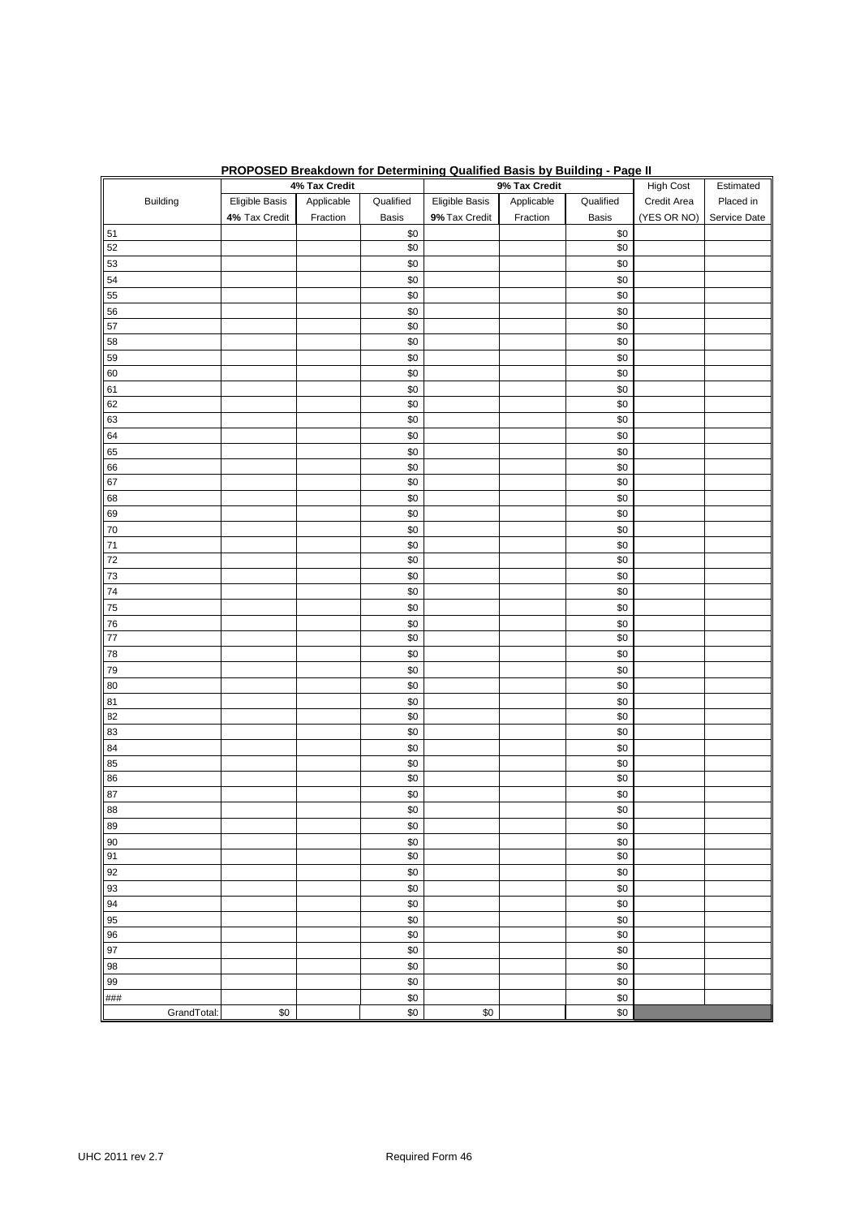**PROPOSED Breakdown for Determining Qualified Basis by Building - Page II**

| | 4% Tax Credit | | | 9% Tax Credit | | | High Cost | Estimated |
|---|---|---|---|---|---|---|---|---|
| Building | Eligible Basis **4%** Tax Credit | Applicable Fraction | Qualified Basis | Eligible Basis **9%** Tax Credit | Applicable Fraction | Qualified Basis | Credit Area (YES OR NO) | Placed in Service Date |
| 51 | | | $0 | | | $0 | | |
| 52 | | | $0 | | | $0 | | |
| 53 | | | $0 | | | $0 | | |
| 54 | | | $0 | | | $0 | | |
| 55 | | | $0 | | | $0 | | |
| 56 | | | $0 | | | $0 | | |
| 57 | | | $0 | | | $0 | | |
| 58 | | | $0 | | | $0 | | |
| 59 | | | $0 | | | $0 | | |
| 60 | | | $0 | | | $0 | | |
| 61 | | | $0 | | | $0 | | |
| 62 | | | $0 | | | $0 | | |
| 63 | | | $0 | | | $0 | | |
| 64 | | | $0 | | | $0 | | |
| 65 | | | $0 | | | $0 | | |
| 66 | | | $0 | | | $0 | | |
| 67 | | | $0 | | | $0 | | |
| 68 | | | $0 | | | $0 | | |
| 69 | | | $0 | | | $0 | | |
| 70 | | | $0 | | | $0 | | |
| 71 | | | $0 | | | $0 | | |
| 72 | | | $0 | | | $0 | | |
| 73 | | | $0 | | | $0 | | |
| 74 | | | $0 | | | $0 | | |
| 75 | | | $0 | | | $0 | | |
| 76 | | | $0 | | | $0 | | |
| 77 | | | $0 | | | $0 | | |
| 78 | | | $0 | | | $0 | | |
| 79 | | | $0 | | | $0 | | |
| 80 | | | $0 | | | $0 | | |
| 81 | | | $0 | | | $0 | | |
| 82 | | | $0 | | | $0 | | |
| 83 | | | $0 | | | $0 | | |
| 84 | | | $0 | | | $0 | | |
| 85 | | | $0 | | | $0 | | |
| 86 | | | $0 | | | $0 | | |
| 87 | | | $0 | | | $0 | | |
| 88 | | | $0 | | | $0 | | |
| 89 | | | $0 | | | $0 | | |
| 90 | | | $0 | | | $0 | | |
| 91 | | | $0 | | | $0 | | |
| 92 | | | $0 | | | $0 | | |
| 93 | | | $0 | | | $0 | | |
| 94 | | | $0 | | | $0 | | |
| 95 | | | $0 | | | $0 | | |
| 96 | | | $0 | | | $0 | | |
| 97 | | | $0 | | | $0 | | |
| 98 | | | $0 | | | $0 | | |
| 99 | | | $0 | | | $0 | | |
| ### | | | $0 | | | $0 | | |
| GrandTotal: | $0 | | $0 | $0 | | $0 | | |

UHC 2011 rev 2.7 Required Form 46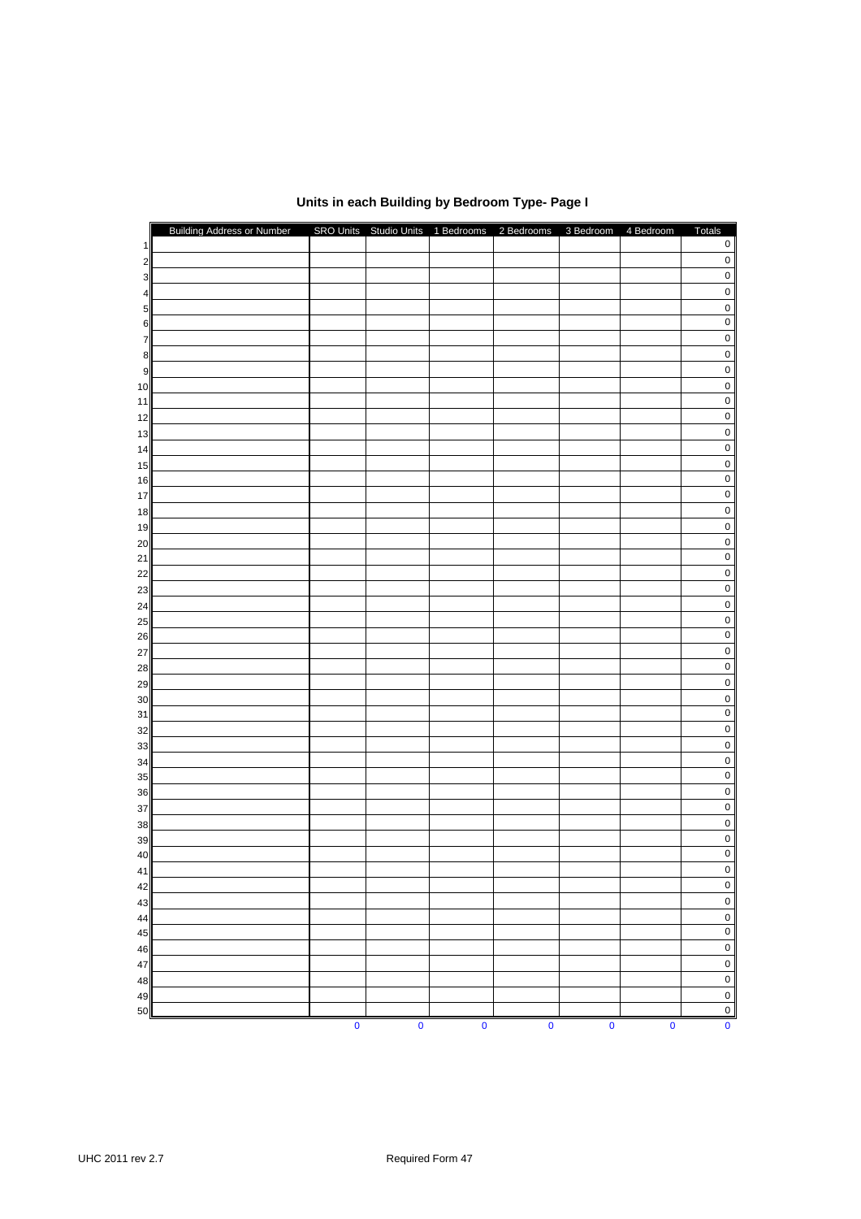# Units in each Building by Bedroom Type- Page I

| | Building Address or Number | SRO Units | Studio Units | 1 Bedrooms | 2 Bedrooms | 3 Bedroom | 4 Bedroom | Totals |
|---|---|---|---|---|---|---|---|---|
| 1 | | | | | | | | 0 |
| 2 | | | | | | | | 0 |
| 3 | | | | | | | | 0 |
| 4 | | | | | | | | 0 |
| 5 | | | | | | | | 0 |
| 6 | | | | | | | | 0 |
| 7 | | | | | | | | 0 |
| 8 | | | | | | | | 0 |
| 9 | | | | | | | | 0 |
| 10 | | | | | | | | 0 |
| 11 | | | | | | | | 0 |
| 12 | | | | | | | | 0 |
| 13 | | | | | | | | 0 |
| 14 | | | | | | | | 0 |
| 15 | | | | | | | | 0 |
| 16 | | | | | | | | 0 |
| 17 | | | | | | | | 0 |
| 18 | | | | | | | | 0 |
| 19 | | | | | | | | 0 |
| 20 | | | | | | | | 0 |
| 21 | | | | | | | | 0 |
| 22 | | | | | | | | 0 |
| 23 | | | | | | | | 0 |
| 24 | | | | | | | | 0 |
| 25 | | | | | | | | 0 |
| 26 | | | | | | | | 0 |
| 27 | | | | | | | | 0 |
| 28 | | | | | | | | 0 |
| 29 | | | | | | | | 0 |
| 30 | | | | | | | | 0 |
| 31 | | | | | | | | 0 |
| 32 | | | | | | | | 0 |
| 33 | | | | | | | | 0 |
| 34 | | | | | | | | 0 |
| 35 | | | | | | | | 0 |
| 36 | | | | | | | | 0 |
| 37 | | | | | | | | 0 |
| 38 | | | | | | | | 0 |
| 39 | | | | | | | | 0 |
| 40 | | | | | | | | 0 |
| 41 | | | | | | | | 0 |
| 42 | | | | | | | | 0 |
| 43 | | | | | | | | 0 |
| 44 | | | | | | | | 0 |
| 45 | | | | | | | | 0 |
| 46 | | | | | | | | 0 |
| 47 | | | | | | | | 0 |
| 48 | | | | | | | | 0 |
| 49 | | | | | | | | 0 |
| 50 | | | | | | | | 0 |
| | | 0 | 0 | 0 | 0 | 0 | 0 | 0 |

UHC 2011 rev 2.7

Required Form 47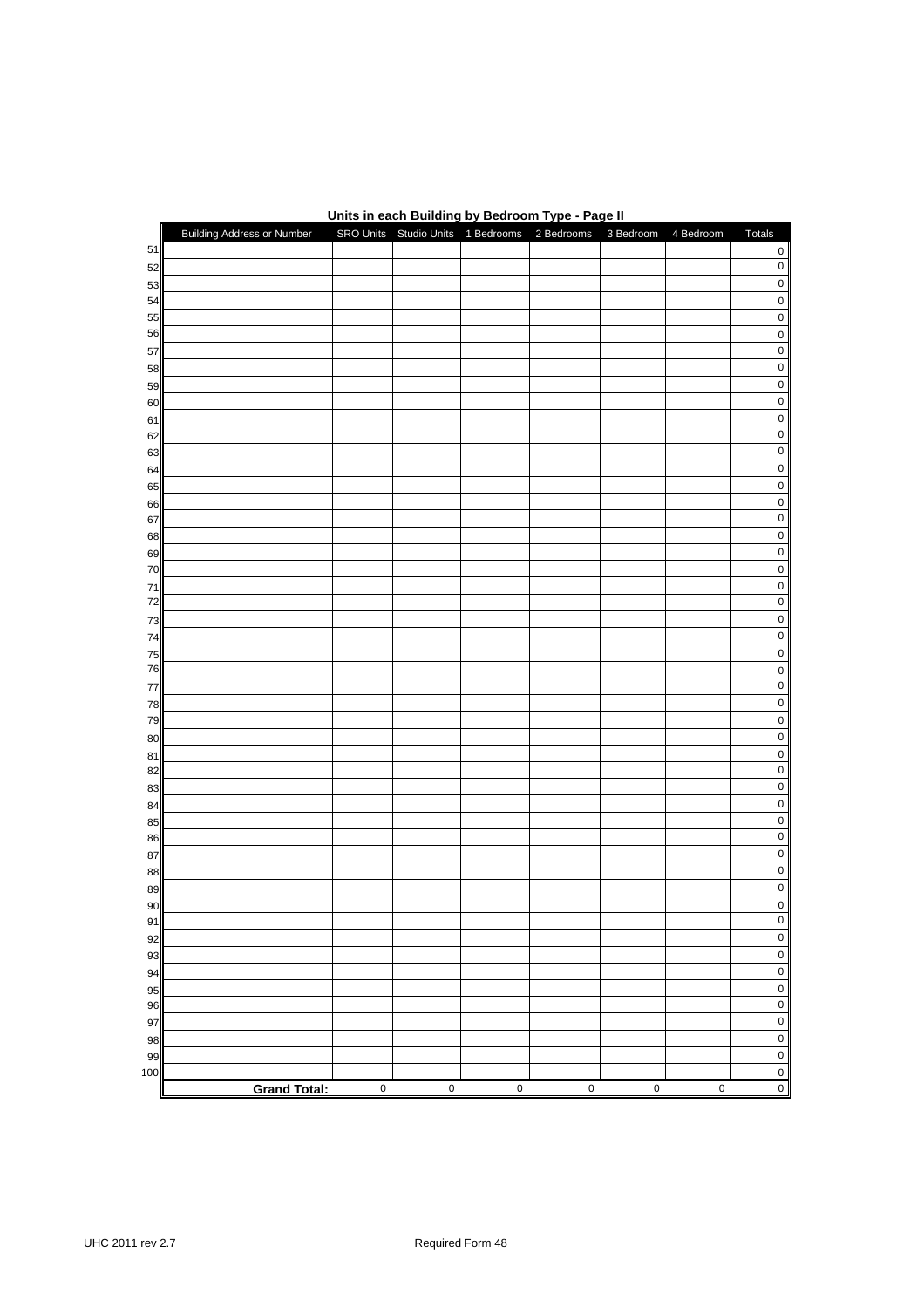**Units in each Building by Bedroom Type - Page II**

| | Building Address or Number | SRO Units | Studio Units | 1 Bedrooms | 2 Bedrooms | 3 Bedroom | 4 Bedroom | Totals |
|---|---|---|---|---|---|---|---|---|
| 51 | | | | | | | | 0 |
| 52 | | | | | | | | 0 |
| 53 | | | | | | | | 0 |
| 54 | | | | | | | | 0 |
| 55 | | | | | | | | 0 |
| 56 | | | | | | | | 0 |
| 57 | | | | | | | | 0 |
| 58 | | | | | | | | 0 |
| 59 | | | | | | | | 0 |
| 60 | | | | | | | | 0 |
| 61 | | | | | | | | 0 |
| 62 | | | | | | | | 0 |
| 63 | | | | | | | | 0 |
| 64 | | | | | | | | 0 |
| 65 | | | | | | | | 0 |
| 66 | | | | | | | | 0 |
| 67 | | | | | | | | 0 |
| 68 | | | | | | | | 0 |
| 69 | | | | | | | | 0 |
| 70 | | | | | | | | 0 |
| 71 | | | | | | | | 0 |
| 72 | | | | | | | | 0 |
| 73 | | | | | | | | 0 |
| 74 | | | | | | | | 0 |
| 75 | | | | | | | | 0 |
| 76 | | | | | | | | 0 |
| 77 | | | | | | | | 0 |
| 78 | | | | | | | | 0 |
| 79 | | | | | | | | 0 |
| 80 | | | | | | | | 0 |
| 81 | | | | | | | | 0 |
| 82 | | | | | | | | 0 |
| 83 | | | | | | | | 0 |
| 84 | | | | | | | | 0 |
| 85 | | | | | | | | 0 |
| 86 | | | | | | | | 0 |
| 87 | | | | | | | | 0 |
| 88 | | | | | | | | 0 |
| 89 | | | | | | | | 0 |
| 90 | | | | | | | | 0 |
| 91 | | | | | | | | 0 |
| 92 | | | | | | | | 0 |
| 93 | | | | | | | | 0 |
| 94 | | | | | | | | 0 |
| 95 | | | | | | | | 0 |
| 96 | | | | | | | | 0 |
| 97 | | | | | | | | 0 |
| 98 | | | | | | | | 0 |
| 99 | | | | | | | | 0 |
| 100 | | | | | | | | 0 |
| | **Grand Total:** | 0 | 0 | 0 | 0 | 0 | 0 | 0 |

UHC 2011 rev 2.7 Required Form 48